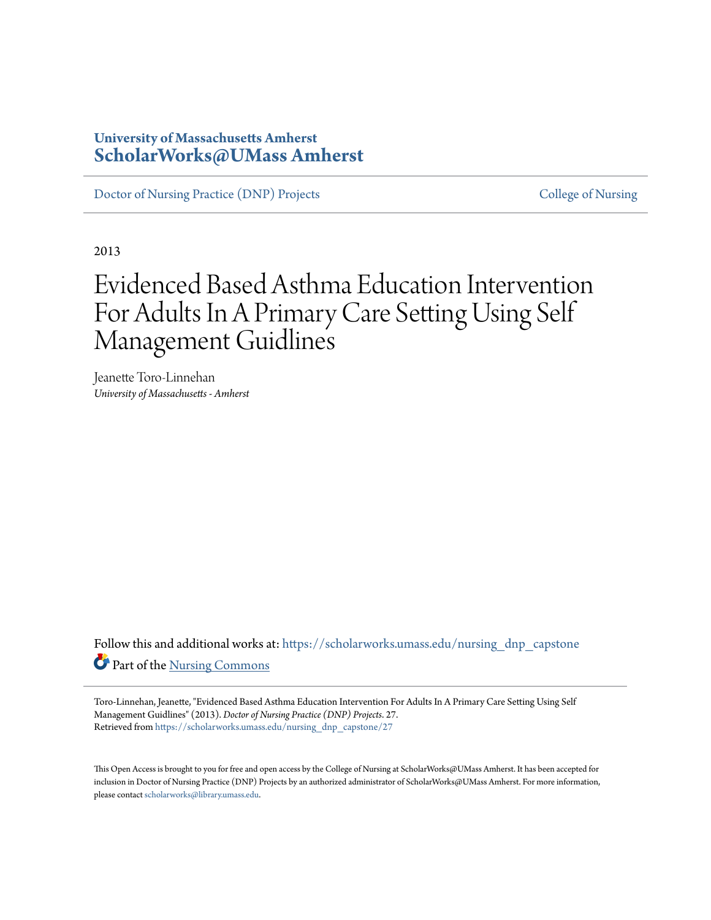University of Massachusetts Amherst
**ScholarWorks@UMass Amherst**

Doctor of Nursing Practice (DNP) Projects | College of Nursing

2013

# Evidenced Based Asthma Education Intervention For Adults In A Primary Care Setting Using Self Management Guidlines

Jeanette Toro-Linnehan
*University of Massachusetts - Amherst*

Follow this and additional works at: https://scholarworks.umass.edu/nursing_dnp_capstone

Part of the Nursing Commons

Toro-Linnehan, Jeanette, "Evidenced Based Asthma Education Intervention For Adults In A Primary Care Setting Using Self Management Guidlines" (2013). *Doctor of Nursing Practice (DNP) Projects*. 27.
Retrieved from https://scholarworks.umass.edu/nursing_dnp_capstone/27

This Open Access is brought to you for free and open access by the College of Nursing at ScholarWorks@UMass Amherst. It has been accepted for inclusion in Doctor of Nursing Practice (DNP) Projects by an authorized administrator of ScholarWorks@UMass Amherst. For more information, please contact scholarworks@library.umass.edu.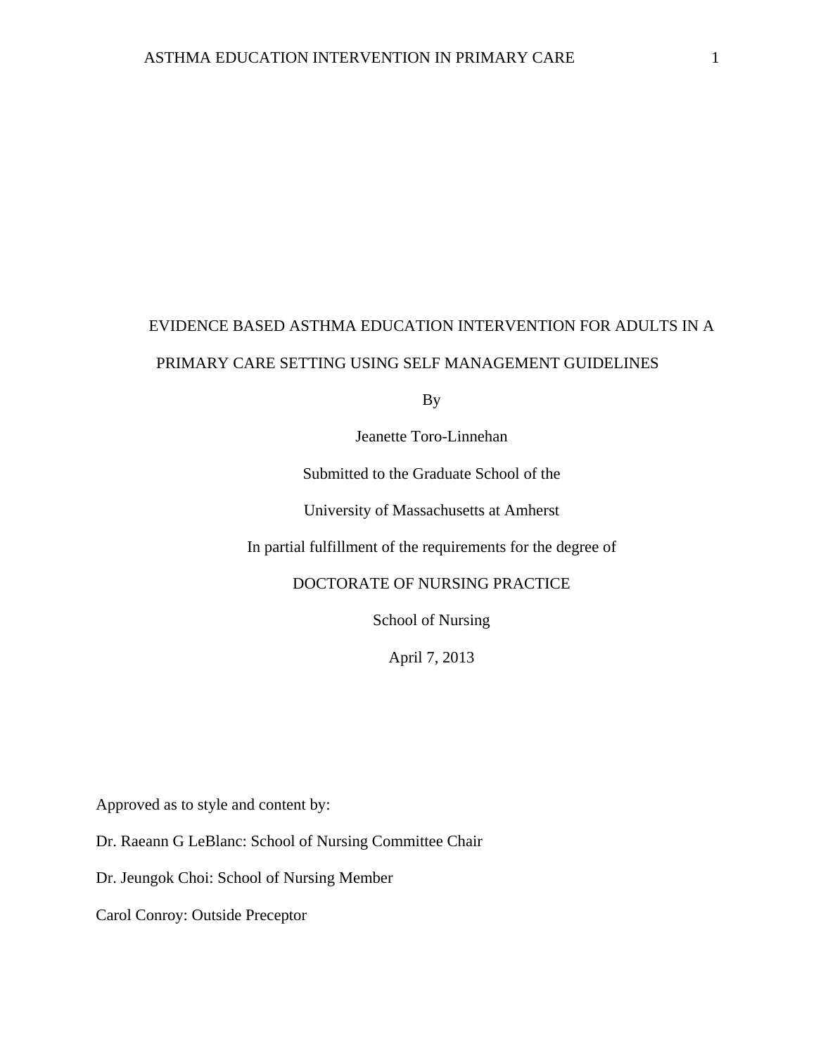# EVIDENCE BASED ASTHMA EDUCATION INTERVENTION FOR ADULTS IN A PRIMARY CARE SETTING USING SELF MANAGEMENT GUIDELINES

By

Jeanette Toro-Linnehan

Submitted to the Graduate School of the

University of Massachusetts at Amherst

In partial fulfillment of the requirements for the degree of

DOCTORATE OF NURSING PRACTICE

School of Nursing

April 7, 2013

Approved as to style and content by:

Dr. Raeann G LeBlanc: School of Nursing Committee Chair

Dr. Jeungok Choi: School of Nursing Member

Carol Conroy: Outside Preceptor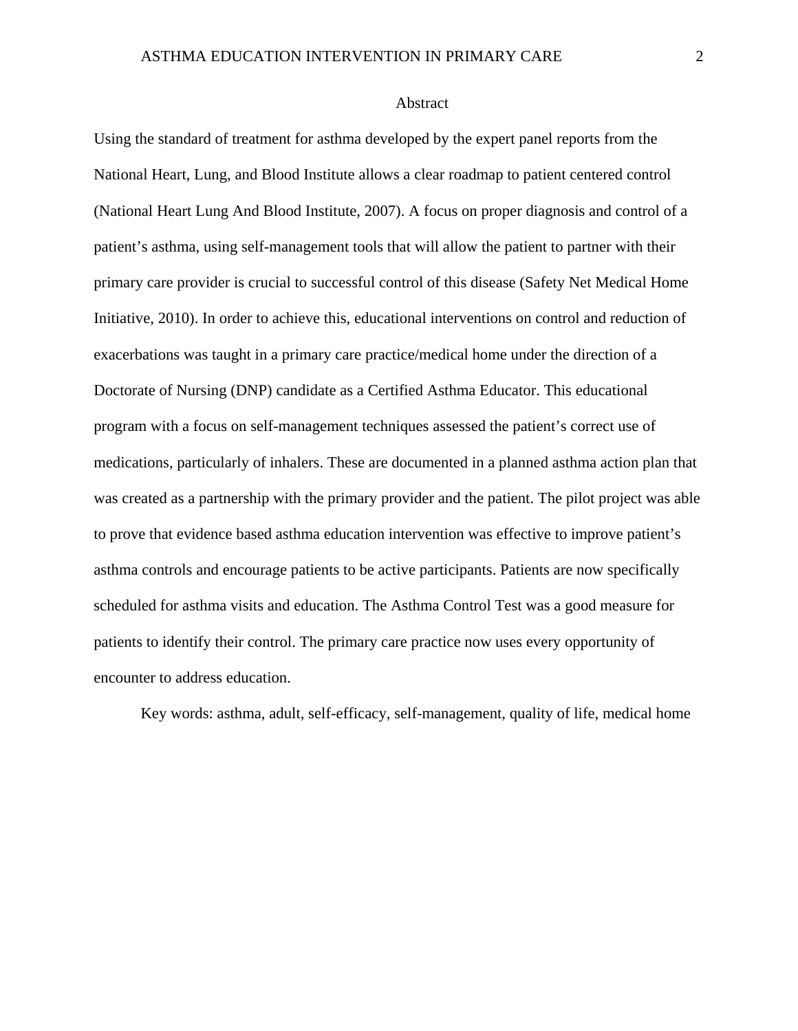# Abstract

Using the standard of treatment for asthma developed by the expert panel reports from the National Heart, Lung, and Blood Institute allows a clear roadmap to patient centered control (National Heart Lung And Blood Institute, 2007). A focus on proper diagnosis and control of a patient's asthma, using self-management tools that will allow the patient to partner with their primary care provider is crucial to successful control of this disease (Safety Net Medical Home Initiative, 2010). In order to achieve this, educational interventions on control and reduction of exacerbations was taught in a primary care practice/medical home under the direction of a Doctorate of Nursing (DNP) candidate as a Certified Asthma Educator. This educational program with a focus on self-management techniques assessed the patient's correct use of medications, particularly of inhalers. These are documented in a planned asthma action plan that was created as a partnership with the primary provider and the patient. The pilot project was able to prove that evidence based asthma education intervention was effective to improve patient's asthma controls and encourage patients to be active participants. Patients are now specifically scheduled for asthma visits and education. The Asthma Control Test was a good measure for patients to identify their control. The primary care practice now uses every opportunity of encounter to address education.

Key words: asthma, adult, self-efficacy, self-management, quality of life, medical home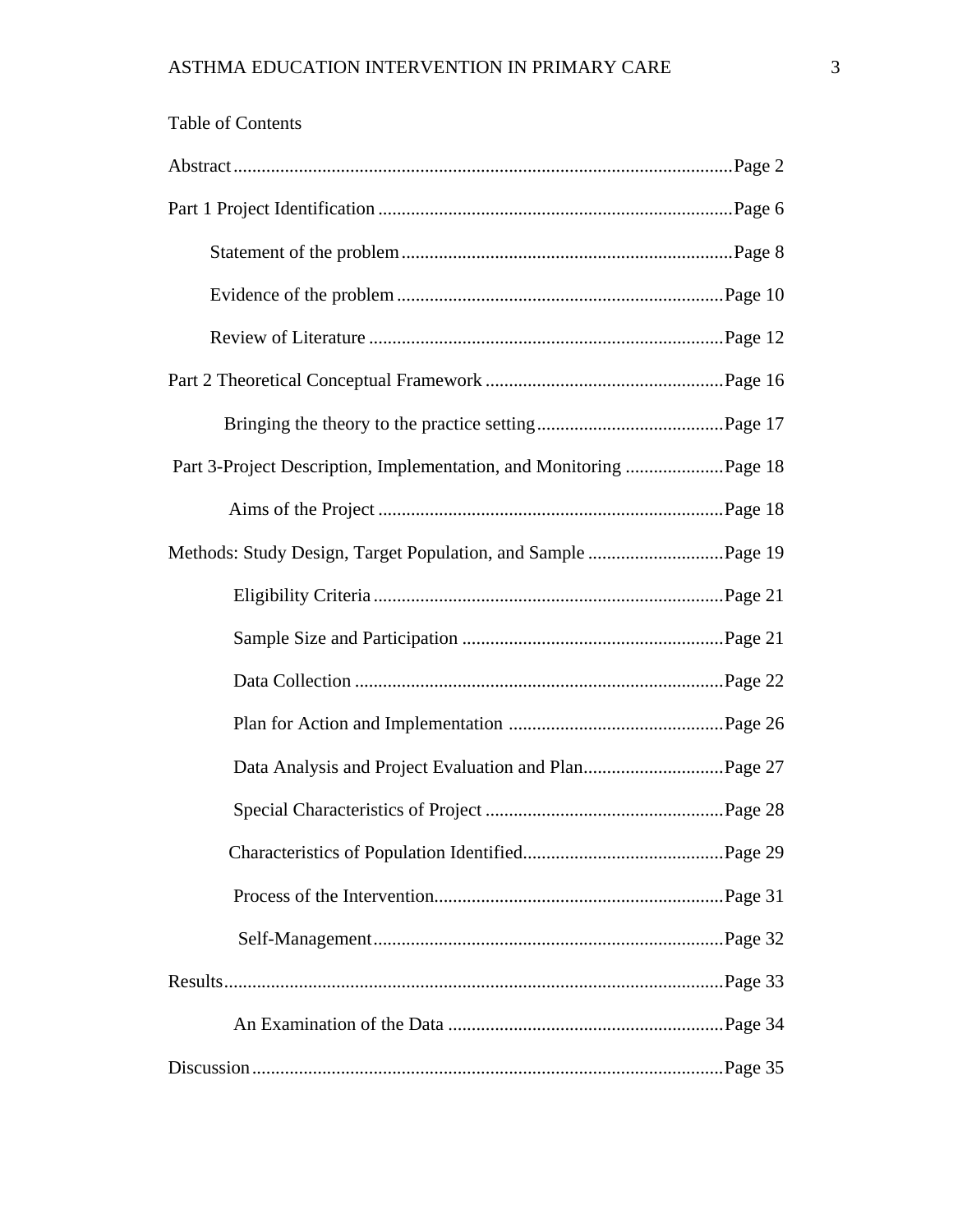Table of Contents

Abstract....................................................................................................Page 2

Part 1 Project Identification ....................................................................Page 6

- Statement of the problem ....................................................................Page 8
- Evidence of the problem .....................................................................Page 10
- Review of Literature ..........................................................................Page 12

Part 2 Theoretical Conceptual Framework ...............................................Page 16

- Bringing the theory to the practice setting........................................Page 17

Part 3-Project Description, Implementation, and Monitoring ....................Page 18

- Aims of the Project .........................................................................Page 18

Methods: Study Design, Target Population, and Sample ...........................Page 19

- Eligibility Criteria ..........................................................................Page 21
- Sample Size and Participation ..........................................................Page 21
- Data Collection ..............................................................................Page 22
- Plan for Action and Implementation ................................................Page 26
- Data Analysis and Project Evaluation and Plan.................................Page 27
- Special Characteristics of Project ....................................................Page 28
- Characteristics of Population Identified............................................Page 29
- Process of the Intervention..............................................................Page 31
- Self-Management............................................................................Page 32

Results.....................................................................................................Page 33

- An Examination of the Data ............................................................Page 34

Discussion................................................................................................Page 35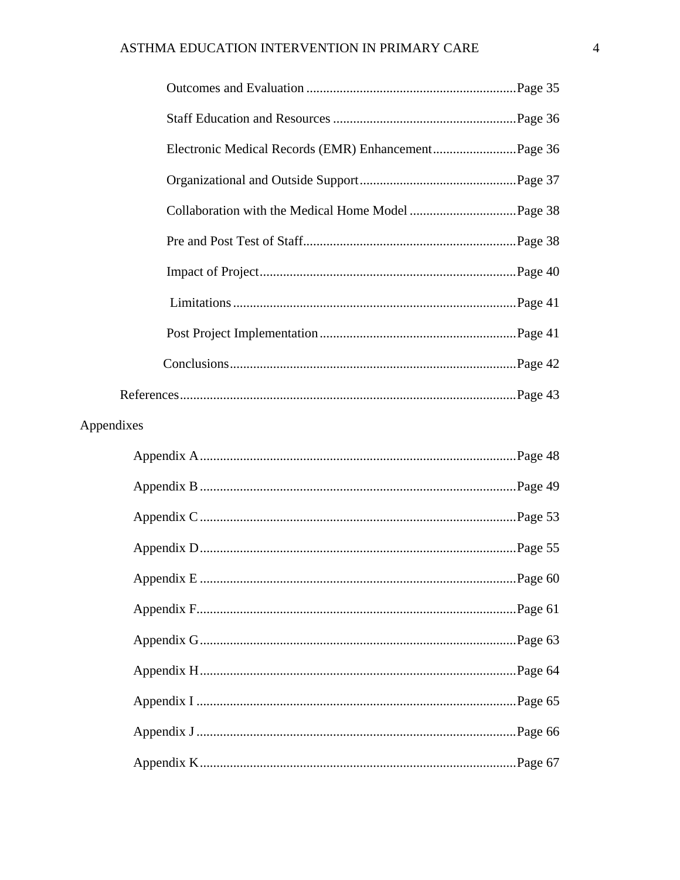Outcomes and Evaluation ............................................................... Page 35

Staff Education and Resources ....................................................... Page 36

Electronic Medical Records (EMR) Enhancement ......................... Page 36

Organizational and Outside Support ............................................... Page 37

Collaboration with the Medical Home Model ................................ Page 38

Pre and Post Test of Staff ................................................................ Page 38

Impact of Project ............................................................................. Page 40

Limitations ..................................................................................... Page 41

Post Project Implementation ........................................................... Page 41

Conclusions ...................................................................................... Page 42

References ........................................................................................... Page 43

Appendixes

Appendix A ........................................................................................ Page 48

Appendix B ........................................................................................ Page 49

Appendix C ........................................................................................ Page 53

Appendix D ........................................................................................ Page 55

Appendix E ........................................................................................ Page 60

Appendix F ........................................................................................ Page 61

Appendix G ........................................................................................ Page 63

Appendix H ........................................................................................ Page 64

Appendix I ......................................................................................... Page 65

Appendix J ......................................................................................... Page 66

Appendix K ........................................................................................ Page 67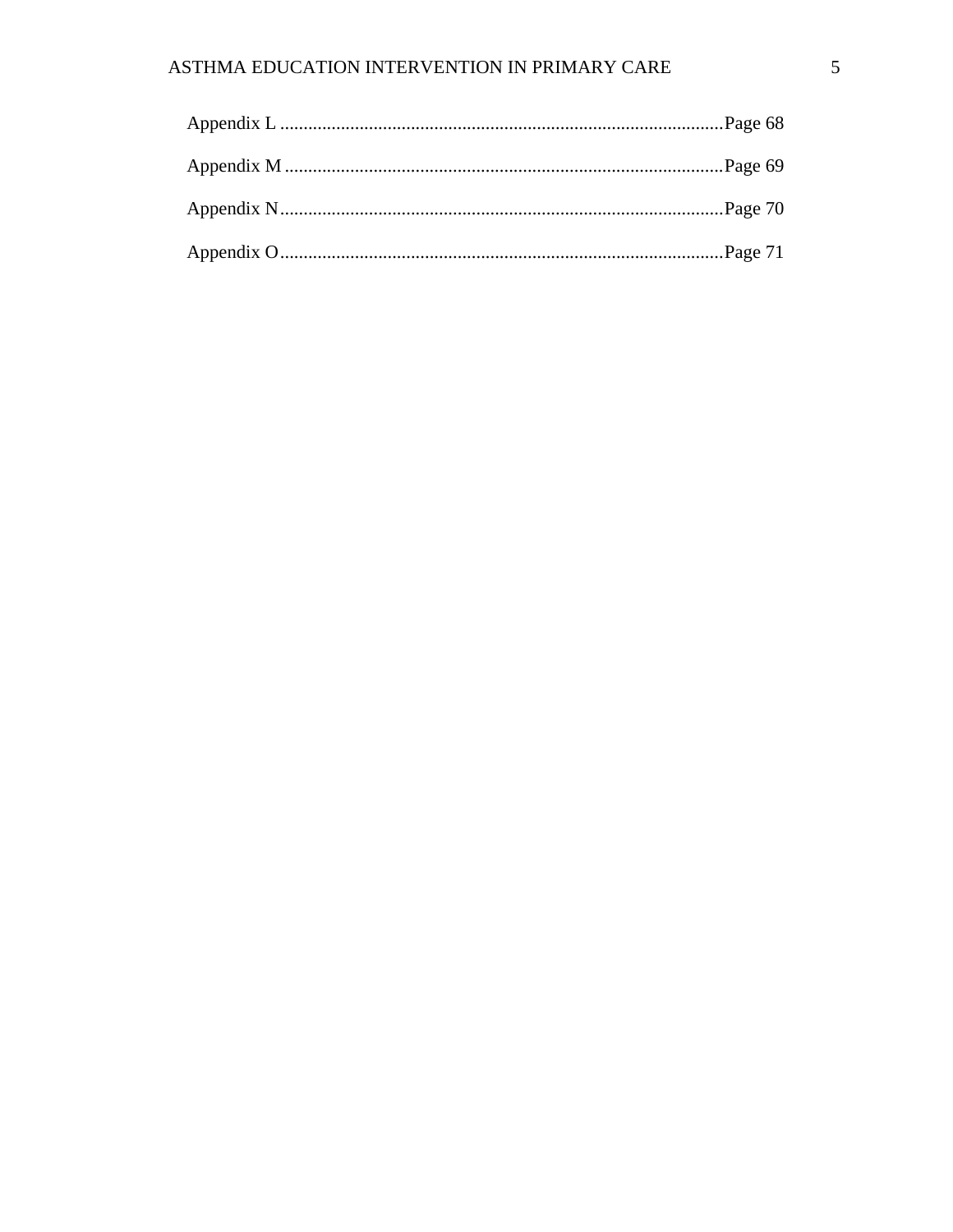Appendix L ............................................................................................Page 68

Appendix M ...........................................................................................Page 69

Appendix N............................................................................................Page 70

Appendix O............................................................................................Page 71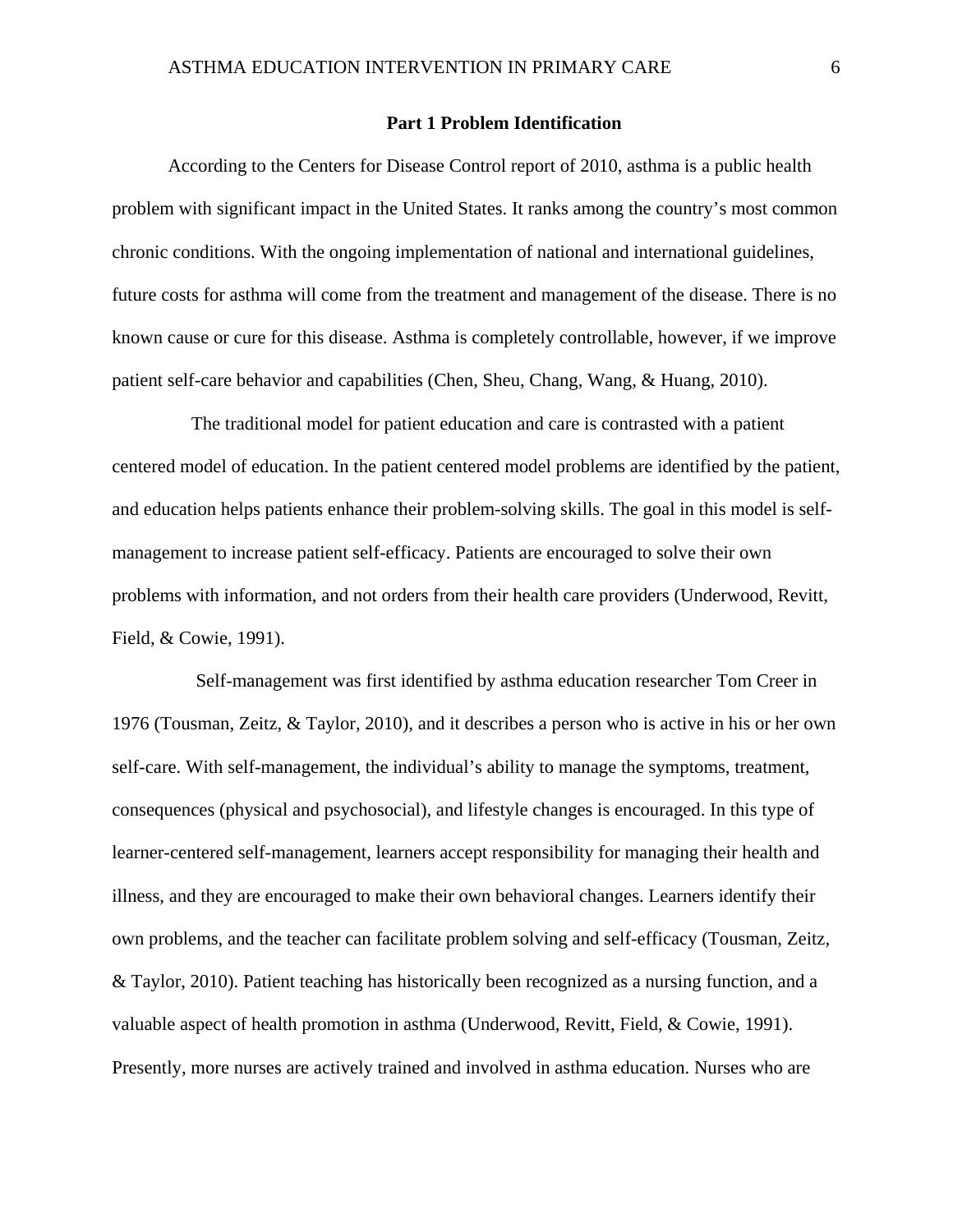## Part 1 Problem Identification

According to the Centers for Disease Control report of 2010, asthma is a public health problem with significant impact in the United States. It ranks among the country's most common chronic conditions. With the ongoing implementation of national and international guidelines, future costs for asthma will come from the treatment and management of the disease. There is no known cause or cure for this disease. Asthma is completely controllable, however, if we improve patient self-care behavior and capabilities (Chen, Sheu, Chang, Wang, & Huang, 2010).

The traditional model for patient education and care is contrasted with a patient centered model of education. In the patient centered model problems are identified by the patient, and education helps patients enhance their problem-solving skills. The goal in this model is self-management to increase patient self-efficacy. Patients are encouraged to solve their own problems with information, and not orders from their health care providers (Underwood, Revitt, Field, & Cowie, 1991).

Self-management was first identified by asthma education researcher Tom Creer in 1976 (Tousman, Zeitz, & Taylor, 2010), and it describes a person who is active in his or her own self-care. With self-management, the individual's ability to manage the symptoms, treatment, consequences (physical and psychosocial), and lifestyle changes is encouraged. In this type of learner-centered self-management, learners accept responsibility for managing their health and illness, and they are encouraged to make their own behavioral changes. Learners identify their own problems, and the teacher can facilitate problem solving and self-efficacy (Tousman, Zeitz, & Taylor, 2010). Patient teaching has historically been recognized as a nursing function, and a valuable aspect of health promotion in asthma (Underwood, Revitt, Field, & Cowie, 1991). Presently, more nurses are actively trained and involved in asthma education. Nurses who are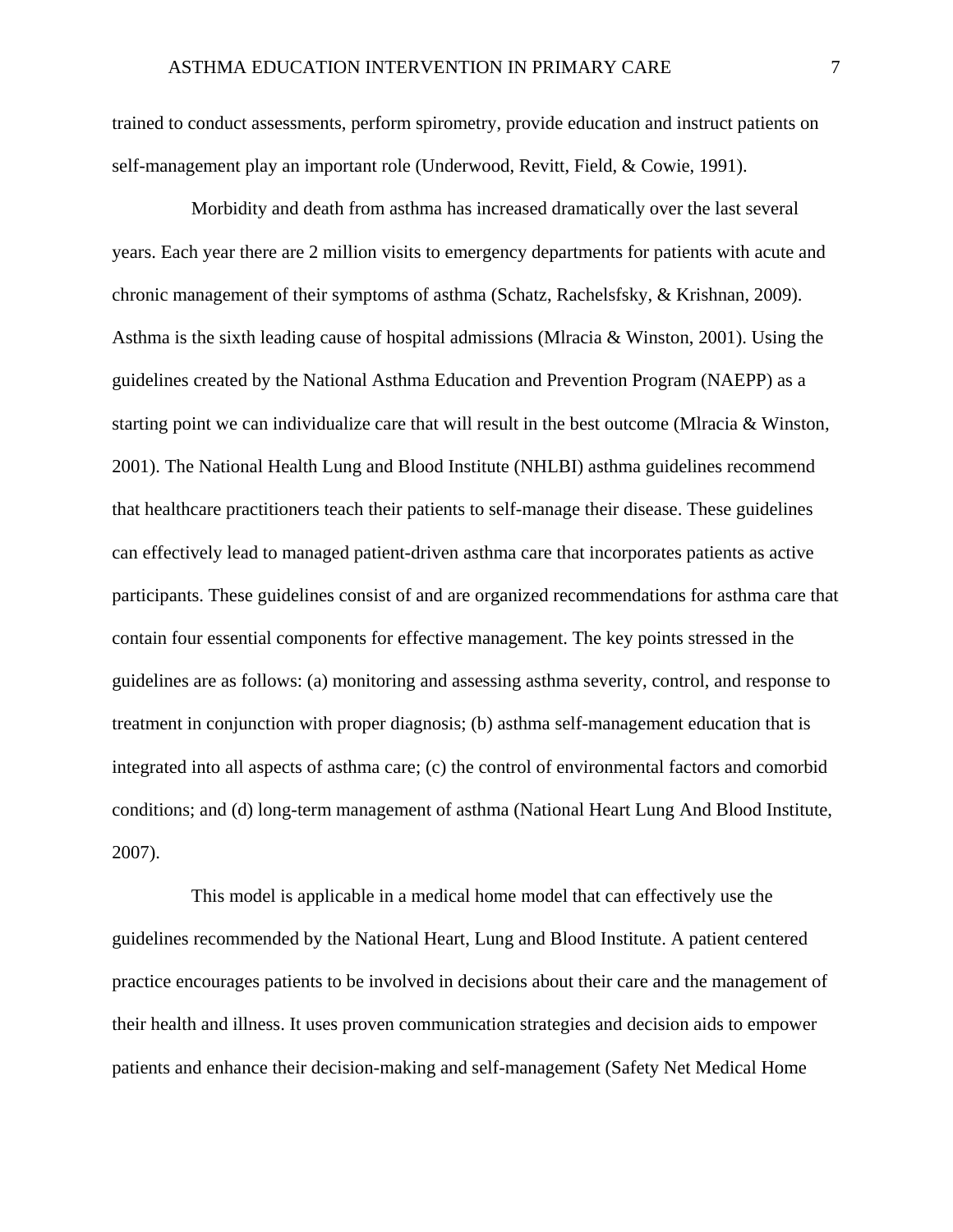trained to conduct assessments, perform spirometry, provide education and instruct patients on self-management play an important role (Underwood, Revitt, Field, & Cowie, 1991).

Morbidity and death from asthma has increased dramatically over the last several years. Each year there are 2 million visits to emergency departments for patients with acute and chronic management of their symptoms of asthma (Schatz, Rachelsfsky, & Krishnan, 2009). Asthma is the sixth leading cause of hospital admissions (Mlracia & Winston, 2001). Using the guidelines created by the National Asthma Education and Prevention Program (NAEPP) as a starting point we can individualize care that will result in the best outcome (Mlracia & Winston, 2001). The National Health Lung and Blood Institute (NHLBI) asthma guidelines recommend that healthcare practitioners teach their patients to self-manage their disease. These guidelines can effectively lead to managed patient-driven asthma care that incorporates patients as active participants. These guidelines consist of and are organized recommendations for asthma care that contain four essential components for effective management. The key points stressed in the guidelines are as follows: (a) monitoring and assessing asthma severity, control, and response to treatment in conjunction with proper diagnosis; (b) asthma self-management education that is integrated into all aspects of asthma care; (c) the control of environmental factors and comorbid conditions; and (d) long-term management of asthma (National Heart Lung And Blood Institute, 2007).

This model is applicable in a medical home model that can effectively use the guidelines recommended by the National Heart, Lung and Blood Institute. A patient centered practice encourages patients to be involved in decisions about their care and the management of their health and illness. It uses proven communication strategies and decision aids to empower patients and enhance their decision-making and self-management (Safety Net Medical Home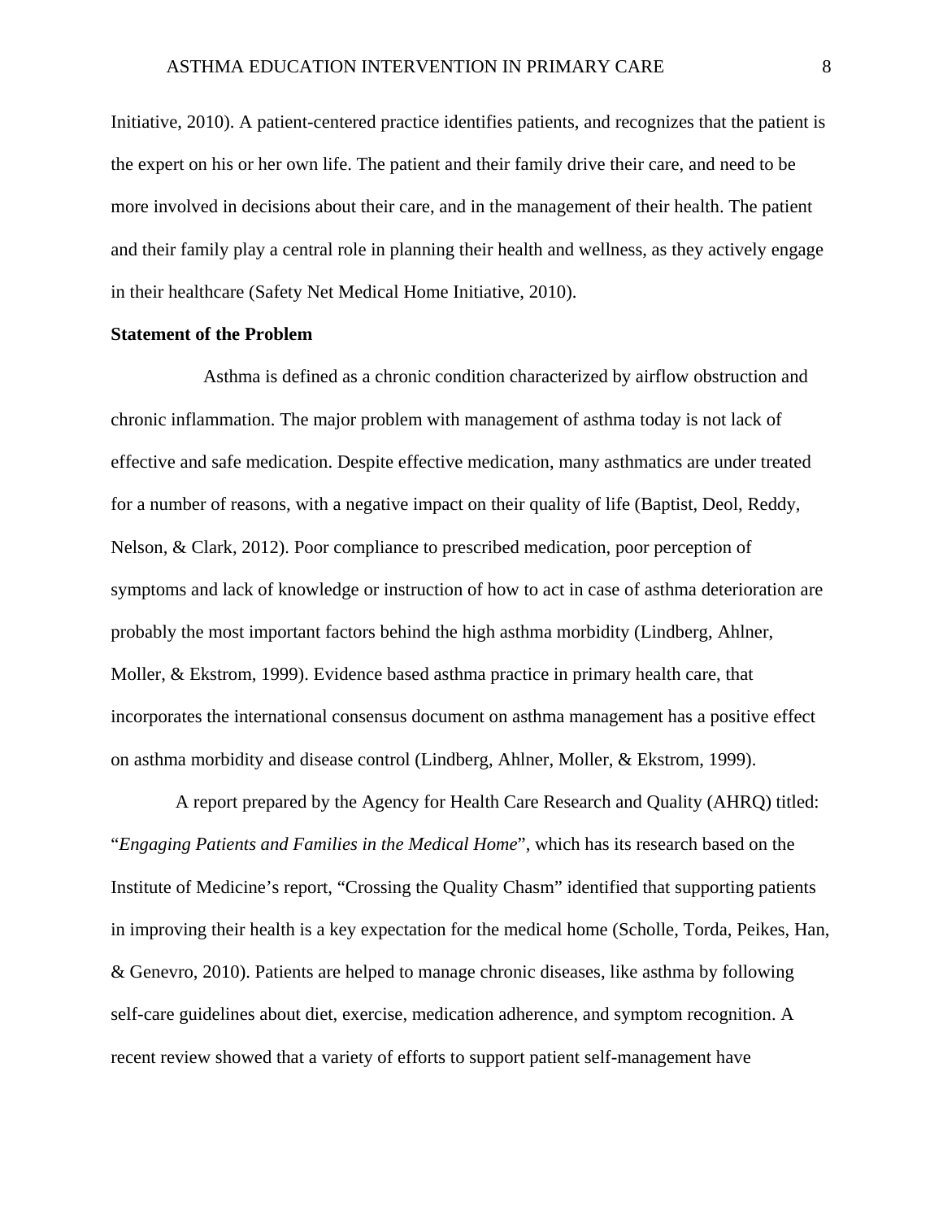Initiative, 2010). A patient-centered practice identifies patients, and recognizes that the patient is the expert on his or her own life. The patient and their family drive their care, and need to be more involved in decisions about their care, and in the management of their health. The patient and their family play a central role in planning their health and wellness, as they actively engage in their healthcare (Safety Net Medical Home Initiative, 2010).

**Statement of the Problem**

Asthma is defined as a chronic condition characterized by airflow obstruction and chronic inflammation. The major problem with management of asthma today is not lack of effective and safe medication. Despite effective medication, many asthmatics are under treated for a number of reasons, with a negative impact on their quality of life (Baptist, Deol, Reddy, Nelson, & Clark, 2012). Poor compliance to prescribed medication, poor perception of symptoms and lack of knowledge or instruction of how to act in case of asthma deterioration are probably the most important factors behind the high asthma morbidity (Lindberg, Ahlner, Moller, & Ekstrom, 1999). Evidence based asthma practice in primary health care, that incorporates the international consensus document on asthma management has a positive effect on asthma morbidity and disease control (Lindberg, Ahlner, Moller, & Ekstrom, 1999).

A report prepared by the Agency for Health Care Research and Quality (AHRQ) titled: "*Engaging Patients and Families in the Medical Home*", which has its research based on the Institute of Medicine's report, "Crossing the Quality Chasm" identified that supporting patients in improving their health is a key expectation for the medical home (Scholle, Torda, Peikes, Han, & Genevro, 2010). Patients are helped to manage chronic diseases, like asthma by following self-care guidelines about diet, exercise, medication adherence, and symptom recognition. A recent review showed that a variety of efforts to support patient self-management have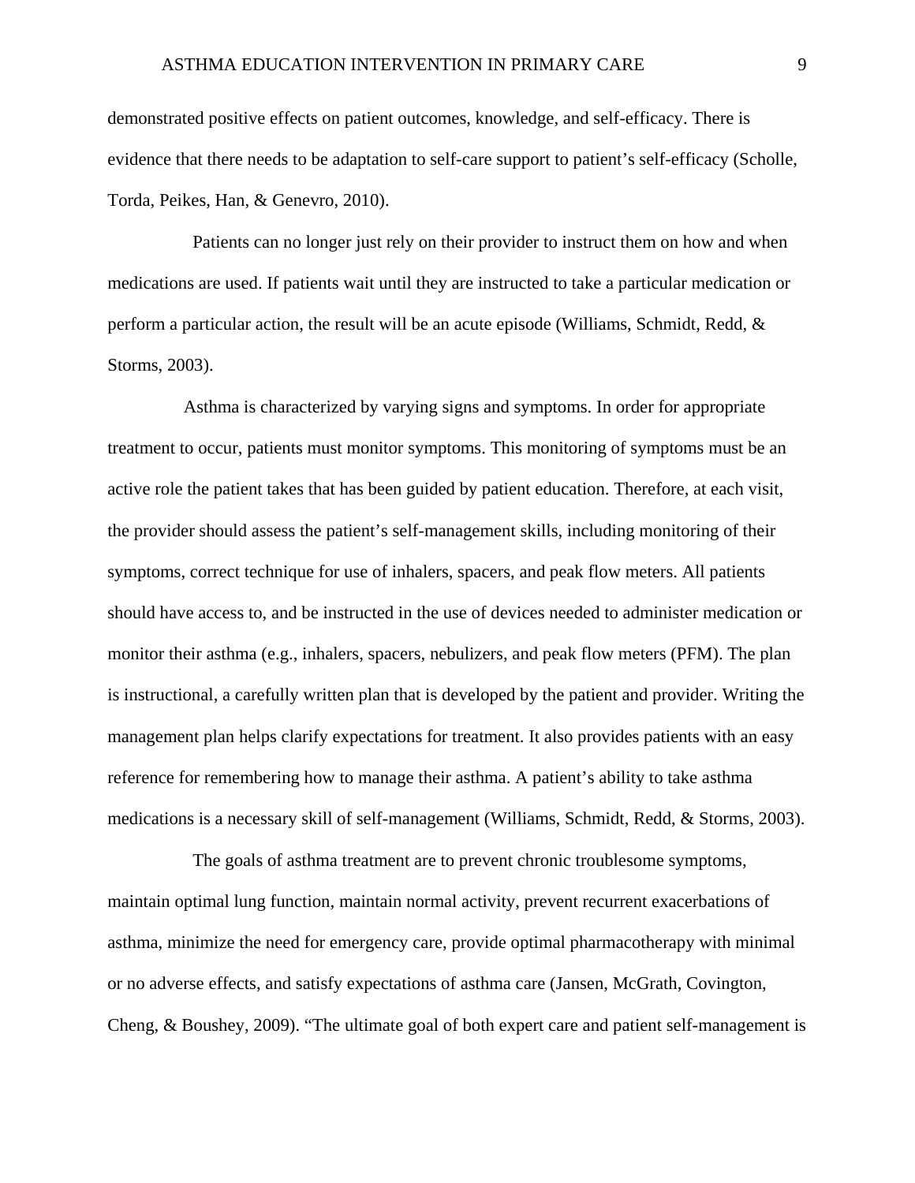demonstrated positive effects on patient outcomes, knowledge, and self-efficacy. There is evidence that there needs to be adaptation to self-care support to patient's self-efficacy (Scholle, Torda, Peikes, Han, & Genevro, 2010).

Patients can no longer just rely on their provider to instruct them on how and when medications are used. If patients wait until they are instructed to take a particular medication or perform a particular action, the result will be an acute episode (Williams, Schmidt, Redd, & Storms, 2003).

Asthma is characterized by varying signs and symptoms. In order for appropriate treatment to occur, patients must monitor symptoms. This monitoring of symptoms must be an active role the patient takes that has been guided by patient education. Therefore, at each visit, the provider should assess the patient's self-management skills, including monitoring of their symptoms, correct technique for use of inhalers, spacers, and peak flow meters. All patients should have access to, and be instructed in the use of devices needed to administer medication or monitor their asthma (e.g., inhalers, spacers, nebulizers, and peak flow meters (PFM). The plan is instructional, a carefully written plan that is developed by the patient and provider. Writing the management plan helps clarify expectations for treatment. It also provides patients with an easy reference for remembering how to manage their asthma. A patient's ability to take asthma medications is a necessary skill of self-management (Williams, Schmidt, Redd, & Storms, 2003).

The goals of asthma treatment are to prevent chronic troublesome symptoms, maintain optimal lung function, maintain normal activity, prevent recurrent exacerbations of asthma, minimize the need for emergency care, provide optimal pharmacotherapy with minimal or no adverse effects, and satisfy expectations of asthma care (Jansen, McGrath, Covington, Cheng, & Boushey, 2009). "The ultimate goal of both expert care and patient self-management is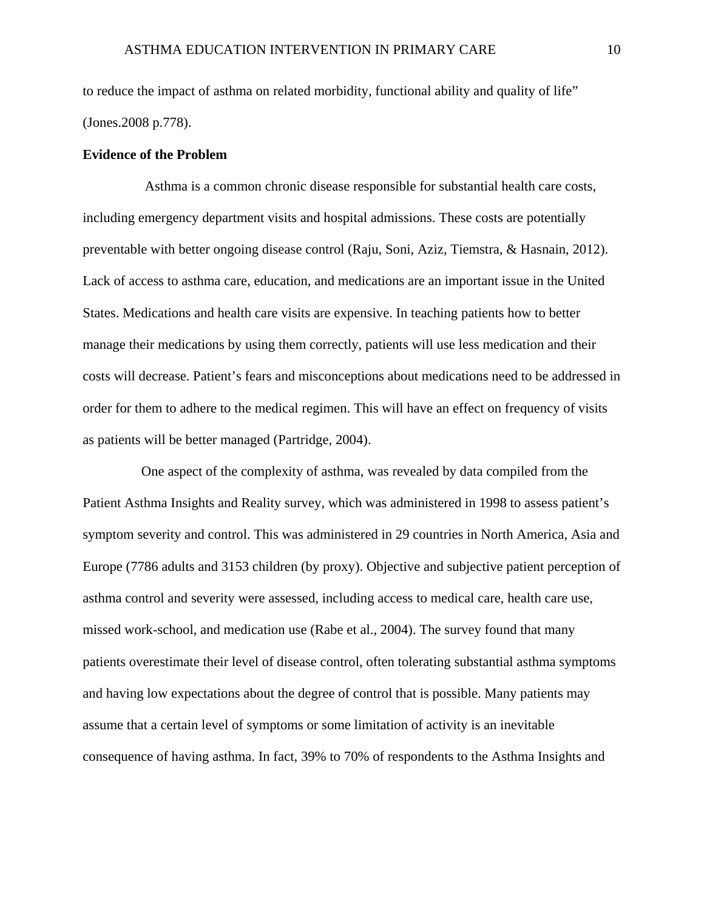to reduce the impact of asthma on related morbidity, functional ability and quality of life" (Jones.2008 p.778).

**Evidence of the Problem**

Asthma is a common chronic disease responsible for substantial health care costs, including emergency department visits and hospital admissions. These costs are potentially preventable with better ongoing disease control (Raju, Soni, Aziz, Tiemstra, & Hasnain, 2012). Lack of access to asthma care, education, and medications are an important issue in the United States. Medications and health care visits are expensive. In teaching patients how to better manage their medications by using them correctly, patients will use less medication and their costs will decrease. Patient's fears and misconceptions about medications need to be addressed in order for them to adhere to the medical regimen. This will have an effect on frequency of visits as patients will be better managed (Partridge, 2004).

One aspect of the complexity of asthma, was revealed by data compiled from the Patient Asthma Insights and Reality survey, which was administered in 1998 to assess patient's symptom severity and control. This was administered in 29 countries in North America, Asia and Europe (7786 adults and 3153 children (by proxy). Objective and subjective patient perception of asthma control and severity were assessed, including access to medical care, health care use, missed work-school, and medication use (Rabe et al., 2004). The survey found that many patients overestimate their level of disease control, often tolerating substantial asthma symptoms and having low expectations about the degree of control that is possible. Many patients may assume that a certain level of symptoms or some limitation of activity is an inevitable consequence of having asthma. In fact, 39% to 70% of respondents to the Asthma Insights and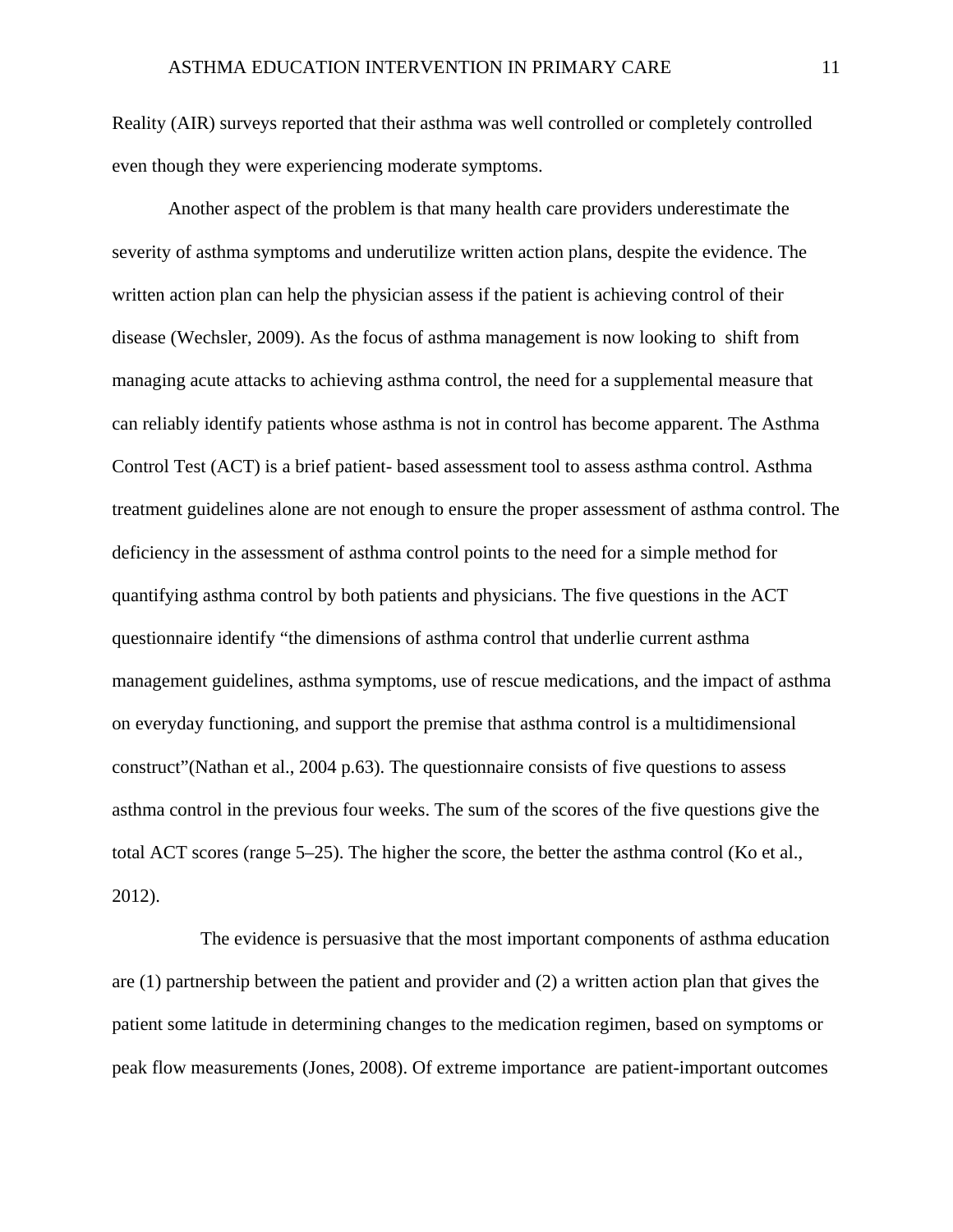Reality (AIR) surveys reported that their asthma was well controlled or completely controlled even though they were experiencing moderate symptoms.

Another aspect of the problem is that many health care providers underestimate the severity of asthma symptoms and underutilize written action plans, despite the evidence. The written action plan can help the physician assess if the patient is achieving control of their disease (Wechsler, 2009). As the focus of asthma management is now looking to shift from managing acute attacks to achieving asthma control, the need for a supplemental measure that can reliably identify patients whose asthma is not in control has become apparent. The Asthma Control Test (ACT) is a brief patient- based assessment tool to assess asthma control. Asthma treatment guidelines alone are not enough to ensure the proper assessment of asthma control. The deficiency in the assessment of asthma control points to the need for a simple method for quantifying asthma control by both patients and physicians. The five questions in the ACT questionnaire identify "the dimensions of asthma control that underlie current asthma management guidelines, asthma symptoms, use of rescue medications, and the impact of asthma on everyday functioning, and support the premise that asthma control is a multidimensional construct"(Nathan et al., 2004 p.63). The questionnaire consists of five questions to assess asthma control in the previous four weeks. The sum of the scores of the five questions give the total ACT scores (range 5–25). The higher the score, the better the asthma control (Ko et al., 2012).

The evidence is persuasive that the most important components of asthma education are (1) partnership between the patient and provider and (2) a written action plan that gives the patient some latitude in determining changes to the medication regimen, based on symptoms or peak flow measurements (Jones, 2008). Of extreme importance are patient-important outcomes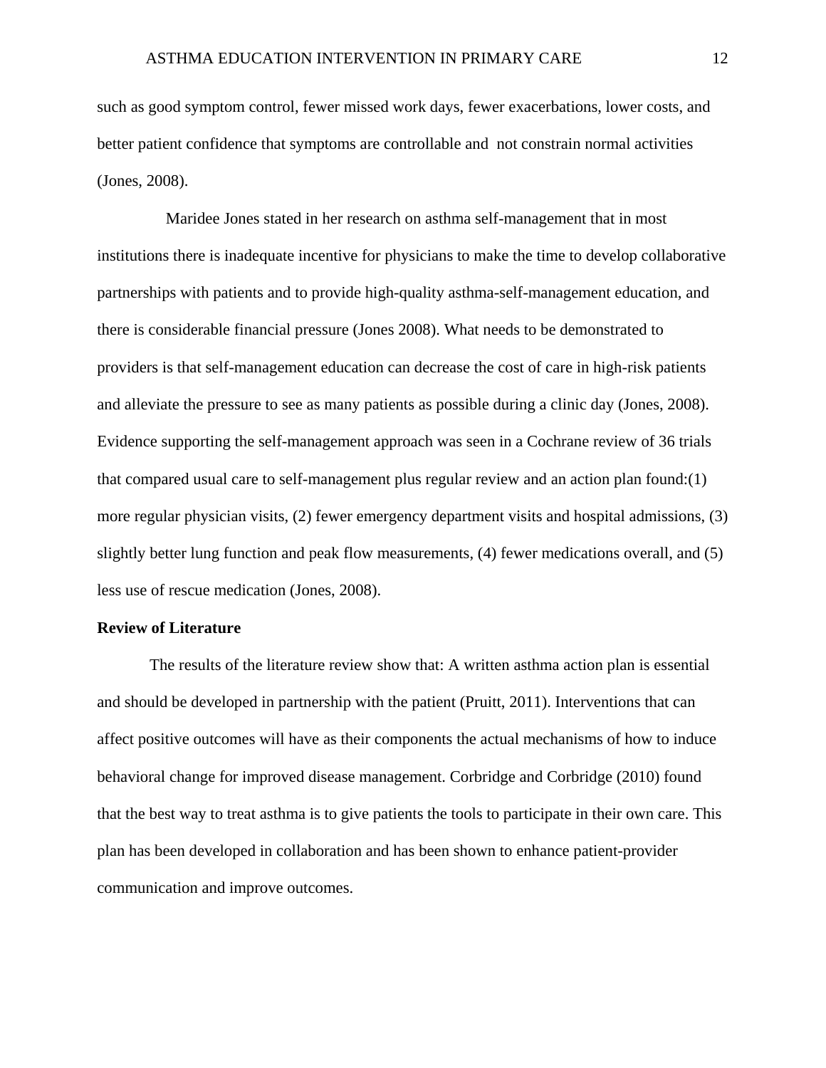such as good symptom control, fewer missed work days, fewer exacerbations, lower costs, and better patient confidence that symptoms are controllable and  not constrain normal activities (Jones, 2008).

Maridee Jones stated in her research on asthma self-management that in most institutions there is inadequate incentive for physicians to make the time to develop collaborative partnerships with patients and to provide high-quality asthma-self-management education, and there is considerable financial pressure (Jones 2008). What needs to be demonstrated to providers is that self-management education can decrease the cost of care in high-risk patients and alleviate the pressure to see as many patients as possible during a clinic day (Jones, 2008). Evidence supporting the self-management approach was seen in a Cochrane review of 36 trials that compared usual care to self-management plus regular review and an action plan found:(1) more regular physician visits, (2) fewer emergency department visits and hospital admissions, (3) slightly better lung function and peak flow measurements, (4) fewer medications overall, and (5) less use of rescue medication (Jones, 2008).

**Review of Literature**

The results of the literature review show that: A written asthma action plan is essential and should be developed in partnership with the patient (Pruitt, 2011). Interventions that can affect positive outcomes will have as their components the actual mechanisms of how to induce behavioral change for improved disease management. Corbridge and Corbridge (2010) found that the best way to treat asthma is to give patients the tools to participate in their own care. This plan has been developed in collaboration and has been shown to enhance patient-provider communication and improve outcomes.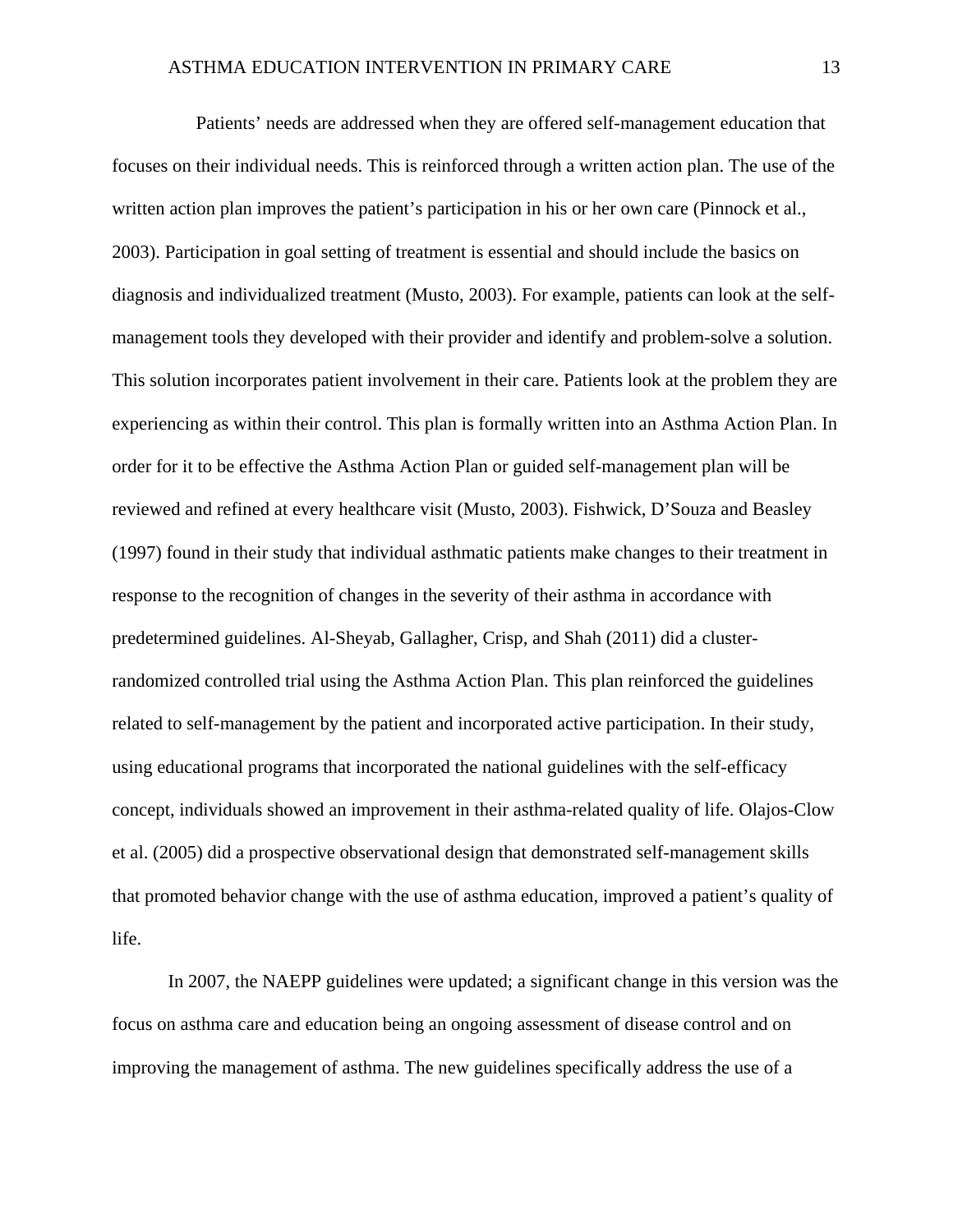Patients' needs are addressed when they are offered self-management education that focuses on their individual needs. This is reinforced through a written action plan. The use of the written action plan improves the patient's participation in his or her own care (Pinnock et al., 2003). Participation in goal setting of treatment is essential and should include the basics on diagnosis and individualized treatment (Musto, 2003). For example, patients can look at the self-management tools they developed with their provider and identify and problem-solve a solution. This solution incorporates patient involvement in their care. Patients look at the problem they are experiencing as within their control. This plan is formally written into an Asthma Action Plan. In order for it to be effective the Asthma Action Plan or guided self-management plan will be reviewed and refined at every healthcare visit (Musto, 2003). Fishwick, D'Souza and Beasley (1997) found in their study that individual asthmatic patients make changes to their treatment in response to the recognition of changes in the severity of their asthma in accordance with predetermined guidelines. Al-Sheyab, Gallagher, Crisp, and Shah (2011) did a cluster-randomized controlled trial using the Asthma Action Plan. This plan reinforced the guidelines related to self-management by the patient and incorporated active participation. In their study, using educational programs that incorporated the national guidelines with the self-efficacy concept, individuals showed an improvement in their asthma-related quality of life. Olajos-Clow et al. (2005) did a prospective observational design that demonstrated self-management skills that promoted behavior change with the use of asthma education, improved a patient's quality of life.

In 2007, the NAEPP guidelines were updated; a significant change in this version was the focus on asthma care and education being an ongoing assessment of disease control and on improving the management of asthma. The new guidelines specifically address the use of a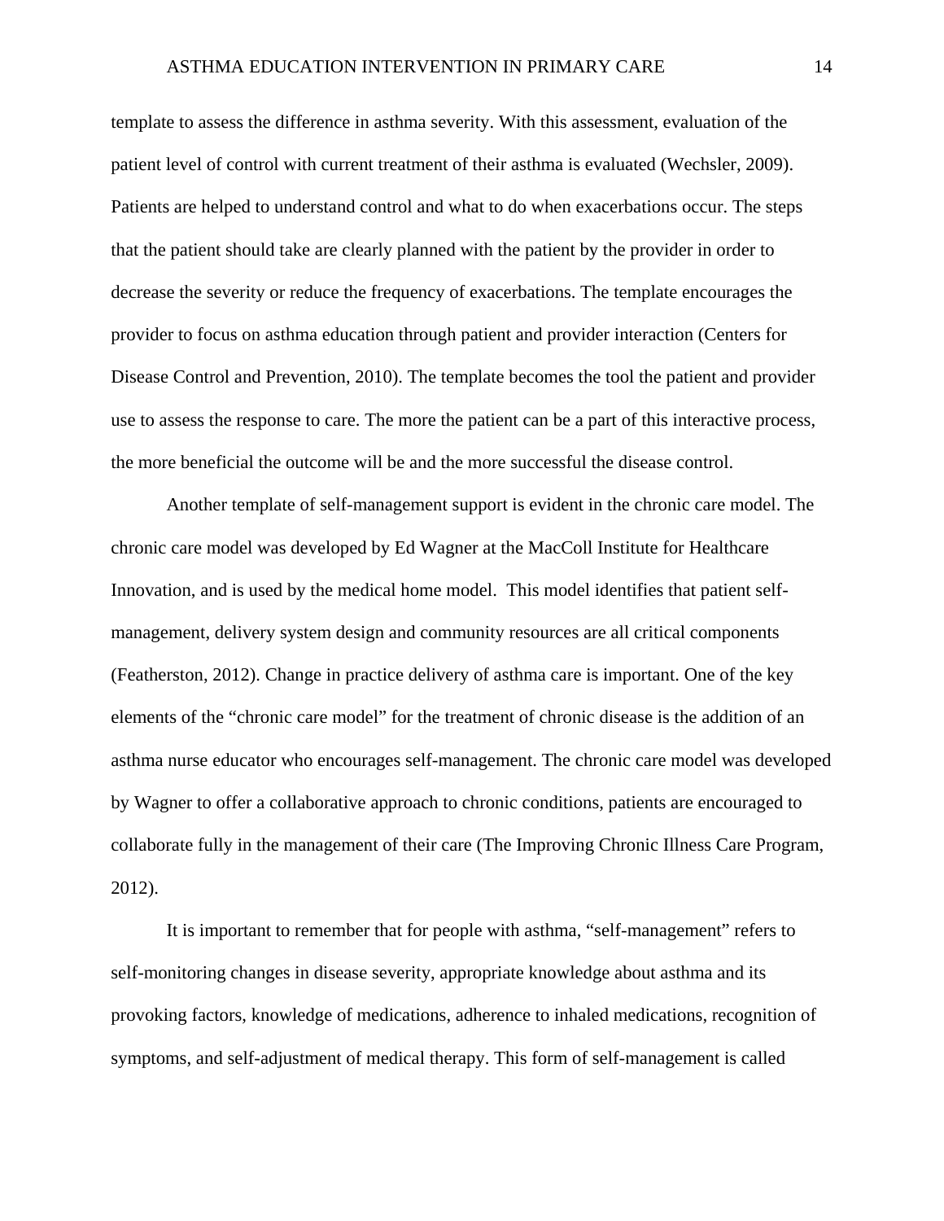template to assess the difference in asthma severity. With this assessment, evaluation of the patient level of control with current treatment of their asthma is evaluated (Wechsler, 2009). Patients are helped to understand control and what to do when exacerbations occur. The steps that the patient should take are clearly planned with the patient by the provider in order to decrease the severity or reduce the frequency of exacerbations. The template encourages the provider to focus on asthma education through patient and provider interaction (Centers for Disease Control and Prevention, 2010). The template becomes the tool the patient and provider use to assess the response to care. The more the patient can be a part of this interactive process, the more beneficial the outcome will be and the more successful the disease control.

Another template of self-management support is evident in the chronic care model. The chronic care model was developed by Ed Wagner at the MacColl Institute for Healthcare Innovation, and is used by the medical home model. This model identifies that patient self-management, delivery system design and community resources are all critical components (Featherston, 2012). Change in practice delivery of asthma care is important. One of the key elements of the "chronic care model" for the treatment of chronic disease is the addition of an asthma nurse educator who encourages self-management. The chronic care model was developed by Wagner to offer a collaborative approach to chronic conditions, patients are encouraged to collaborate fully in the management of their care (The Improving Chronic Illness Care Program, 2012).

It is important to remember that for people with asthma, "self-management" refers to self-monitoring changes in disease severity, appropriate knowledge about asthma and its provoking factors, knowledge of medications, adherence to inhaled medications, recognition of symptoms, and self-adjustment of medical therapy. This form of self-management is called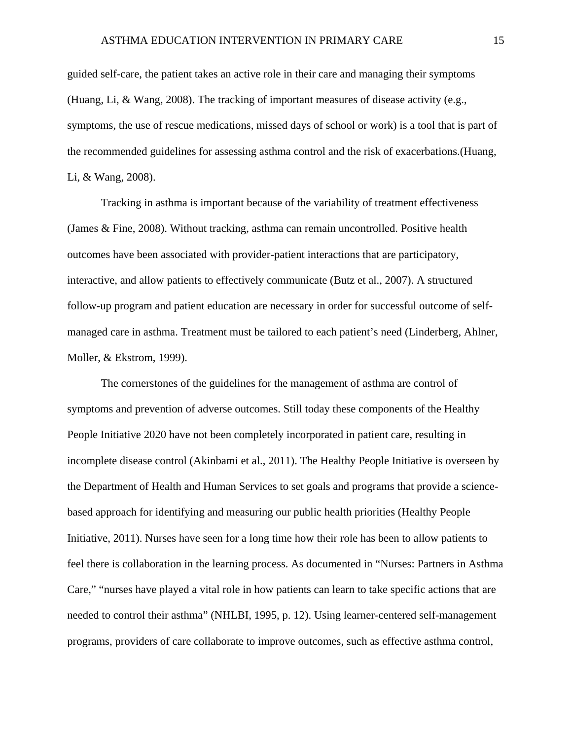guided self-care, the patient takes an active role in their care and managing their symptoms (Huang, Li, & Wang, 2008). The tracking of important measures of disease activity (e.g., symptoms, the use of rescue medications, missed days of school or work) is a tool that is part of the recommended guidelines for assessing asthma control and the risk of exacerbations.(Huang, Li, & Wang, 2008).

Tracking in asthma is important because of the variability of treatment effectiveness (James & Fine, 2008). Without tracking, asthma can remain uncontrolled. Positive health outcomes have been associated with provider-patient interactions that are participatory, interactive, and allow patients to effectively communicate (Butz et al., 2007). A structured follow-up program and patient education are necessary in order for successful outcome of self-managed care in asthma. Treatment must be tailored to each patient's need (Linderberg, Ahlner, Moller, & Ekstrom, 1999).

The cornerstones of the guidelines for the management of asthma are control of symptoms and prevention of adverse outcomes. Still today these components of the Healthy People Initiative 2020 have not been completely incorporated in patient care, resulting in incomplete disease control (Akinbami et al., 2011). The Healthy People Initiative is overseen by the Department of Health and Human Services to set goals and programs that provide a science-based approach for identifying and measuring our public health priorities (Healthy People Initiative, 2011). Nurses have seen for a long time how their role has been to allow patients to feel there is collaboration in the learning process. As documented in "Nurses: Partners in Asthma Care," "nurses have played a vital role in how patients can learn to take specific actions that are needed to control their asthma" (NHLBI, 1995, p. 12). Using learner-centered self-management programs, providers of care collaborate to improve outcomes, such as effective asthma control,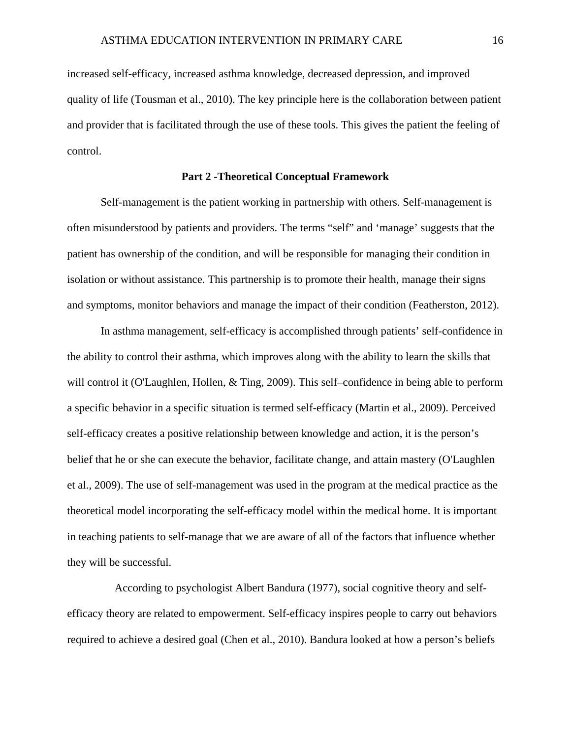increased self-efficacy, increased asthma knowledge, decreased depression, and improved quality of life (Tousman et al., 2010). The key principle here is the collaboration between patient and provider that is facilitated through the use of these tools. This gives the patient the feeling of control.

## Part 2 -Theoretical Conceptual Framework

Self-management is the patient working in partnership with others. Self-management is often misunderstood by patients and providers. The terms "self" and 'manage' suggests that the patient has ownership of the condition, and will be responsible for managing their condition in isolation or without assistance. This partnership is to promote their health, manage their signs and symptoms, monitor behaviors and manage the impact of their condition (Featherston, 2012).

In asthma management, self-efficacy is accomplished through patients' self-confidence in the ability to control their asthma, which improves along with the ability to learn the skills that will control it (O'Laughlen, Hollen, & Ting, 2009). This self–confidence in being able to perform a specific behavior in a specific situation is termed self-efficacy (Martin et al., 2009). Perceived self-efficacy creates a positive relationship between knowledge and action, it is the person's belief that he or she can execute the behavior, facilitate change, and attain mastery (O'Laughlen et al., 2009). The use of self-management was used in the program at the medical practice as the theoretical model incorporating the self-efficacy model within the medical home. It is important in teaching patients to self-manage that we are aware of all of the factors that influence whether they will be successful.

According to psychologist Albert Bandura (1977), social cognitive theory and self-efficacy theory are related to empowerment. Self-efficacy inspires people to carry out behaviors required to achieve a desired goal (Chen et al., 2010). Bandura looked at how a person's beliefs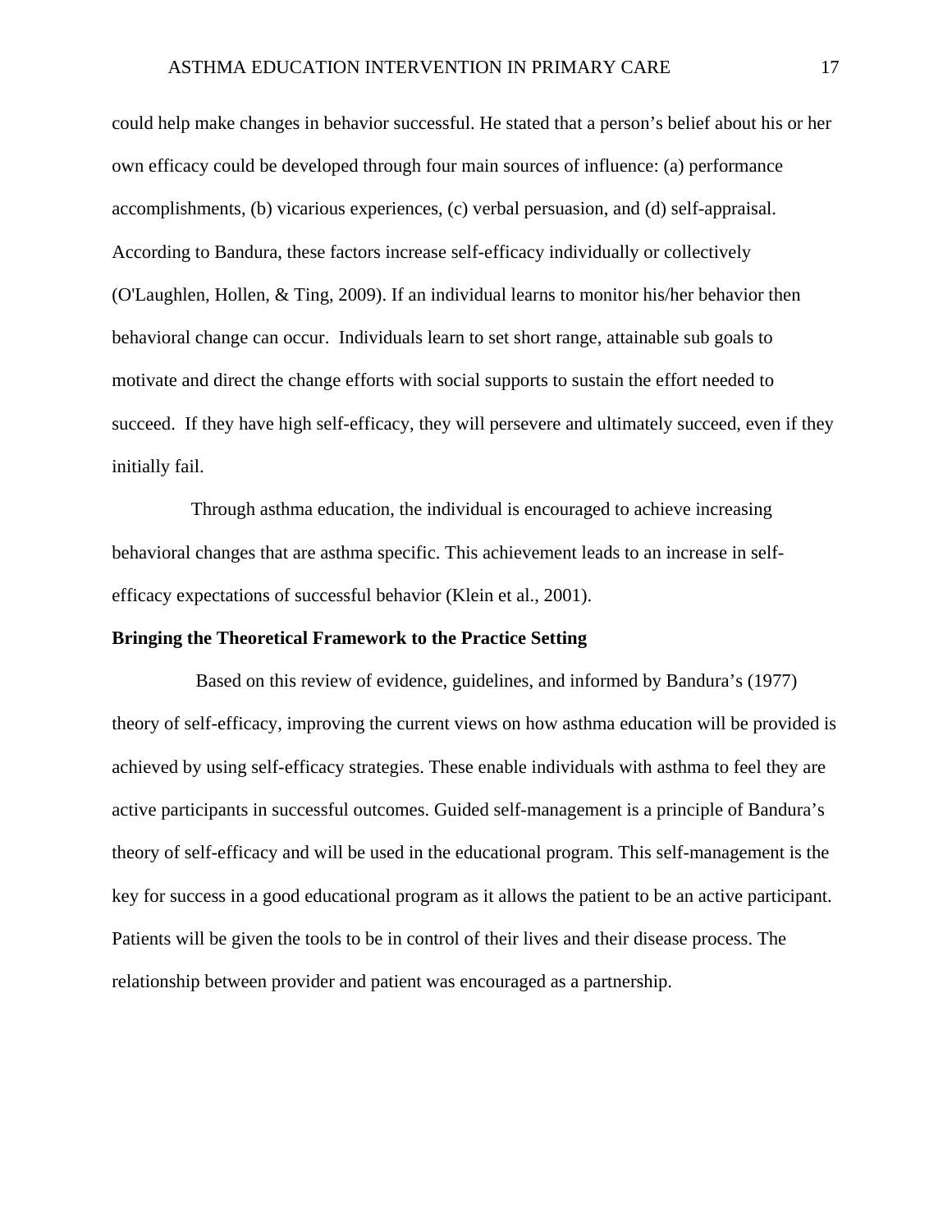could help make changes in behavior successful. He stated that a person's belief about his or her own efficacy could be developed through four main sources of influence: (a) performance accomplishments, (b) vicarious experiences, (c) verbal persuasion, and (d) self-appraisal. According to Bandura, these factors increase self-efficacy individually or collectively (O'Laughlen, Hollen, & Ting, 2009). If an individual learns to monitor his/her behavior then behavioral change can occur. Individuals learn to set short range, attainable sub goals to motivate and direct the change efforts with social supports to sustain the effort needed to succeed. If they have high self-efficacy, they will persevere and ultimately succeed, even if they initially fail.

Through asthma education, the individual is encouraged to achieve increasing behavioral changes that are asthma specific. This achievement leads to an increase in self-efficacy expectations of successful behavior (Klein et al., 2001).

**Bringing the Theoretical Framework to the Practice Setting**

Based on this review of evidence, guidelines, and informed by Bandura's (1977) theory of self-efficacy, improving the current views on how asthma education will be provided is achieved by using self-efficacy strategies. These enable individuals with asthma to feel they are active participants in successful outcomes. Guided self-management is a principle of Bandura's theory of self-efficacy and will be used in the educational program. This self-management is the key for success in a good educational program as it allows the patient to be an active participant. Patients will be given the tools to be in control of their lives and their disease process. The relationship between provider and patient was encouraged as a partnership.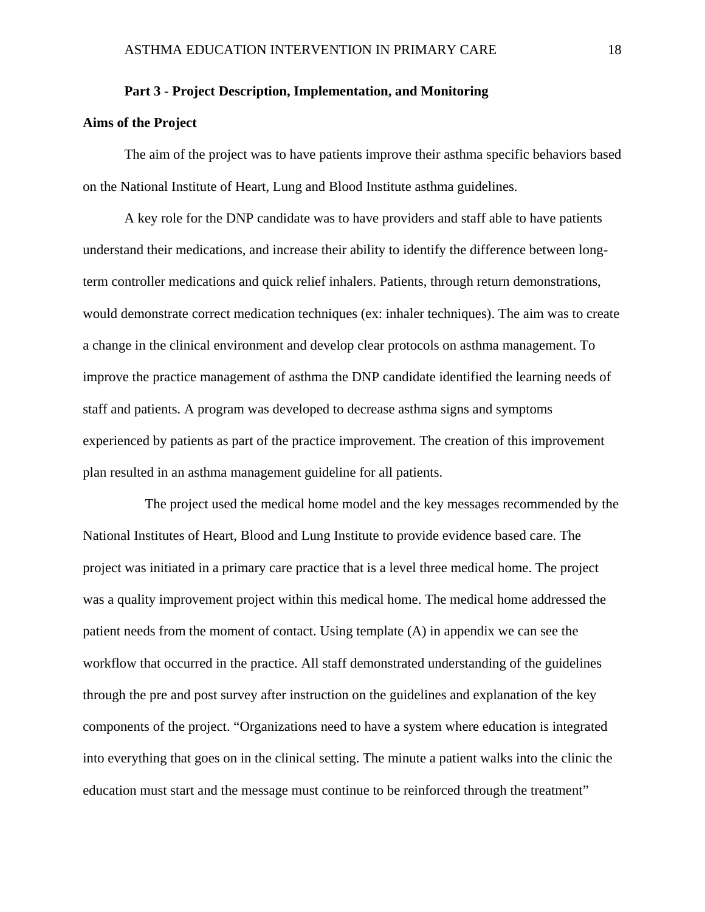## Part 3 - Project Description, Implementation, and Monitoring

### Aims of the Project

The aim of the project was to have patients improve their asthma specific behaviors based on the National Institute of Heart, Lung and Blood Institute asthma guidelines.

A key role for the DNP candidate was to have providers and staff able to have patients understand their medications, and increase their ability to identify the difference between long-term controller medications and quick relief inhalers. Patients, through return demonstrations, would demonstrate correct medication techniques (ex: inhaler techniques). The aim was to create a change in the clinical environment and develop clear protocols on asthma management. To improve the practice management of asthma the DNP candidate identified the learning needs of staff and patients. A program was developed to decrease asthma signs and symptoms experienced by patients as part of the practice improvement. The creation of this improvement plan resulted in an asthma management guideline for all patients.

The project used the medical home model and the key messages recommended by the National Institutes of Heart, Blood and Lung Institute to provide evidence based care. The project was initiated in a primary care practice that is a level three medical home. The project was a quality improvement project within this medical home. The medical home addressed the patient needs from the moment of contact. Using template (A) in appendix we can see the workflow that occurred in the practice. All staff demonstrated understanding of the guidelines through the pre and post survey after instruction on the guidelines and explanation of the key components of the project. “Organizations need to have a system where education is integrated into everything that goes on in the clinical setting. The minute a patient walks into the clinic the education must start and the message must continue to be reinforced through the treatment”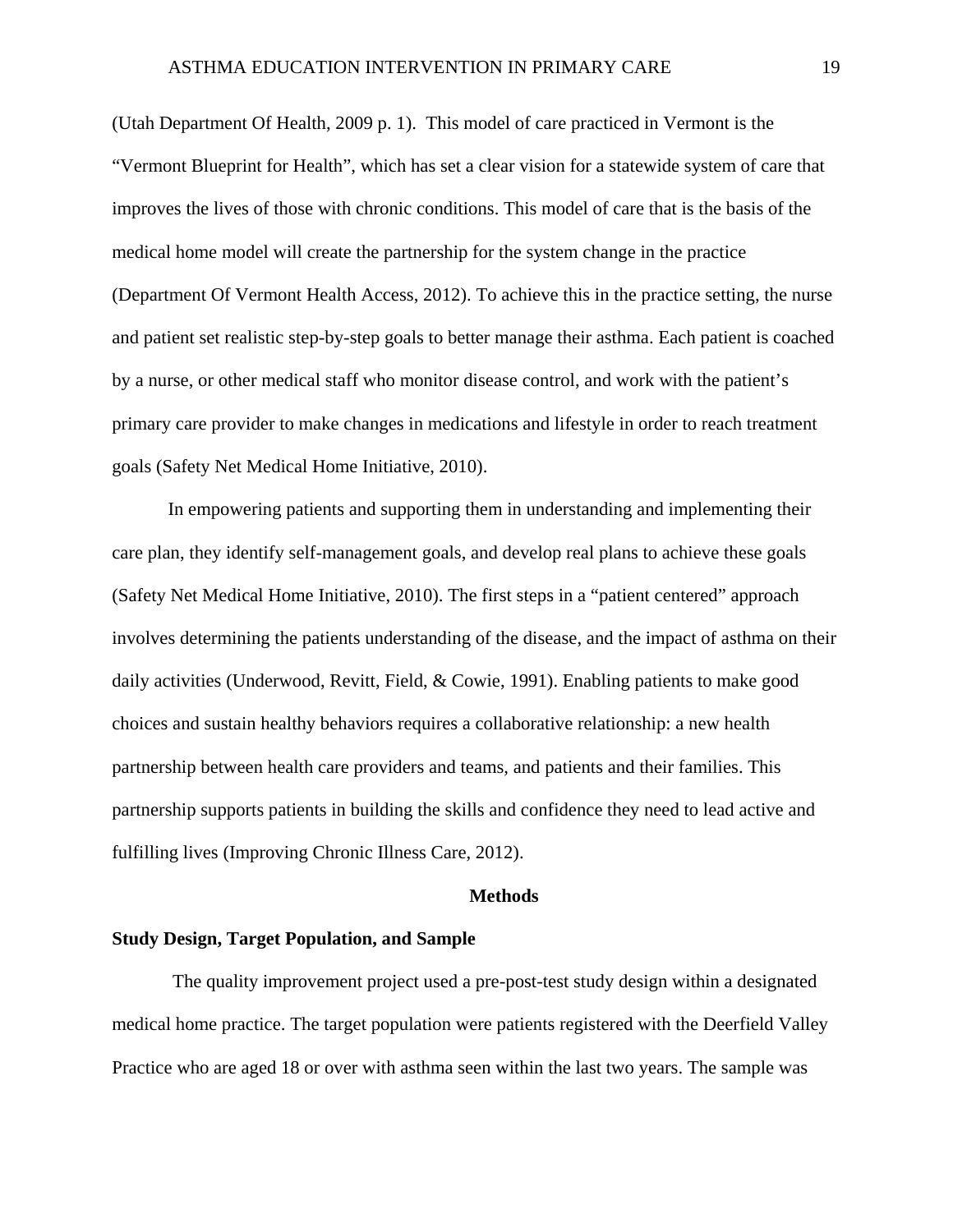(Utah Department Of Health, 2009 p. 1). This model of care practiced in Vermont is the "Vermont Blueprint for Health", which has set a clear vision for a statewide system of care that improves the lives of those with chronic conditions. This model of care that is the basis of the medical home model will create the partnership for the system change in the practice (Department Of Vermont Health Access, 2012). To achieve this in the practice setting, the nurse and patient set realistic step-by-step goals to better manage their asthma. Each patient is coached by a nurse, or other medical staff who monitor disease control, and work with the patient's primary care provider to make changes in medications and lifestyle in order to reach treatment goals (Safety Net Medical Home Initiative, 2010).

In empowering patients and supporting them in understanding and implementing their care plan, they identify self-management goals, and develop real plans to achieve these goals (Safety Net Medical Home Initiative, 2010). The first steps in a "patient centered" approach involves determining the patients understanding of the disease, and the impact of asthma on their daily activities (Underwood, Revitt, Field, & Cowie, 1991). Enabling patients to make good choices and sustain healthy behaviors requires a collaborative relationship: a new health partnership between health care providers and teams, and patients and their families. This partnership supports patients in building the skills and confidence they need to lead active and fulfilling lives (Improving Chronic Illness Care, 2012).

## Methods

### Study Design, Target Population, and Sample

The quality improvement project used a pre-post-test study design within a designated medical home practice. The target population were patients registered with the Deerfield Valley Practice who are aged 18 or over with asthma seen within the last two years. The sample was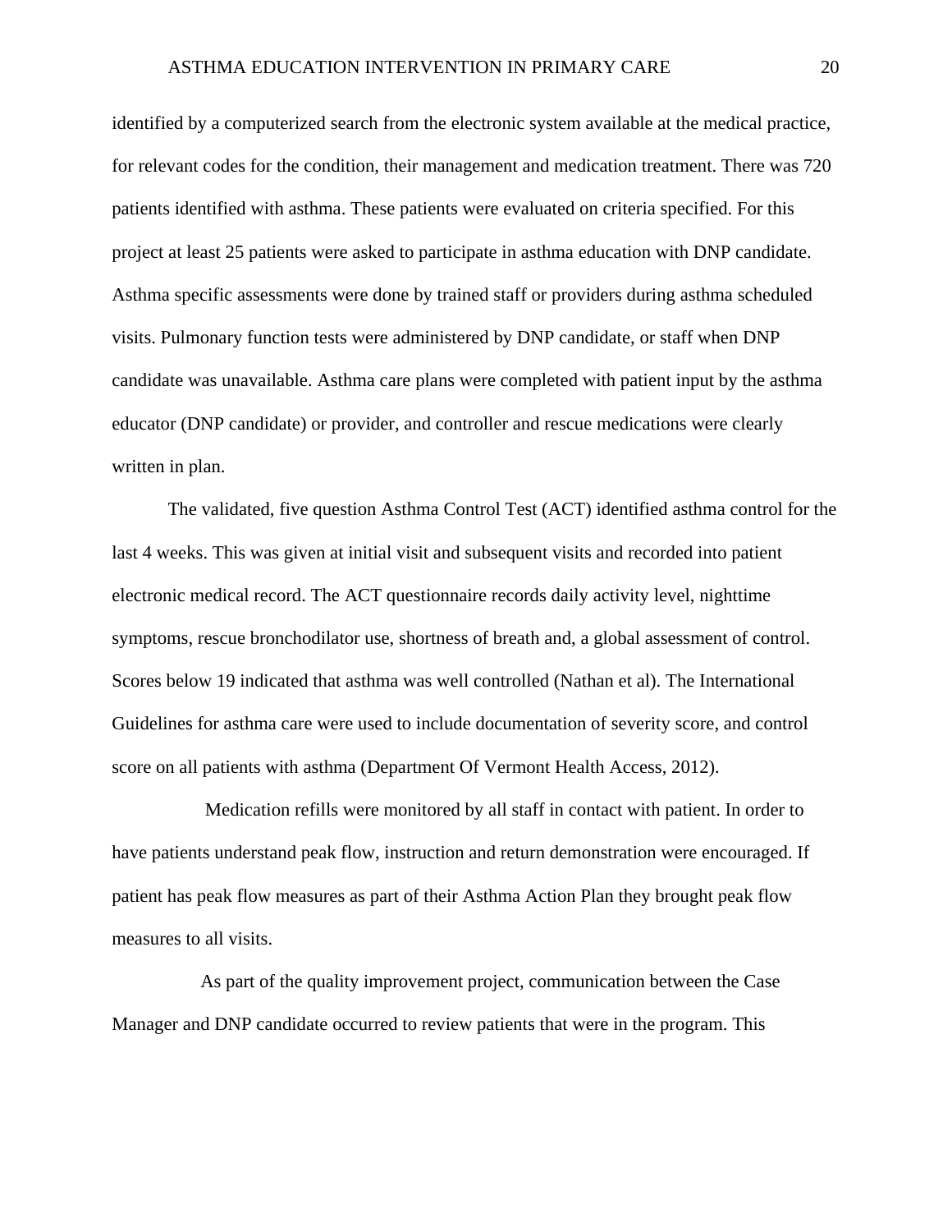identified by a computerized search from the electronic system available at the medical practice, for relevant codes for the condition, their management and medication treatment. There was 720 patients identified with asthma. These patients were evaluated on criteria specified. For this project at least 25 patients were asked to participate in asthma education with DNP candidate. Asthma specific assessments were done by trained staff or providers during asthma scheduled visits. Pulmonary function tests were administered by DNP candidate, or staff when DNP candidate was unavailable. Asthma care plans were completed with patient input by the asthma educator (DNP candidate) or provider, and controller and rescue medications were clearly written in plan.

The validated, five question Asthma Control Test (ACT) identified asthma control for the last 4 weeks. This was given at initial visit and subsequent visits and recorded into patient electronic medical record. The ACT questionnaire records daily activity level, nighttime symptoms, rescue bronchodilator use, shortness of breath and, a global assessment of control. Scores below 19 indicated that asthma was well controlled (Nathan et al). The International Guidelines for asthma care were used to include documentation of severity score, and control score on all patients with asthma (Department Of Vermont Health Access, 2012).

Medication refills were monitored by all staff in contact with patient. In order to have patients understand peak flow, instruction and return demonstration were encouraged. If patient has peak flow measures as part of their Asthma Action Plan they brought peak flow measures to all visits.

As part of the quality improvement project, communication between the Case Manager and DNP candidate occurred to review patients that were in the program. This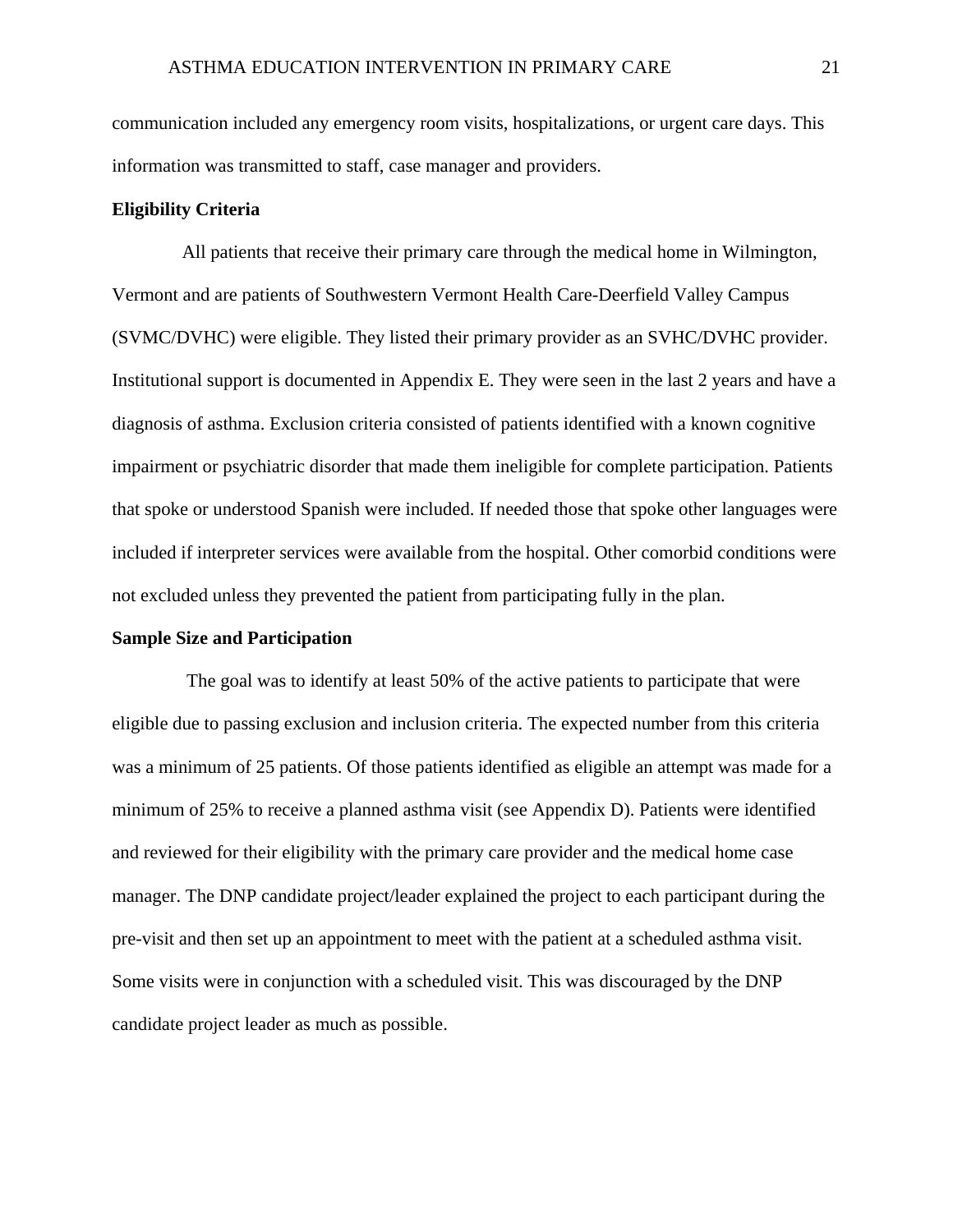communication included any emergency room visits, hospitalizations, or urgent care days. This information was transmitted to staff, case manager and providers.

**Eligibility Criteria**

All patients that receive their primary care through the medical home in Wilmington, Vermont and are patients of Southwestern Vermont Health Care-Deerfield Valley Campus (SVMC/DVHC) were eligible. They listed their primary provider as an SVHC/DVHC provider. Institutional support is documented in Appendix E. They were seen in the last 2 years and have a diagnosis of asthma. Exclusion criteria consisted of patients identified with a known cognitive impairment or psychiatric disorder that made them ineligible for complete participation. Patients that spoke or understood Spanish were included. If needed those that spoke other languages were included if interpreter services were available from the hospital. Other comorbid conditions were not excluded unless they prevented the patient from participating fully in the plan.

**Sample Size and Participation**

The goal was to identify at least 50% of the active patients to participate that were eligible due to passing exclusion and inclusion criteria. The expected number from this criteria was a minimum of 25 patients. Of those patients identified as eligible an attempt was made for a minimum of 25% to receive a planned asthma visit (see Appendix D). Patients were identified and reviewed for their eligibility with the primary care provider and the medical home case manager. The DNP candidate project/leader explained the project to each participant during the pre-visit and then set up an appointment to meet with the patient at a scheduled asthma visit. Some visits were in conjunction with a scheduled visit. This was discouraged by the DNP candidate project leader as much as possible.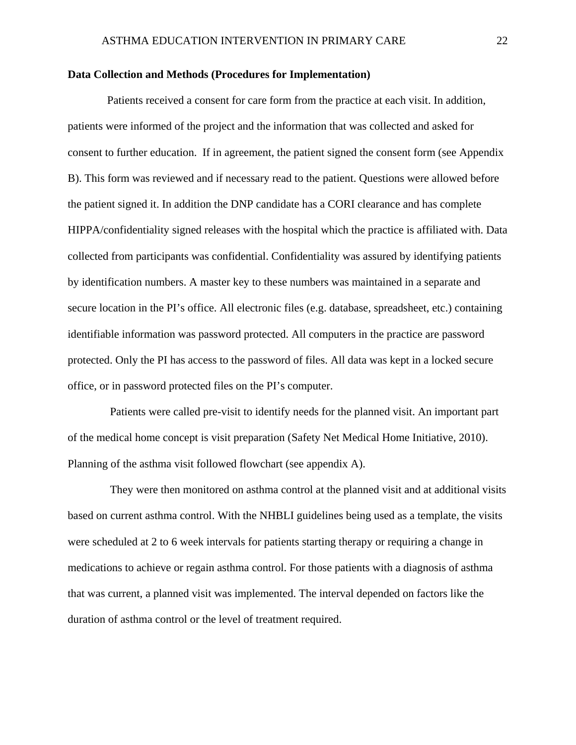**Data Collection and Methods (Procedures for Implementation)**

Patients received a consent for care form from the practice at each visit. In addition, patients were informed of the project and the information that was collected and asked for consent to further education.  If in agreement, the patient signed the consent form (see Appendix B). This form was reviewed and if necessary read to the patient. Questions were allowed before the patient signed it. In addition the DNP candidate has a CORI clearance and has complete HIPPA/confidentiality signed releases with the hospital which the practice is affiliated with. Data collected from participants was confidential. Confidentiality was assured by identifying patients by identification numbers. A master key to these numbers was maintained in a separate and secure location in the PI's office. All electronic files (e.g. database, spreadsheet, etc.) containing identifiable information was password protected. All computers in the practice are password protected. Only the PI has access to the password of files. All data was kept in a locked secure office, or in password protected files on the PI's computer.

Patients were called pre-visit to identify needs for the planned visit. An important part of the medical home concept is visit preparation (Safety Net Medical Home Initiative, 2010). Planning of the asthma visit followed flowchart (see appendix A).

They were then monitored on asthma control at the planned visit and at additional visits based on current asthma control. With the NHBLI guidelines being used as a template, the visits were scheduled at 2 to 6 week intervals for patients starting therapy or requiring a change in medications to achieve or regain asthma control. For those patients with a diagnosis of asthma that was current, a planned visit was implemented. The interval depended on factors like the duration of asthma control or the level of treatment required.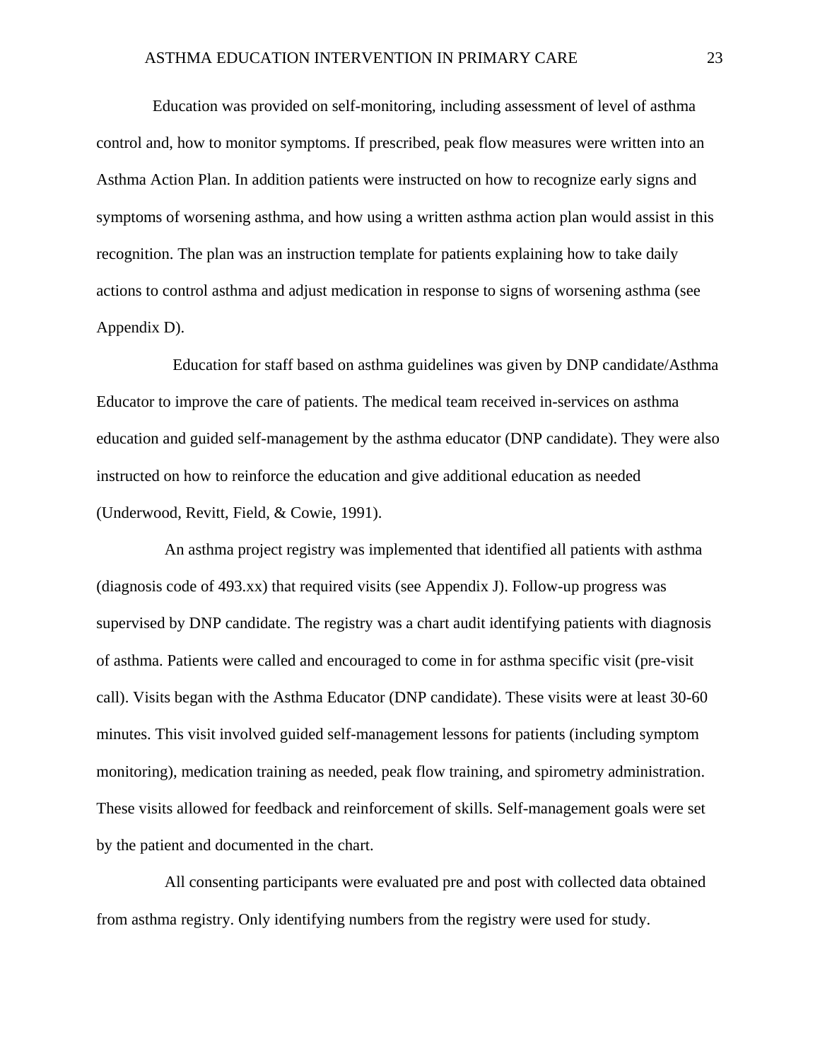Education was provided on self-monitoring, including assessment of level of asthma control and, how to monitor symptoms. If prescribed, peak flow measures were written into an Asthma Action Plan. In addition patients were instructed on how to recognize early signs and symptoms of worsening asthma, and how using a written asthma action plan would assist in this recognition. The plan was an instruction template for patients explaining how to take daily actions to control asthma and adjust medication in response to signs of worsening asthma (see Appendix D).

Education for staff based on asthma guidelines was given by DNP candidate/Asthma Educator to improve the care of patients. The medical team received in-services on asthma education and guided self-management by the asthma educator (DNP candidate). They were also instructed on how to reinforce the education and give additional education as needed (Underwood, Revitt, Field, & Cowie, 1991).

An asthma project registry was implemented that identified all patients with asthma (diagnosis code of 493.xx) that required visits (see Appendix J). Follow-up progress was supervised by DNP candidate. The registry was a chart audit identifying patients with diagnosis of asthma. Patients were called and encouraged to come in for asthma specific visit (pre-visit call). Visits began with the Asthma Educator (DNP candidate). These visits were at least 30-60 minutes. This visit involved guided self-management lessons for patients (including symptom monitoring), medication training as needed, peak flow training, and spirometry administration. These visits allowed for feedback and reinforcement of skills. Self-management goals were set by the patient and documented in the chart.

All consenting participants were evaluated pre and post with collected data obtained from asthma registry. Only identifying numbers from the registry were used for study.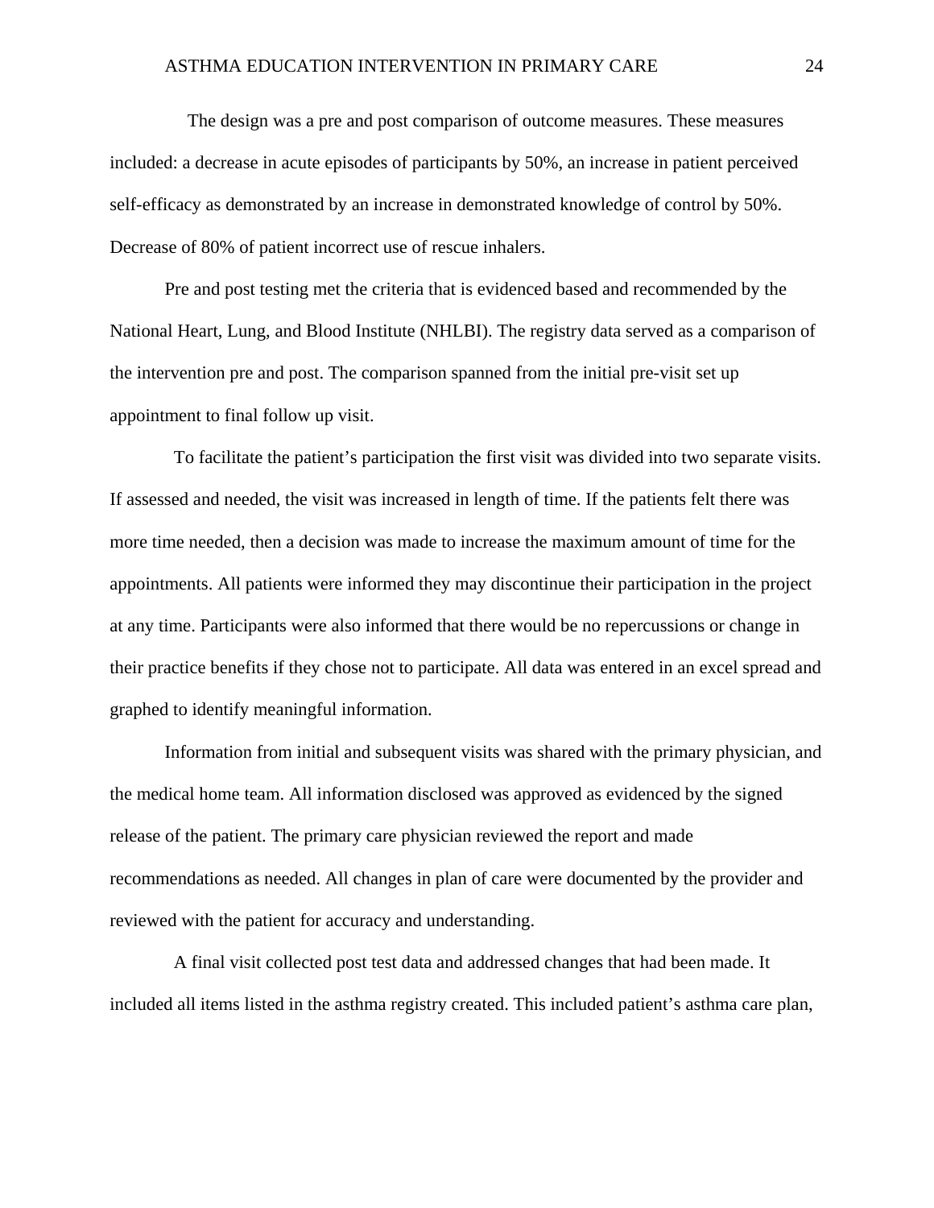The design was a pre and post comparison of outcome measures. These measures included: a decrease in acute episodes of participants by 50%, an increase in patient perceived self-efficacy as demonstrated by an increase in demonstrated knowledge of control by 50%. Decrease of 80% of patient incorrect use of rescue inhalers.

Pre and post testing met the criteria that is evidenced based and recommended by the National Heart, Lung, and Blood Institute (NHLBI). The registry data served as a comparison of the intervention pre and post. The comparison spanned from the initial pre-visit set up appointment to final follow up visit.

To facilitate the patient's participation the first visit was divided into two separate visits. If assessed and needed, the visit was increased in length of time. If the patients felt there was more time needed, then a decision was made to increase the maximum amount of time for the appointments. All patients were informed they may discontinue their participation in the project at any time. Participants were also informed that there would be no repercussions or change in their practice benefits if they chose not to participate. All data was entered in an excel spread and graphed to identify meaningful information.

Information from initial and subsequent visits was shared with the primary physician, and the medical home team. All information disclosed was approved as evidenced by the signed release of the patient. The primary care physician reviewed the report and made recommendations as needed. All changes in plan of care were documented by the provider and reviewed with the patient for accuracy and understanding.

A final visit collected post test data and addressed changes that had been made. It included all items listed in the asthma registry created. This included patient's asthma care plan,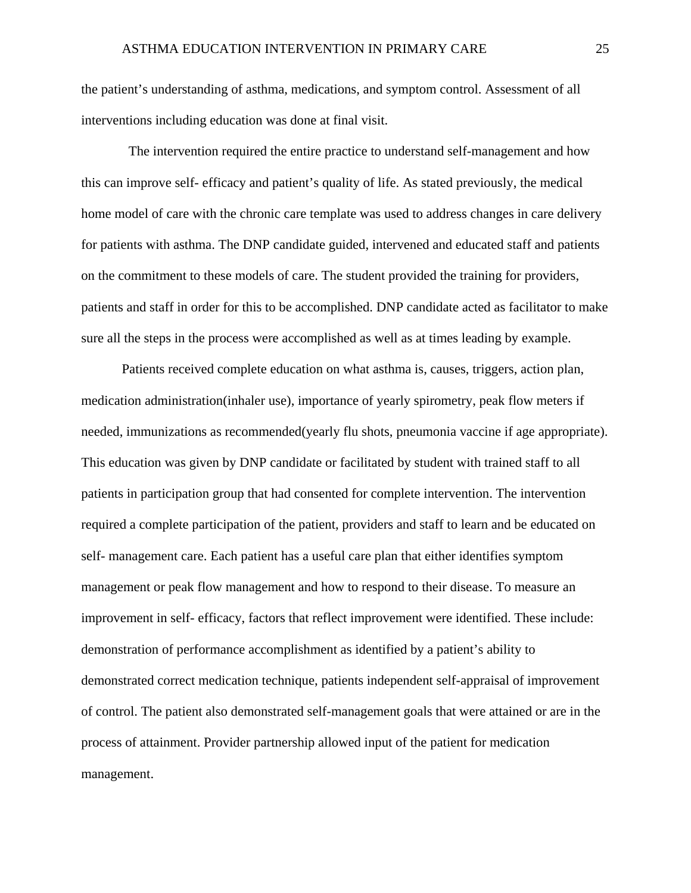the patient's understanding of asthma, medications, and symptom control. Assessment of all interventions including education was done at final visit.

The intervention required the entire practice to understand self-management and how this can improve self- efficacy and patient's quality of life. As stated previously, the medical home model of care with the chronic care template was used to address changes in care delivery for patients with asthma. The DNP candidate guided, intervened and educated staff and patients on the commitment to these models of care. The student provided the training for providers, patients and staff in order for this to be accomplished. DNP candidate acted as facilitator to make sure all the steps in the process were accomplished as well as at times leading by example.

Patients received complete education on what asthma is, causes, triggers, action plan, medication administration(inhaler use), importance of yearly spirometry, peak flow meters if needed, immunizations as recommended(yearly flu shots, pneumonia vaccine if age appropriate). This education was given by DNP candidate or facilitated by student with trained staff to all patients in participation group that had consented for complete intervention. The intervention required a complete participation of the patient, providers and staff to learn and be educated on self- management care. Each patient has a useful care plan that either identifies symptom management or peak flow management and how to respond to their disease. To measure an improvement in self- efficacy, factors that reflect improvement were identified. These include: demonstration of performance accomplishment as identified by a patient's ability to demonstrated correct medication technique, patients independent self-appraisal of improvement of control. The patient also demonstrated self-management goals that were attained or are in the process of attainment. Provider partnership allowed input of the patient for medication management.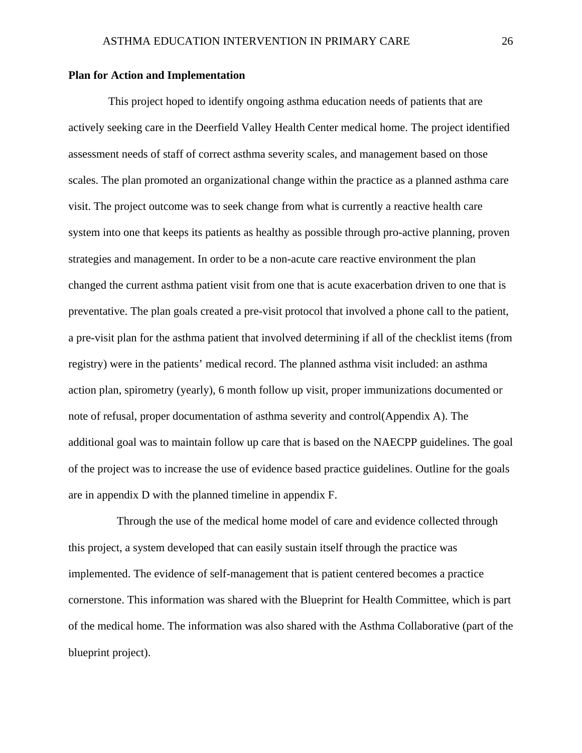**Plan for Action and Implementation**

This project hoped to identify ongoing asthma education needs of patients that are actively seeking care in the Deerfield Valley Health Center medical home. The project identified assessment needs of staff of correct asthma severity scales, and management based on those scales. The plan promoted an organizational change within the practice as a planned asthma care visit. The project outcome was to seek change from what is currently a reactive health care system into one that keeps its patients as healthy as possible through pro-active planning, proven strategies and management. In order to be a non-acute care reactive environment the plan changed the current asthma patient visit from one that is acute exacerbation driven to one that is preventative. The plan goals created a pre-visit protocol that involved a phone call to the patient, a pre-visit plan for the asthma patient that involved determining if all of the checklist items (from registry) were in the patients' medical record. The planned asthma visit included: an asthma action plan, spirometry (yearly), 6 month follow up visit, proper immunizations documented or note of refusal, proper documentation of asthma severity and control(Appendix A). The additional goal was to maintain follow up care that is based on the NAECPP guidelines. The goal of the project was to increase the use of evidence based practice guidelines. Outline for the goals are in appendix D with the planned timeline in appendix F.

Through the use of the medical home model of care and evidence collected through this project, a system developed that can easily sustain itself through the practice was implemented. The evidence of self-management that is patient centered becomes a practice cornerstone. This information was shared with the Blueprint for Health Committee, which is part of the medical home. The information was also shared with the Asthma Collaborative (part of the blueprint project).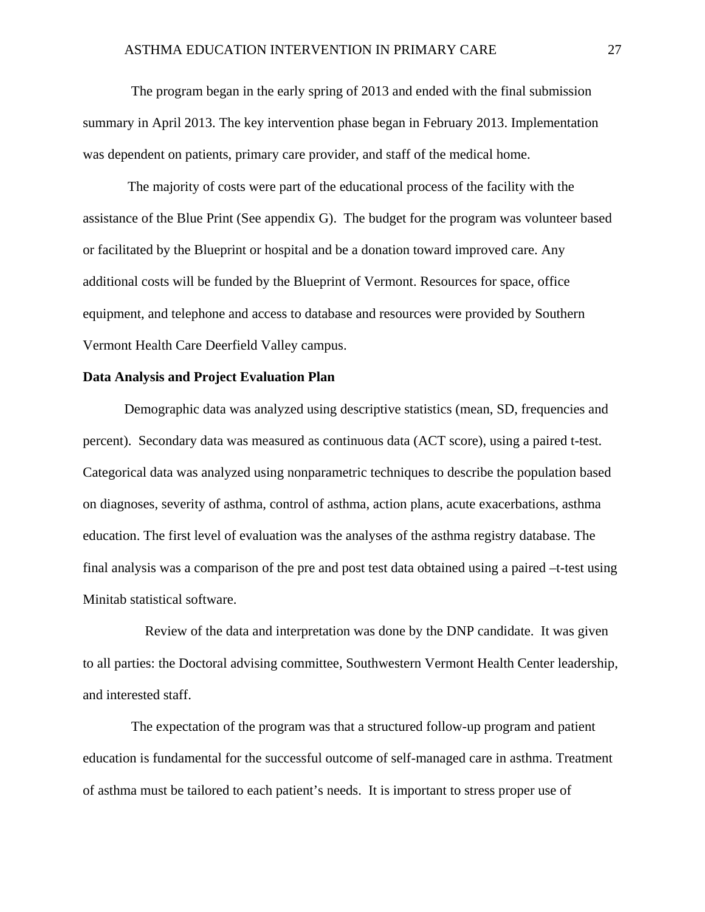The program began in the early spring of 2013 and ended with the final submission summary in April 2013. The key intervention phase began in February 2013. Implementation was dependent on patients, primary care provider, and staff of the medical home.

The majority of costs were part of the educational process of the facility with the assistance of the Blue Print (See appendix G). The budget for the program was volunteer based or facilitated by the Blueprint or hospital and be a donation toward improved care. Any additional costs will be funded by the Blueprint of Vermont. Resources for space, office equipment, and telephone and access to database and resources were provided by Southern Vermont Health Care Deerfield Valley campus.

**Data Analysis and Project Evaluation Plan**

Demographic data was analyzed using descriptive statistics (mean, SD, frequencies and percent). Secondary data was measured as continuous data (ACT score), using a paired t-test. Categorical data was analyzed using nonparametric techniques to describe the population based on diagnoses, severity of asthma, control of asthma, action plans, acute exacerbations, asthma education. The first level of evaluation was the analyses of the asthma registry database. The final analysis was a comparison of the pre and post test data obtained using a paired –t-test using Minitab statistical software.

Review of the data and interpretation was done by the DNP candidate. It was given to all parties: the Doctoral advising committee, Southwestern Vermont Health Center leadership, and interested staff.

The expectation of the program was that a structured follow-up program and patient education is fundamental for the successful outcome of self-managed care in asthma. Treatment of asthma must be tailored to each patient's needs. It is important to stress proper use of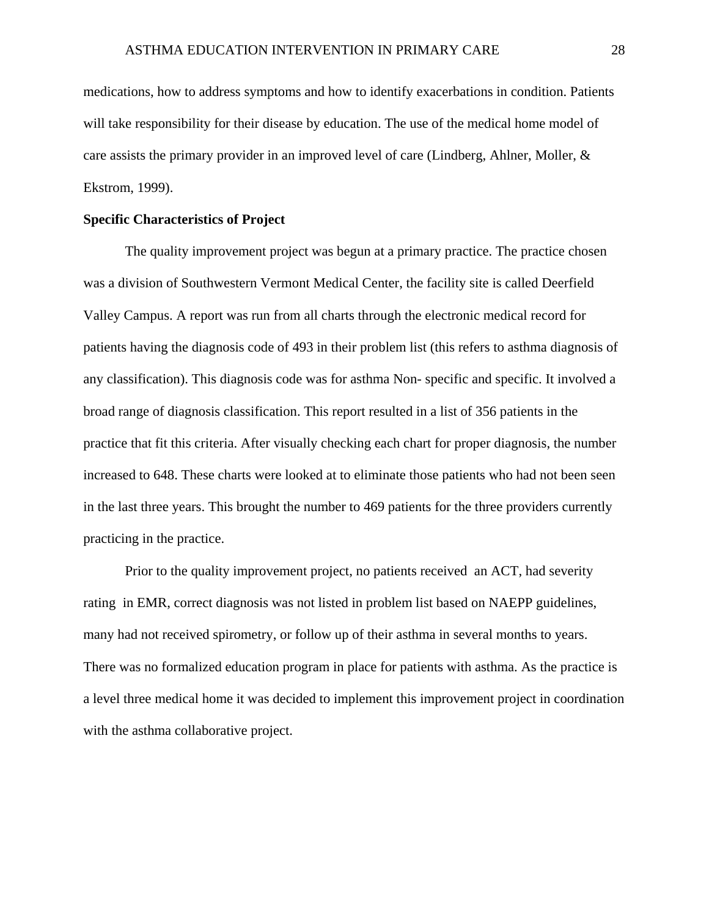medications, how to address symptoms and how to identify exacerbations in condition. Patients will take responsibility for their disease by education. The use of the medical home model of care assists the primary provider in an improved level of care (Lindberg, Ahlner, Moller, & Ekstrom, 1999).

**Specific Characteristics of Project**

The quality improvement project was begun at a primary practice. The practice chosen was a division of Southwestern Vermont Medical Center, the facility site is called Deerfield Valley Campus. A report was run from all charts through the electronic medical record for patients having the diagnosis code of 493 in their problem list (this refers to asthma diagnosis of any classification). This diagnosis code was for asthma Non- specific and specific. It involved a broad range of diagnosis classification. This report resulted in a list of 356 patients in the practice that fit this criteria. After visually checking each chart for proper diagnosis, the number increased to 648. These charts were looked at to eliminate those patients who had not been seen in the last three years. This brought the number to 469 patients for the three providers currently practicing in the practice.

Prior to the quality improvement project, no patients received an ACT, had severity rating in EMR, correct diagnosis was not listed in problem list based on NAEPP guidelines, many had not received spirometry, or follow up of their asthma in several months to years. There was no formalized education program in place for patients with asthma. As the practice is a level three medical home it was decided to implement this improvement project in coordination with the asthma collaborative project.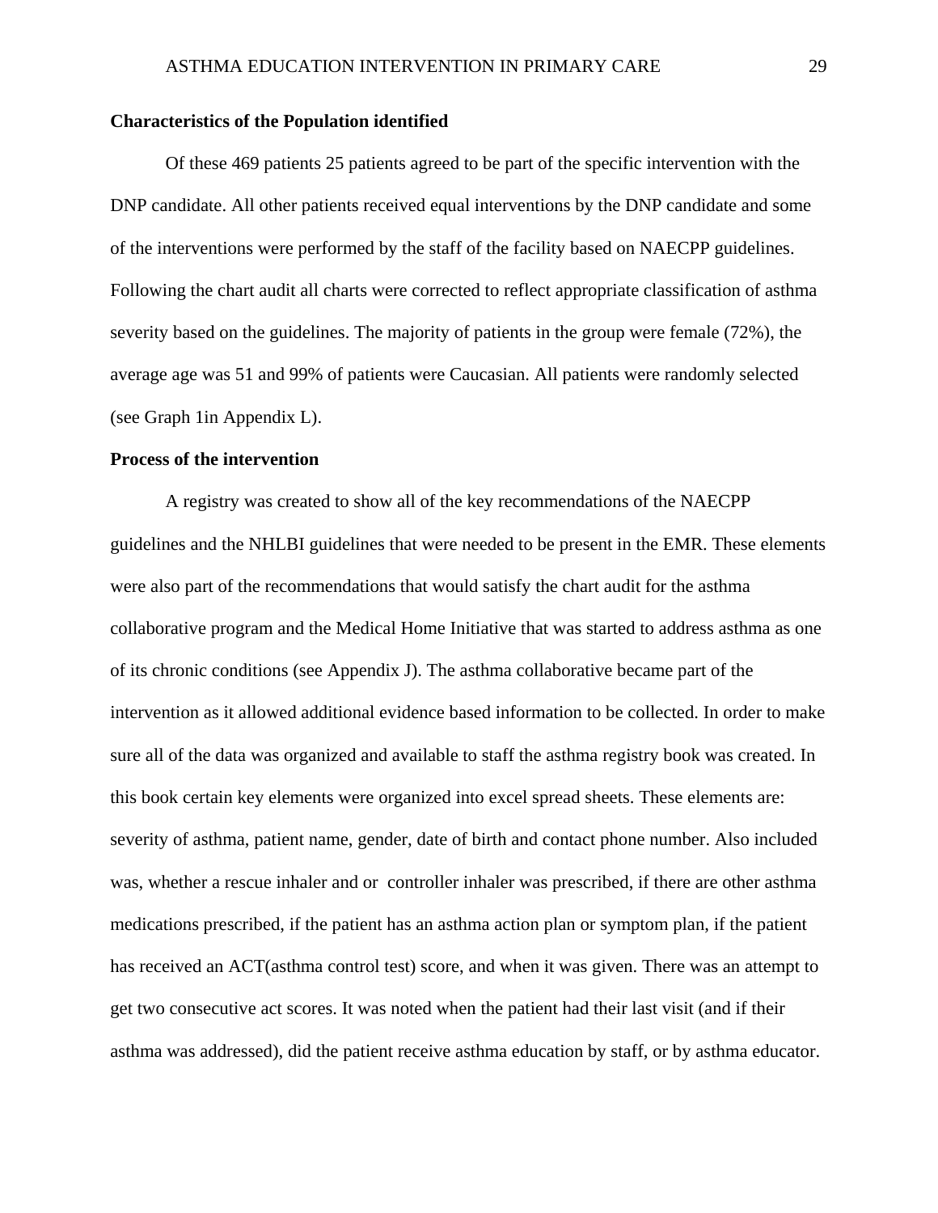**Characteristics of the Population identified**

Of these 469 patients 25 patients agreed to be part of the specific intervention with the DNP candidate. All other patients received equal interventions by the DNP candidate and some of the interventions were performed by the staff of the facility based on NAECPP guidelines. Following the chart audit all charts were corrected to reflect appropriate classification of asthma severity based on the guidelines. The majority of patients in the group were female (72%), the average age was 51 and 99% of patients were Caucasian. All patients were randomly selected (see Graph 1in Appendix L).

**Process of the intervention**

A registry was created to show all of the key recommendations of the NAECPP guidelines and the NHLBI guidelines that were needed to be present in the EMR. These elements were also part of the recommendations that would satisfy the chart audit for the asthma collaborative program and the Medical Home Initiative that was started to address asthma as one of its chronic conditions (see Appendix J). The asthma collaborative became part of the intervention as it allowed additional evidence based information to be collected. In order to make sure all of the data was organized and available to staff the asthma registry book was created. In this book certain key elements were organized into excel spread sheets. These elements are: severity of asthma, patient name, gender, date of birth and contact phone number. Also included was, whether a rescue inhaler and or  controller inhaler was prescribed, if there are other asthma medications prescribed, if the patient has an asthma action plan or symptom plan, if the patient has received an ACT(asthma control test) score, and when it was given. There was an attempt to get two consecutive act scores. It was noted when the patient had their last visit (and if their asthma was addressed), did the patient receive asthma education by staff, or by asthma educator.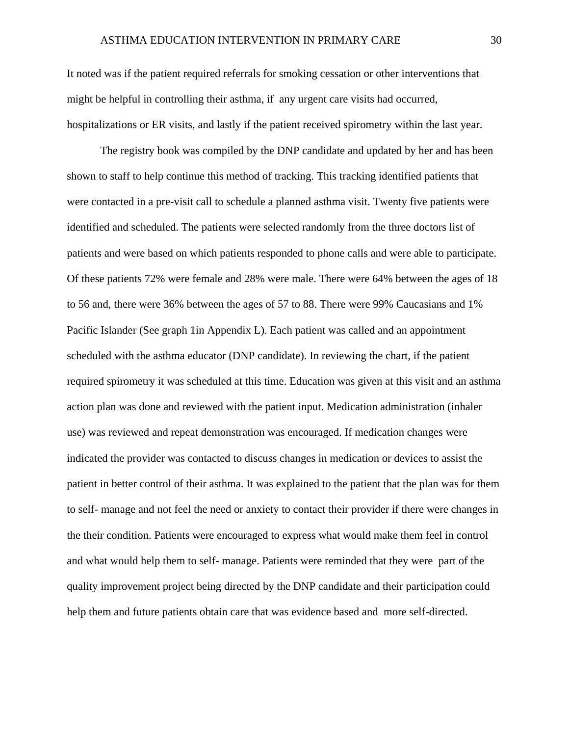It noted was if the patient required referrals for smoking cessation or other interventions that might be helpful in controlling their asthma, if any urgent care visits had occurred, hospitalizations or ER visits, and lastly if the patient received spirometry within the last year.

The registry book was compiled by the DNP candidate and updated by her and has been shown to staff to help continue this method of tracking. This tracking identified patients that were contacted in a pre-visit call to schedule a planned asthma visit. Twenty five patients were identified and scheduled. The patients were selected randomly from the three doctors list of patients and were based on which patients responded to phone calls and were able to participate. Of these patients 72% were female and 28% were male. There were 64% between the ages of 18 to 56 and, there were 36% between the ages of 57 to 88. There were 99% Caucasians and 1% Pacific Islander (See graph 1in Appendix L). Each patient was called and an appointment scheduled with the asthma educator (DNP candidate). In reviewing the chart, if the patient required spirometry it was scheduled at this time. Education was given at this visit and an asthma action plan was done and reviewed with the patient input. Medication administration (inhaler use) was reviewed and repeat demonstration was encouraged. If medication changes were indicated the provider was contacted to discuss changes in medication or devices to assist the patient in better control of their asthma. It was explained to the patient that the plan was for them to self- manage and not feel the need or anxiety to contact their provider if there were changes in the their condition. Patients were encouraged to express what would make them feel in control and what would help them to self- manage. Patients were reminded that they were part of the quality improvement project being directed by the DNP candidate and their participation could help them and future patients obtain care that was evidence based and more self-directed.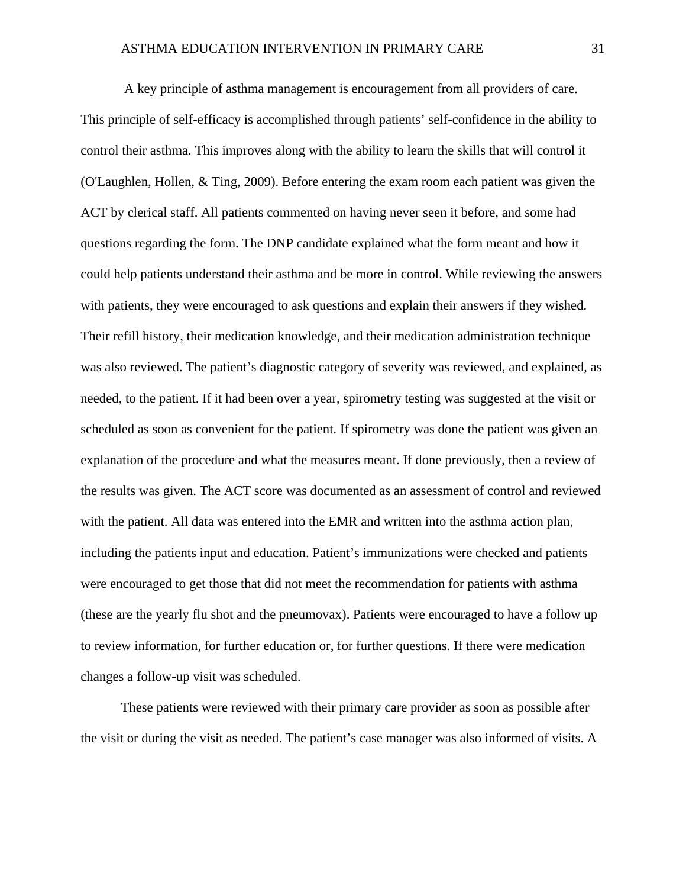A key principle of asthma management is encouragement from all providers of care. This principle of self-efficacy is accomplished through patients' self-confidence in the ability to control their asthma. This improves along with the ability to learn the skills that will control it (O'Laughlen, Hollen, & Ting, 2009). Before entering the exam room each patient was given the ACT by clerical staff. All patients commented on having never seen it before, and some had questions regarding the form. The DNP candidate explained what the form meant and how it could help patients understand their asthma and be more in control. While reviewing the answers with patients, they were encouraged to ask questions and explain their answers if they wished. Their refill history, their medication knowledge, and their medication administration technique was also reviewed. The patient's diagnostic category of severity was reviewed, and explained, as needed, to the patient. If it had been over a year, spirometry testing was suggested at the visit or scheduled as soon as convenient for the patient. If spirometry was done the patient was given an explanation of the procedure and what the measures meant. If done previously, then a review of the results was given. The ACT score was documented as an assessment of control and reviewed with the patient. All data was entered into the EMR and written into the asthma action plan, including the patients input and education. Patient's immunizations were checked and patients were encouraged to get those that did not meet the recommendation for patients with asthma (these are the yearly flu shot and the pneumovax). Patients were encouraged to have a follow up to review information, for further education or, for further questions. If there were medication changes a follow-up visit was scheduled.

These patients were reviewed with their primary care provider as soon as possible after the visit or during the visit as needed. The patient's case manager was also informed of visits. A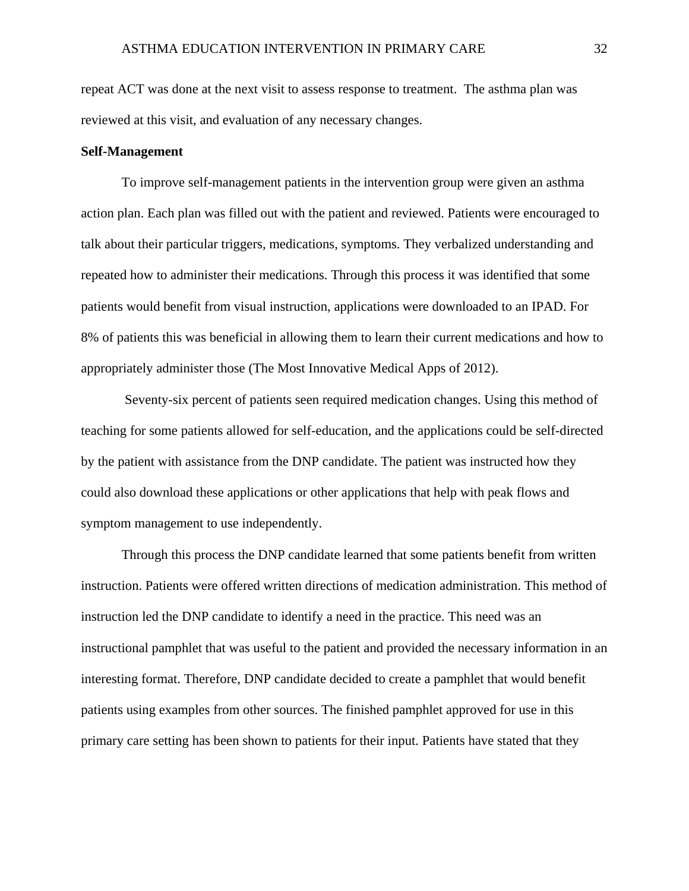repeat ACT was done at the next visit to assess response to treatment. The asthma plan was reviewed at this visit, and evaluation of any necessary changes.

**Self-Management**

To improve self-management patients in the intervention group were given an asthma action plan. Each plan was filled out with the patient and reviewed. Patients were encouraged to talk about their particular triggers, medications, symptoms. They verbalized understanding and repeated how to administer their medications. Through this process it was identified that some patients would benefit from visual instruction, applications were downloaded to an IPAD. For 8% of patients this was beneficial in allowing them to learn their current medications and how to appropriately administer those (The Most Innovative Medical Apps of 2012).

Seventy-six percent of patients seen required medication changes. Using this method of teaching for some patients allowed for self-education, and the applications could be self-directed by the patient with assistance from the DNP candidate. The patient was instructed how they could also download these applications or other applications that help with peak flows and symptom management to use independently.

Through this process the DNP candidate learned that some patients benefit from written instruction. Patients were offered written directions of medication administration. This method of instruction led the DNP candidate to identify a need in the practice. This need was an instructional pamphlet that was useful to the patient and provided the necessary information in an interesting format. Therefore, DNP candidate decided to create a pamphlet that would benefit patients using examples from other sources. The finished pamphlet approved for use in this primary care setting has been shown to patients for their input. Patients have stated that they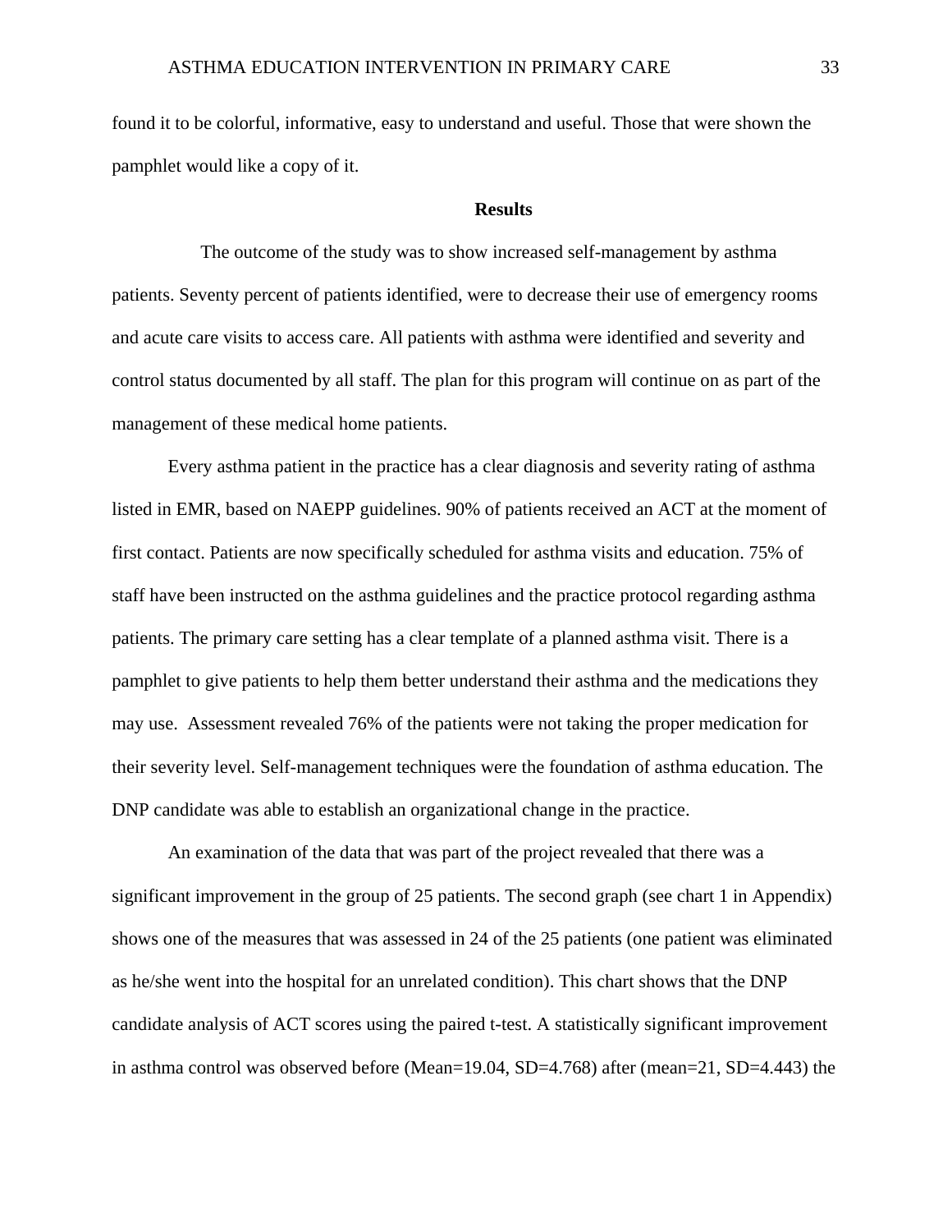found it to be colorful, informative, easy to understand and useful. Those that were shown the pamphlet would like a copy of it.

## Results

The outcome of the study was to show increased self-management by asthma patients. Seventy percent of patients identified, were to decrease their use of emergency rooms and acute care visits to access care. All patients with asthma were identified and severity and control status documented by all staff. The plan for this program will continue on as part of the management of these medical home patients.

Every asthma patient in the practice has a clear diagnosis and severity rating of asthma listed in EMR, based on NAEPP guidelines. 90% of patients received an ACT at the moment of first contact. Patients are now specifically scheduled for asthma visits and education. 75% of staff have been instructed on the asthma guidelines and the practice protocol regarding asthma patients. The primary care setting has a clear template of a planned asthma visit. There is a pamphlet to give patients to help them better understand their asthma and the medications they may use. Assessment revealed 76% of the patients were not taking the proper medication for their severity level. Self-management techniques were the foundation of asthma education. The DNP candidate was able to establish an organizational change in the practice.

An examination of the data that was part of the project revealed that there was a significant improvement in the group of 25 patients. The second graph (see chart 1 in Appendix) shows one of the measures that was assessed in 24 of the 25 patients (one patient was eliminated as he/she went into the hospital for an unrelated condition). This chart shows that the DNP candidate analysis of ACT scores using the paired t-test. A statistically significant improvement in asthma control was observed before (Mean=19.04, SD=4.768) after (mean=21, SD=4.443) the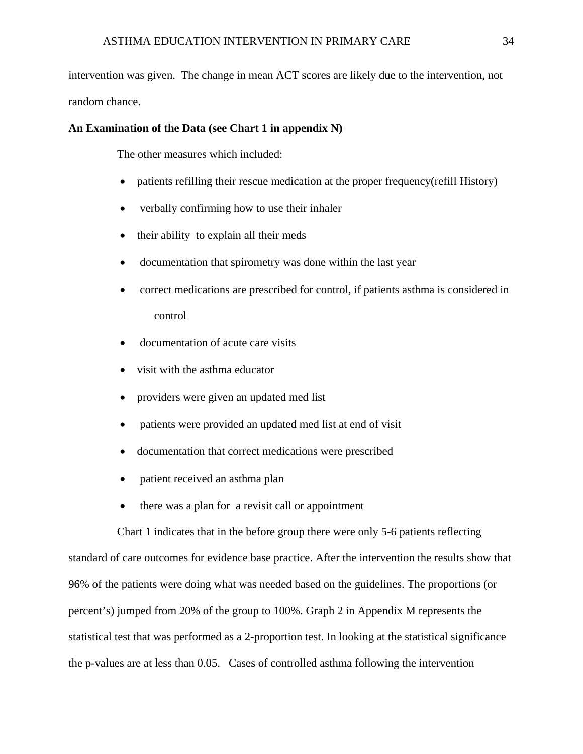intervention was given. The change in mean ACT scores are likely due to the intervention, not random chance.

**An Examination of the Data (see Chart 1 in appendix N)**

The other measures which included:

- patients refilling their rescue medication at the proper frequency(refill History)
- verbally confirming how to use their inhaler
- their ability to explain all their meds
- documentation that spirometry was done within the last year
- correct medications are prescribed for control, if patients asthma is considered in control
- documentation of acute care visits
- visit with the asthma educator
- providers were given an updated med list
- patients were provided an updated med list at end of visit
- documentation that correct medications were prescribed
- patient received an asthma plan
- there was a plan for a revisit call or appointment

Chart 1 indicates that in the before group there were only 5-6 patients reflecting standard of care outcomes for evidence base practice. After the intervention the results show that 96% of the patients were doing what was needed based on the guidelines. The proportions (or percent's) jumped from 20% of the group to 100%. Graph 2 in Appendix M represents the statistical test that was performed as a 2-proportion test. In looking at the statistical significance the p-values are at less than 0.05. Cases of controlled asthma following the intervention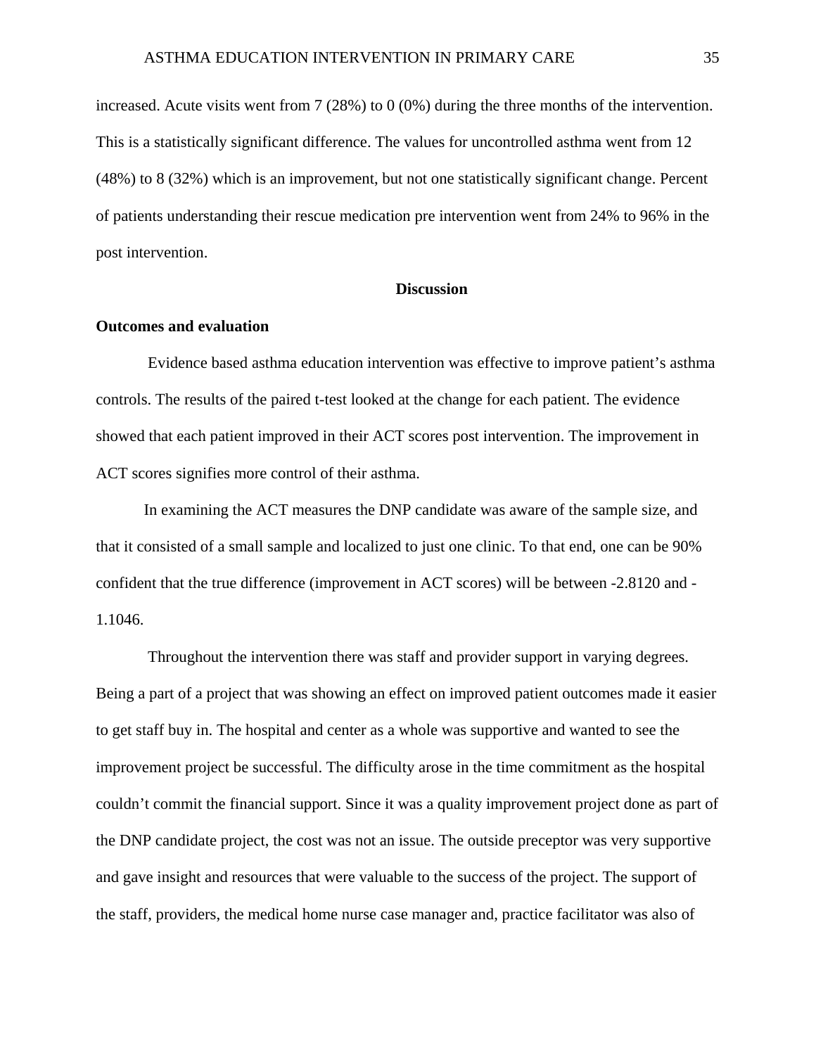increased. Acute visits went from 7 (28%) to 0 (0%) during the three months of the intervention. This is a statistically significant difference. The values for uncontrolled asthma went from 12 (48%) to 8 (32%) which is an improvement, but not one statistically significant change. Percent of patients understanding their rescue medication pre intervention went from 24% to 96% in the post intervention.

## Discussion

### Outcomes and evaluation

Evidence based asthma education intervention was effective to improve patient's asthma controls. The results of the paired t-test looked at the change for each patient. The evidence showed that each patient improved in their ACT scores post intervention. The improvement in ACT scores signifies more control of their asthma.

In examining the ACT measures the DNP candidate was aware of the sample size, and that it consisted of a small sample and localized to just one clinic. To that end, one can be 90% confident that the true difference (improvement in ACT scores) will be between -2.8120 and -1.1046.

Throughout the intervention there was staff and provider support in varying degrees. Being a part of a project that was showing an effect on improved patient outcomes made it easier to get staff buy in. The hospital and center as a whole was supportive and wanted to see the improvement project be successful. The difficulty arose in the time commitment as the hospital couldn't commit the financial support. Since it was a quality improvement project done as part of the DNP candidate project, the cost was not an issue. The outside preceptor was very supportive and gave insight and resources that were valuable to the success of the project. The support of the staff, providers, the medical home nurse case manager and, practice facilitator was also of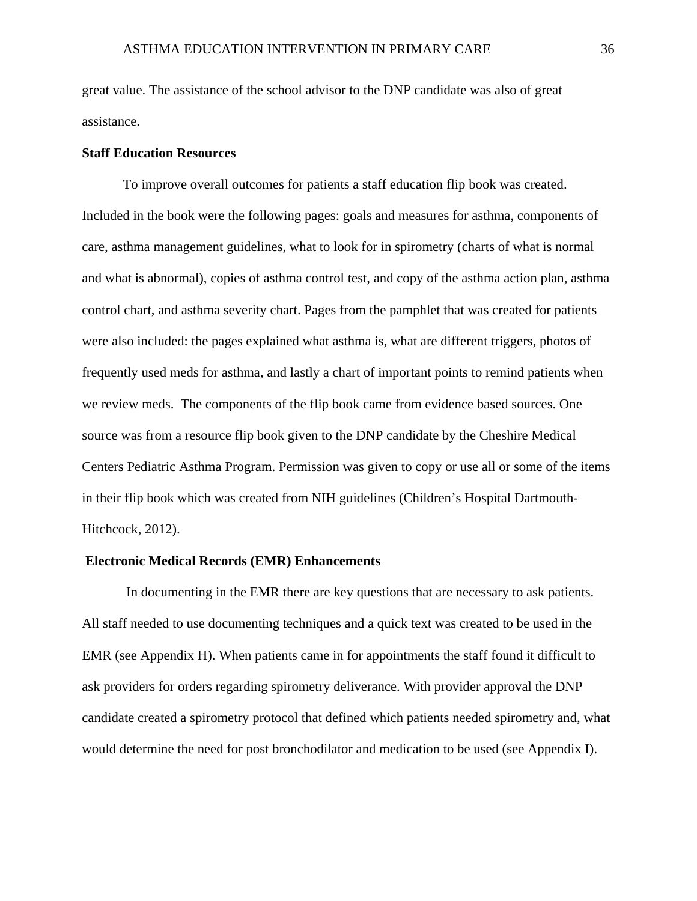great value. The assistance of the school advisor to the DNP candidate was also of great assistance.

**Staff Education Resources**

To improve overall outcomes for patients a staff education flip book was created. Included in the book were the following pages: goals and measures for asthma, components of care, asthma management guidelines, what to look for in spirometry (charts of what is normal and what is abnormal), copies of asthma control test, and copy of the asthma action plan, asthma control chart, and asthma severity chart. Pages from the pamphlet that was created for patients were also included: the pages explained what asthma is, what are different triggers, photos of frequently used meds for asthma, and lastly a chart of important points to remind patients when we review meds. The components of the flip book came from evidence based sources. One source was from a resource flip book given to the DNP candidate by the Cheshire Medical Centers Pediatric Asthma Program. Permission was given to copy or use all or some of the items in their flip book which was created from NIH guidelines (Children's Hospital Dartmouth-Hitchcock, 2012).

**Electronic Medical Records (EMR) Enhancements**

In documenting in the EMR there are key questions that are necessary to ask patients. All staff needed to use documenting techniques and a quick text was created to be used in the EMR (see Appendix H). When patients came in for appointments the staff found it difficult to ask providers for orders regarding spirometry deliverance. With provider approval the DNP candidate created a spirometry protocol that defined which patients needed spirometry and, what would determine the need for post bronchodilator and medication to be used (see Appendix I).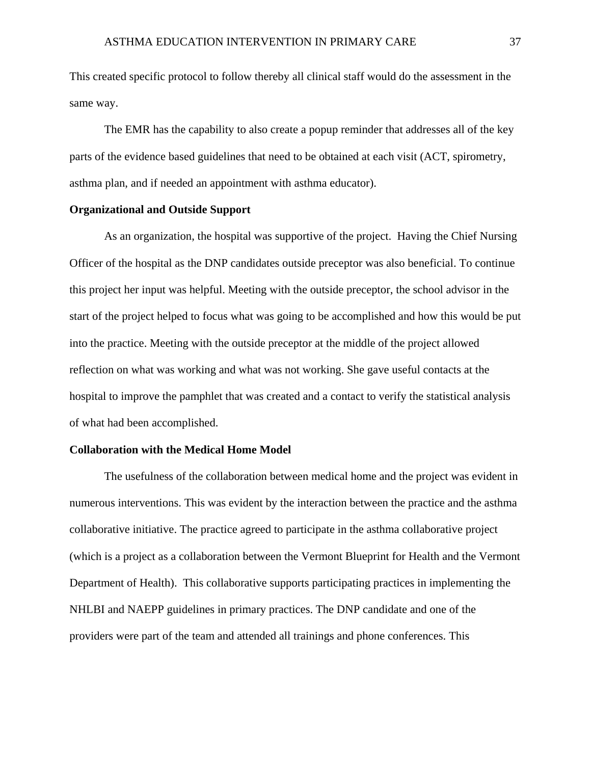This created specific protocol to follow thereby all clinical staff would do the assessment in the same way.

The EMR has the capability to also create a popup reminder that addresses all of the key parts of the evidence based guidelines that need to be obtained at each visit (ACT, spirometry, asthma plan, and if needed an appointment with asthma educator).

**Organizational and Outside Support**

As an organization, the hospital was supportive of the project. Having the Chief Nursing Officer of the hospital as the DNP candidates outside preceptor was also beneficial. To continue this project her input was helpful. Meeting with the outside preceptor, the school advisor in the start of the project helped to focus what was going to be accomplished and how this would be put into the practice. Meeting with the outside preceptor at the middle of the project allowed reflection on what was working and what was not working. She gave useful contacts at the hospital to improve the pamphlet that was created and a contact to verify the statistical analysis of what had been accomplished.

**Collaboration with the Medical Home Model**

The usefulness of the collaboration between medical home and the project was evident in numerous interventions. This was evident by the interaction between the practice and the asthma collaborative initiative. The practice agreed to participate in the asthma collaborative project (which is a project as a collaboration between the Vermont Blueprint for Health and the Vermont Department of Health). This collaborative supports participating practices in implementing the NHLBI and NAEPP guidelines in primary practices. The DNP candidate and one of the providers were part of the team and attended all trainings and phone conferences. This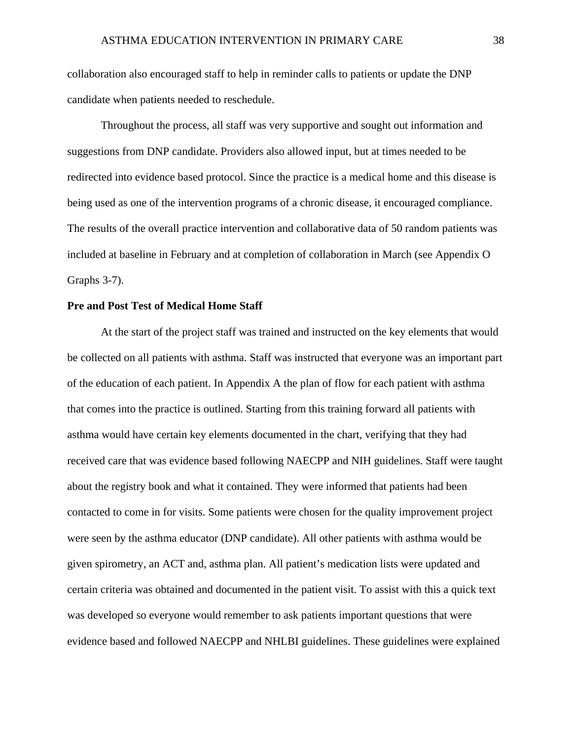collaboration also encouraged staff to help in reminder calls to patients or update the DNP candidate when patients needed to reschedule.

Throughout the process, all staff was very supportive and sought out information and suggestions from DNP candidate. Providers also allowed input, but at times needed to be redirected into evidence based protocol. Since the practice is a medical home and this disease is being used as one of the intervention programs of a chronic disease, it encouraged compliance. The results of the overall practice intervention and collaborative data of 50 random patients was included at baseline in February and at completion of collaboration in March (see Appendix O Graphs 3-7).

**Pre and Post Test of Medical Home Staff**

At the start of the project staff was trained and instructed on the key elements that would be collected on all patients with asthma. Staff was instructed that everyone was an important part of the education of each patient. In Appendix A the plan of flow for each patient with asthma that comes into the practice is outlined. Starting from this training forward all patients with asthma would have certain key elements documented in the chart, verifying that they had received care that was evidence based following NAECPP and NIH guidelines. Staff were taught about the registry book and what it contained. They were informed that patients had been contacted to come in for visits. Some patients were chosen for the quality improvement project were seen by the asthma educator (DNP candidate). All other patients with asthma would be given spirometry, an ACT and, asthma plan. All patient's medication lists were updated and certain criteria was obtained and documented in the patient visit. To assist with this a quick text was developed so everyone would remember to ask patients important questions that were evidence based and followed NAECPP and NHLBI guidelines. These guidelines were explained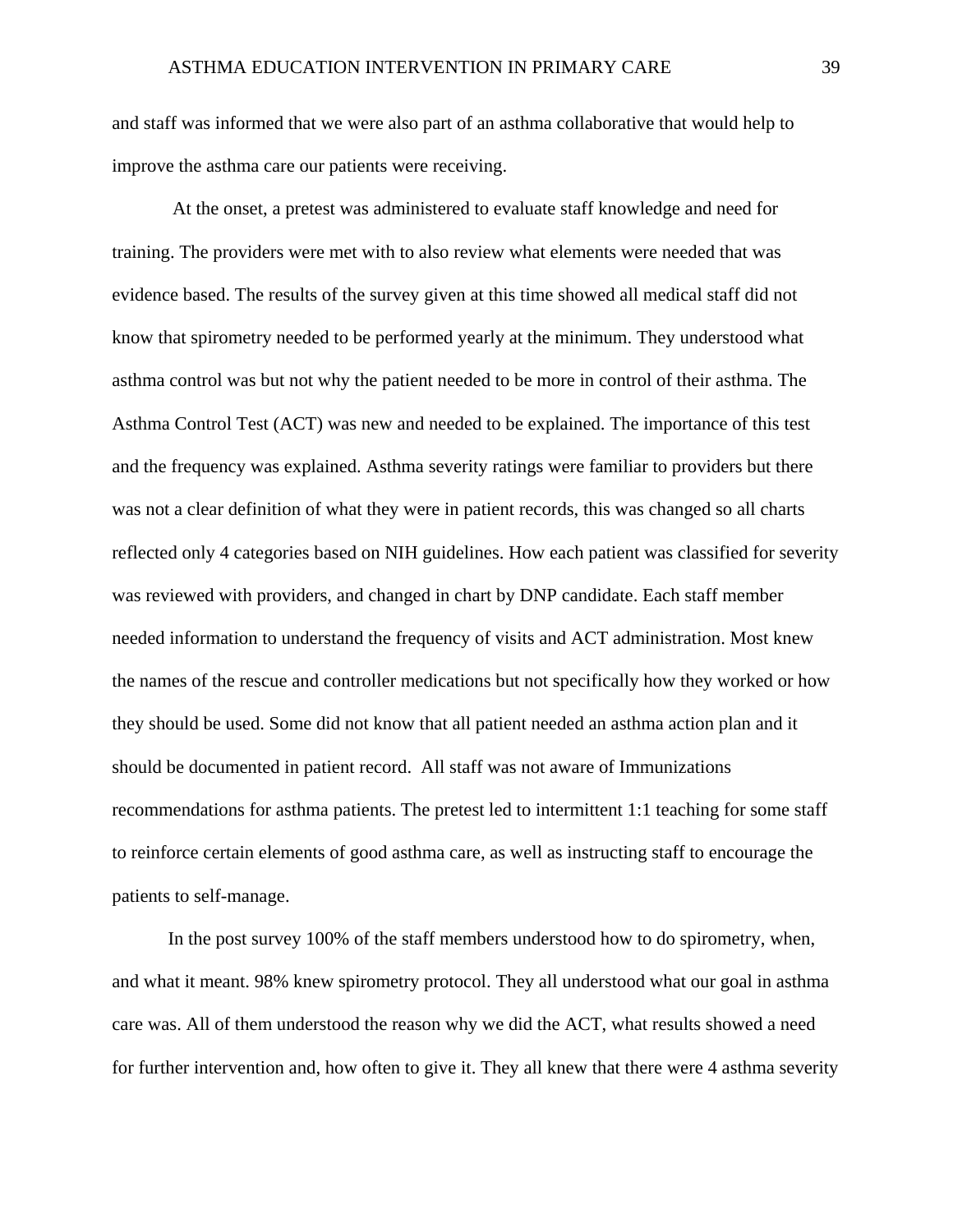and staff was informed that we were also part of an asthma collaborative that would help to improve the asthma care our patients were receiving.

At the onset, a pretest was administered to evaluate staff knowledge and need for training. The providers were met with to also review what elements were needed that was evidence based. The results of the survey given at this time showed all medical staff did not know that spirometry needed to be performed yearly at the minimum. They understood what asthma control was but not why the patient needed to be more in control of their asthma. The Asthma Control Test (ACT) was new and needed to be explained. The importance of this test and the frequency was explained. Asthma severity ratings were familiar to providers but there was not a clear definition of what they were in patient records, this was changed so all charts reflected only 4 categories based on NIH guidelines. How each patient was classified for severity was reviewed with providers, and changed in chart by DNP candidate. Each staff member needed information to understand the frequency of visits and ACT administration. Most knew the names of the rescue and controller medications but not specifically how they worked or how they should be used. Some did not know that all patient needed an asthma action plan and it should be documented in patient record. All staff was not aware of Immunizations recommendations for asthma patients. The pretest led to intermittent 1:1 teaching for some staff to reinforce certain elements of good asthma care, as well as instructing staff to encourage the patients to self-manage.

In the post survey 100% of the staff members understood how to do spirometry, when, and what it meant. 98% knew spirometry protocol. They all understood what our goal in asthma care was. All of them understood the reason why we did the ACT, what results showed a need for further intervention and, how often to give it. They all knew that there were 4 asthma severity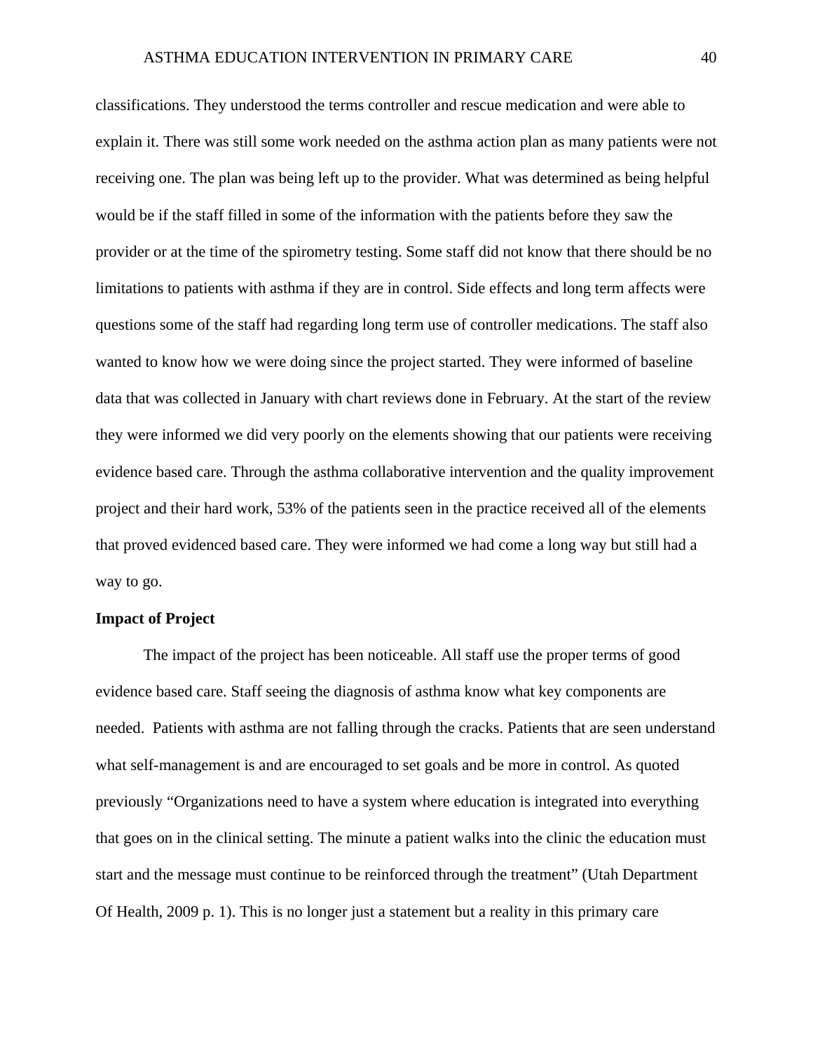classifications. They understood the terms controller and rescue medication and were able to explain it. There was still some work needed on the asthma action plan as many patients were not receiving one. The plan was being left up to the provider. What was determined as being helpful would be if the staff filled in some of the information with the patients before they saw the provider or at the time of the spirometry testing. Some staff did not know that there should be no limitations to patients with asthma if they are in control. Side effects and long term affects were questions some of the staff had regarding long term use of controller medications. The staff also wanted to know how we were doing since the project started. They were informed of baseline data that was collected in January with chart reviews done in February. At the start of the review they were informed we did very poorly on the elements showing that our patients were receiving evidence based care. Through the asthma collaborative intervention and the quality improvement project and their hard work, 53% of the patients seen in the practice received all of the elements that proved evidenced based care. They were informed we had come a long way but still had a way to go.

**Impact of Project**

The impact of the project has been noticeable. All staff use the proper terms of good evidence based care. Staff seeing the diagnosis of asthma know what key components are needed. Patients with asthma are not falling through the cracks. Patients that are seen understand what self-management is and are encouraged to set goals and be more in control. As quoted previously "Organizations need to have a system where education is integrated into everything that goes on in the clinical setting. The minute a patient walks into the clinic the education must start and the message must continue to be reinforced through the treatment" (Utah Department Of Health, 2009 p. 1). This is no longer just a statement but a reality in this primary care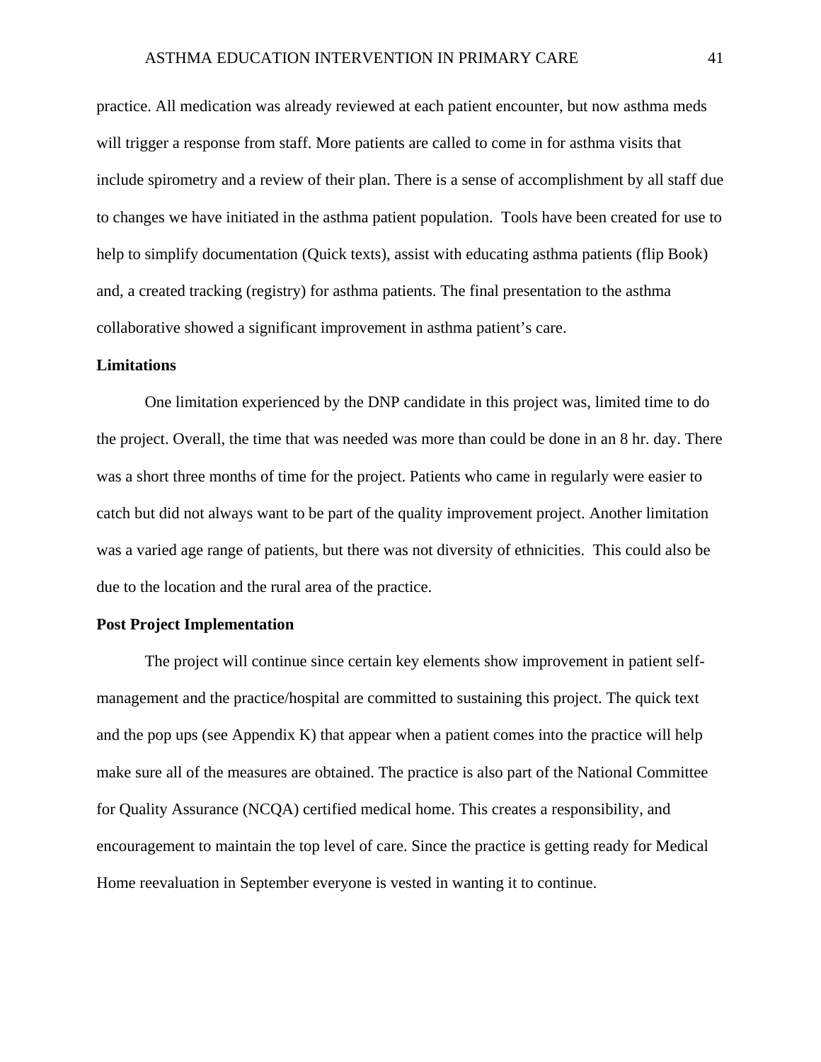practice. All medication was already reviewed at each patient encounter, but now asthma meds will trigger a response from staff. More patients are called to come in for asthma visits that include spirometry and a review of their plan. There is a sense of accomplishment by all staff due to changes we have initiated in the asthma patient population. Tools have been created for use to help to simplify documentation (Quick texts), assist with educating asthma patients (flip Book) and, a created tracking (registry) for asthma patients. The final presentation to the asthma collaborative showed a significant improvement in asthma patient's care.

**Limitations**

One limitation experienced by the DNP candidate in this project was, limited time to do the project. Overall, the time that was needed was more than could be done in an 8 hr. day. There was a short three months of time for the project. Patients who came in regularly were easier to catch but did not always want to be part of the quality improvement project. Another limitation was a varied age range of patients, but there was not diversity of ethnicities. This could also be due to the location and the rural area of the practice.

**Post Project Implementation**

The project will continue since certain key elements show improvement in patient self-management and the practice/hospital are committed to sustaining this project. The quick text and the pop ups (see Appendix K) that appear when a patient comes into the practice will help make sure all of the measures are obtained. The practice is also part of the National Committee for Quality Assurance (NCQA) certified medical home. This creates a responsibility, and encouragement to maintain the top level of care. Since the practice is getting ready for Medical Home reevaluation in September everyone is vested in wanting it to continue.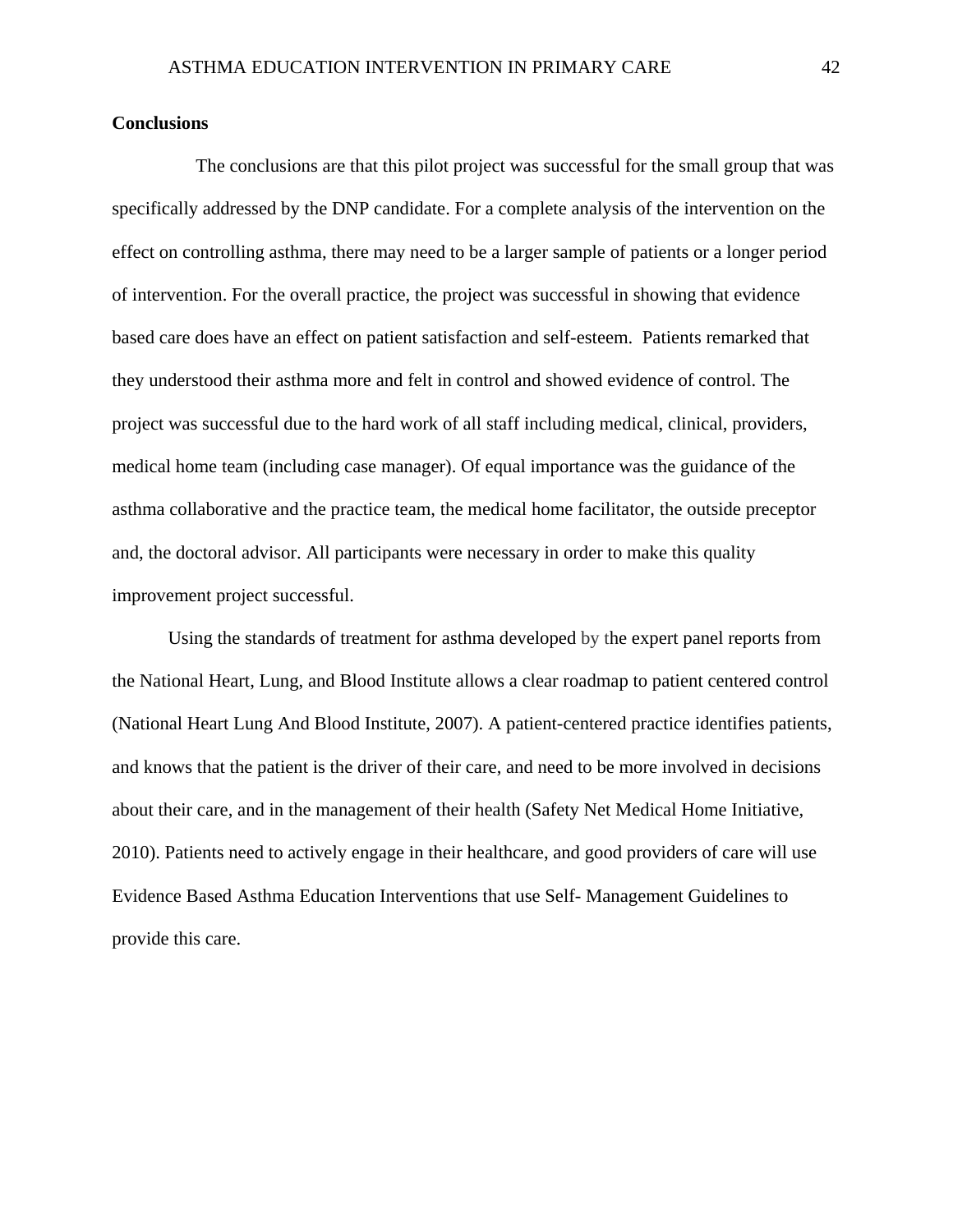**Conclusions**

The conclusions are that this pilot project was successful for the small group that was specifically addressed by the DNP candidate. For a complete analysis of the intervention on the effect on controlling asthma, there may need to be a larger sample of patients or a longer period of intervention. For the overall practice, the project was successful in showing that evidence based care does have an effect on patient satisfaction and self-esteem. Patients remarked that they understood their asthma more and felt in control and showed evidence of control. The project was successful due to the hard work of all staff including medical, clinical, providers, medical home team (including case manager). Of equal importance was the guidance of the asthma collaborative and the practice team, the medical home facilitator, the outside preceptor and, the doctoral advisor. All participants were necessary in order to make this quality improvement project successful.

Using the standards of treatment for asthma developed by the expert panel reports from the National Heart, Lung, and Blood Institute allows a clear roadmap to patient centered control (National Heart Lung And Blood Institute, 2007). A patient-centered practice identifies patients, and knows that the patient is the driver of their care, and need to be more involved in decisions about their care, and in the management of their health (Safety Net Medical Home Initiative, 2010). Patients need to actively engage in their healthcare, and good providers of care will use Evidence Based Asthma Education Interventions that use Self- Management Guidelines to provide this care.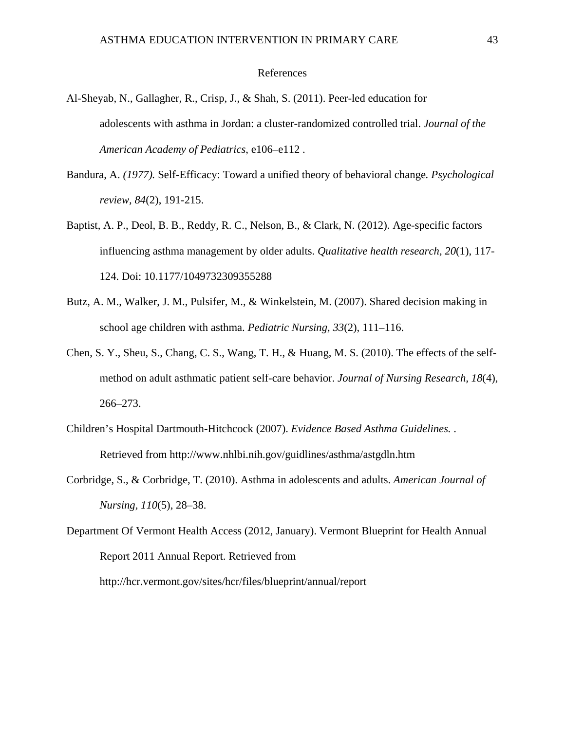# References

Al-Sheyab, N., Gallagher, R., Crisp, J., & Shah, S. (2011). Peer-led education for adolescents with asthma in Jordan: a cluster-randomized controlled trial. *Journal of the American Academy of Pediatrics*, e106–e112 .

Bandura, A. *(1977).* Self-Efficacy: Toward a unified theory of behavioral change*. Psychological review, 84*(2), 191-215.

Baptist, A. P., Deol, B. B., Reddy, R. C., Nelson, B., & Clark, N. (2012). Age-specific factors influencing asthma management by older adults. *Qualitative health research, 20*(1), 117-124. Doi: 10.1177/1049732309355288

Butz, A. M., Walker, J. M., Pulsifer, M., & Winkelstein, M. (2007). Shared decision making in school age children with asthma. *Pediatric Nursing, 33*(2), 111–116.

Chen, S. Y., Sheu, S., Chang, C. S., Wang, T. H., & Huang, M. S. (2010). The effects of the self-method on adult asthmatic patient self-care behavior. *Journal of Nursing Research, 18*(4), 266–273.

Children's Hospital Dartmouth-Hitchcock (2007). *Evidence Based Asthma Guidelines.* . Retrieved from http://www.nhlbi.nih.gov/guidlines/asthma/astgdln.htm

Corbridge, S., & Corbridge, T. (2010). Asthma in adolescents and adults. *American Journal of Nursing, 110*(5), 28–38.

Department Of Vermont Health Access (2012, January). Vermont Blueprint for Health Annual Report 2011 Annual Report. Retrieved from http://hcr.vermont.gov/sites/hcr/files/blueprint/annual/report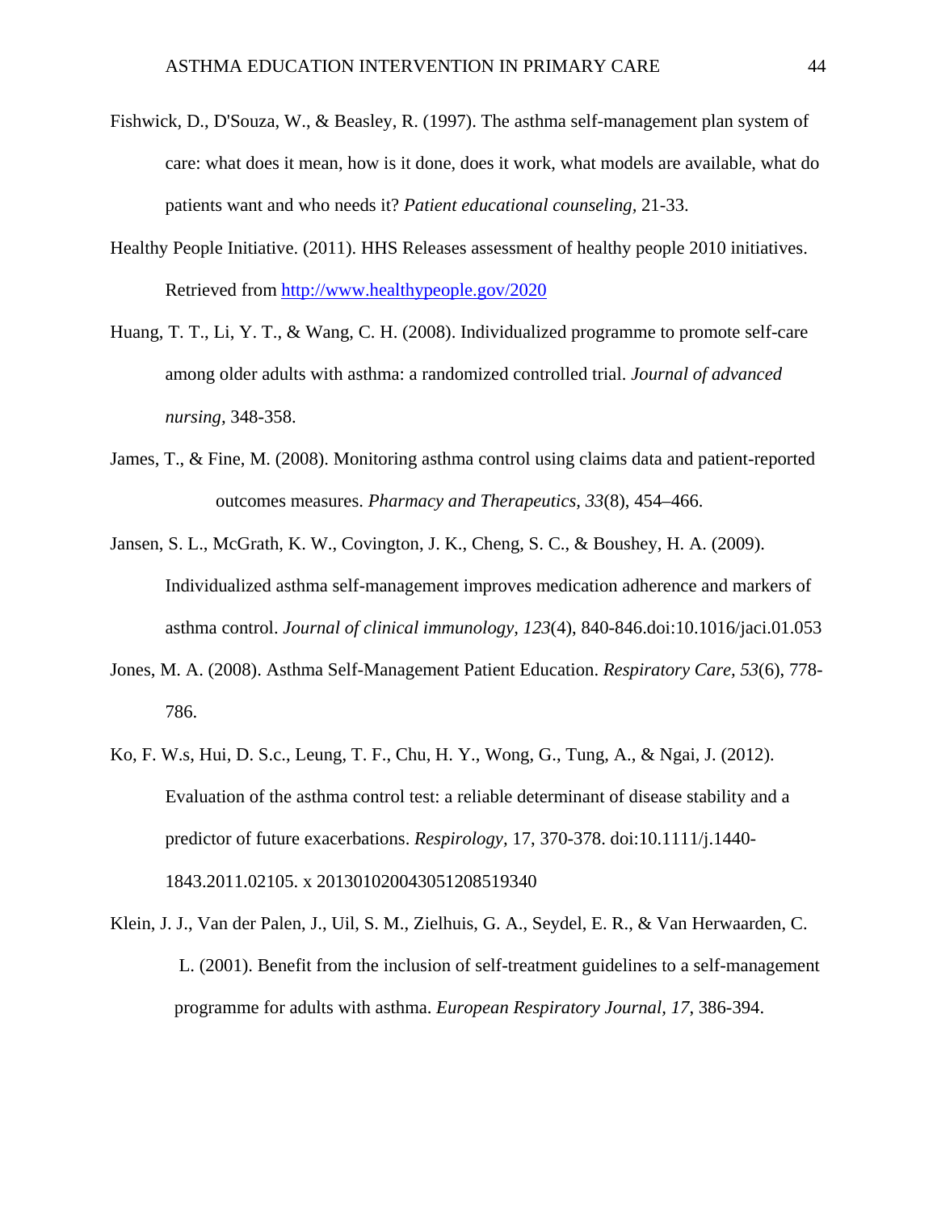Fishwick, D., D'Souza, W., & Beasley, R. (1997). The asthma self-management plan system of care: what does it mean, how is it done, does it work, what models are available, what do patients want and who needs it? *Patient educational counseling*, 21-33.

Healthy People Initiative. (2011). HHS Releases assessment of healthy people 2010 initiatives. Retrieved from http://www.healthypeople.gov/2020

Huang, T. T., Li, Y. T., & Wang, C. H. (2008). Individualized programme to promote self-care among older adults with asthma: a randomized controlled trial. *Journal of advanced nursing*, 348-358.

James, T., & Fine, M. (2008). Monitoring asthma control using claims data and patient-reported outcomes measures. *Pharmacy and Therapeutics*, *33*(8), 454–466.

Jansen, S. L., McGrath, K. W., Covington, J. K., Cheng, S. C., & Boushey, H. A. (2009). Individualized asthma self-management improves medication adherence and markers of asthma control. *Journal of clinical immunology, 123*(4), 840-846.doi:10.1016/jaci.01.053

Jones, M. A. (2008). Asthma Self-Management Patient Education. *Respiratory Care*, *53*(6), 778-786.

Ko, F. W.s, Hui, D. S.c., Leung, T. F., Chu, H. Y., Wong, G., Tung, A., & Ngai, J. (2012). Evaluation of the asthma control test: a reliable determinant of disease stability and a predictor of future exacerbations. *Respirology*, 17, 370-378. doi:10.1111/j.1440-1843.2011.02105. x 20130102004305120851934​0

Klein, J. J., Van der Palen, J., Uil, S. M., Zielhuis, G. A., Seydel, E. R., & Van Herwaarden, C. L. (2001). Benefit from the inclusion of self-treatment guidelines to a self-management programme for adults with asthma. *European Respiratory Journal*, *17*, 386-394.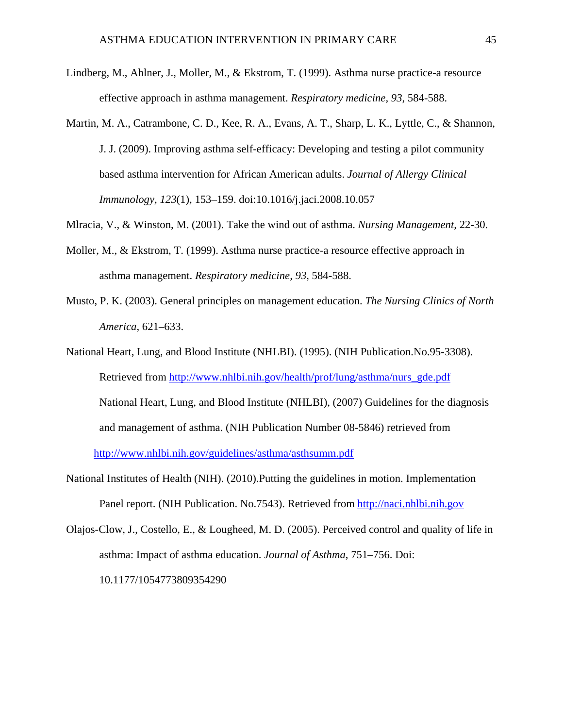Lindberg, M., Ahlner, J., Moller, M., & Ekstrom, T. (1999). Asthma nurse practice-a resource effective approach in asthma management. *Respiratory medicine, 93*, 584-588.

Martin, M. A., Catrambone, C. D., Kee, R. A., Evans, A. T., Sharp, L. K., Lyttle, C., & Shannon, J. J. (2009). Improving asthma self-efficacy: Developing and testing a pilot community based asthma intervention for African American adults. *Journal of Allergy Clinical Immunology, 123*(1), 153–159. doi:10.1016/j.jaci.2008.10.057

Mlracia, V., & Winston, M. (2001). Take the wind out of asthma. *Nursing Management,* 22-30.

Moller, M., & Ekstrom, T. (1999). Asthma nurse practice-a resource effective approach in asthma management. *Respiratory medicine, 93,* 584-588.

Musto, P. K. (2003). General principles on management education. *The Nursing Clinics of North America*, 621–633.

National Heart, Lung, and Blood Institute (NHLBI). (1995). (NIH Publication.No.95-3308). Retrieved from [http://www.nhlbi.nih.gov/health/prof/lung/asthma/nurs_gde.pdf](http://www.nhlbi.nih.gov/health/prof/lung/asthma/nurs_gde.pdf)
National Heart, Lung, and Blood Institute (NHLBI), (2007) Guidelines for the diagnosis and management of asthma. (NIH Publication Number 08-5846) retrieved from [http://www.nhlbi.nih.gov/guidelines/asthma/asthsumm.pdf](http://www.nhlbi.nih.gov/guidelines/asthma/asthsumm.pdf)

National Institutes of Health (NIH). (2010).Putting the guidelines in motion. Implementation Panel report. (NIH Publication. No.7543). Retrieved from [http://naci.nhlbi.nih.gov](http://naci.nhlbi.nih.gov)

Olajos-Clow, J., Costello, E., & Lougheed, M. D. (2005). Perceived control and quality of life in asthma: Impact of asthma education. *Journal of Asthma*, 751–756. Doi: 10.1177/1054773809354290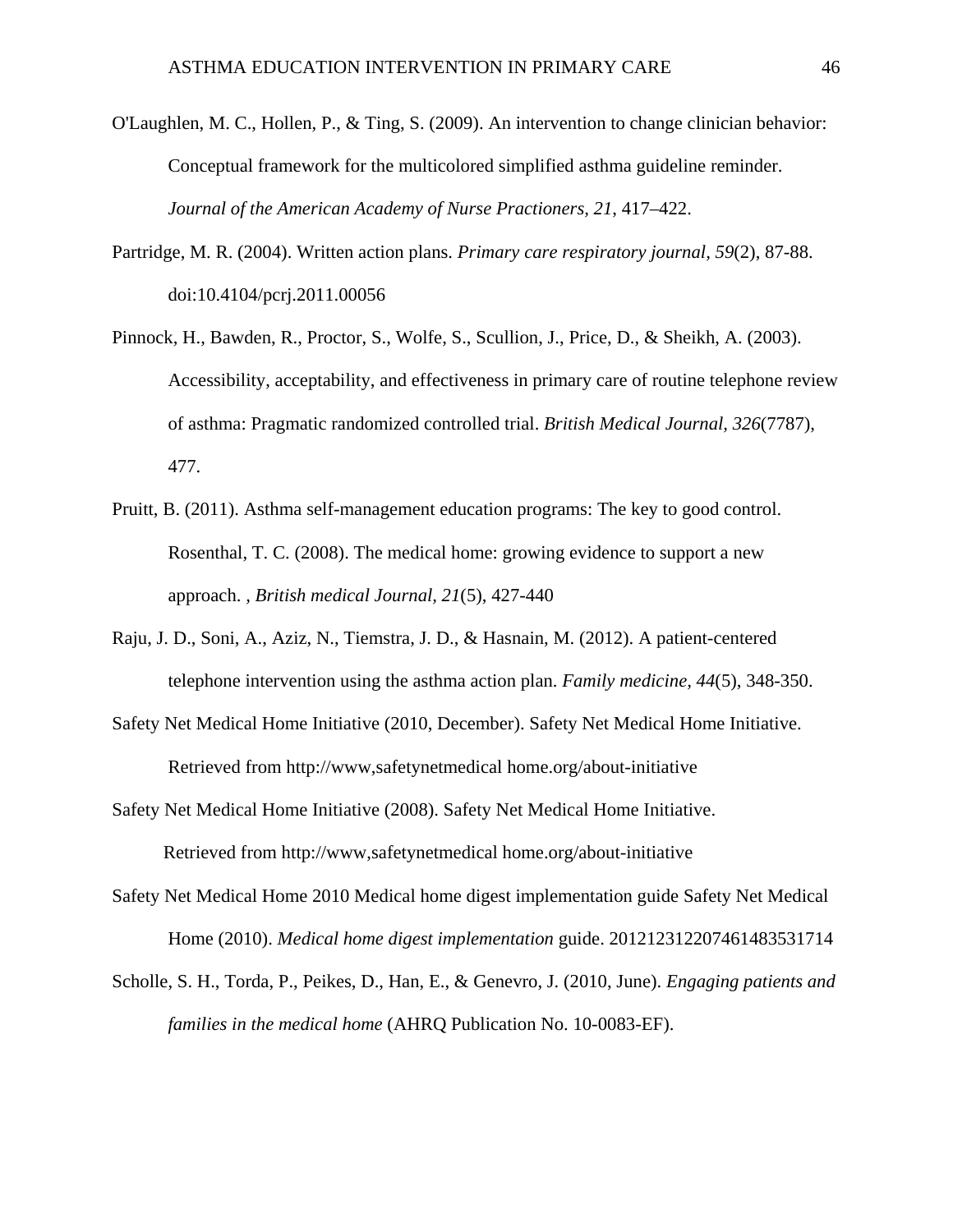O'Laughlen, M. C., Hollen, P., & Ting, S. (2009). An intervention to change clinician behavior: Conceptual framework for the multicolored simplified asthma guideline reminder. *Journal of the American Academy of Nurse Practioners, 21*, 417–422.

Partridge, M. R. (2004). Written action plans. *Primary care respiratory journal, 59*(2), 87-88. doi:10.4104/pcrj.2011.00056

Pinnock, H., Bawden, R., Proctor, S., Wolfe, S., Scullion, J., Price, D., & Sheikh, A. (2003). Accessibility, acceptability, and effectiveness in primary care of routine telephone review of asthma: Pragmatic randomized controlled trial. *British Medical Journal, 326*(7787), 477.

Pruitt, B. (2011). Asthma self-management education programs: The key to good control. Rosenthal, T. C. (2008). The medical home: growing evidence to support a new approach. *, British medical Journal, 21*(5), 427-440

Raju, J. D., Soni, A., Aziz, N., Tiemstra, J. D., & Hasnain, M. (2012). A patient-centered telephone intervention using the asthma action plan. *Family medicine, 44*(5), 348-350.

Safety Net Medical Home Initiative (2010, December). Safety Net Medical Home Initiative. Retrieved from http://www,safetynetmedical home.org/about-initiative

Safety Net Medical Home Initiative (2008). Safety Net Medical Home Initiative. Retrieved from http://www,safetynetmedical home.org/about-initiative

Safety Net Medical Home 2010 Medical home digest implementation guide Safety Net Medical Home (2010). *Medical home digest implementation* guide. 20121231220746148353​1714

Scholle, S. H., Torda, P., Peikes, D., Han, E., & Genevro, J. (2010, June). *Engaging patients and families in the medical home* (AHRQ Publication No. 10-0083-EF).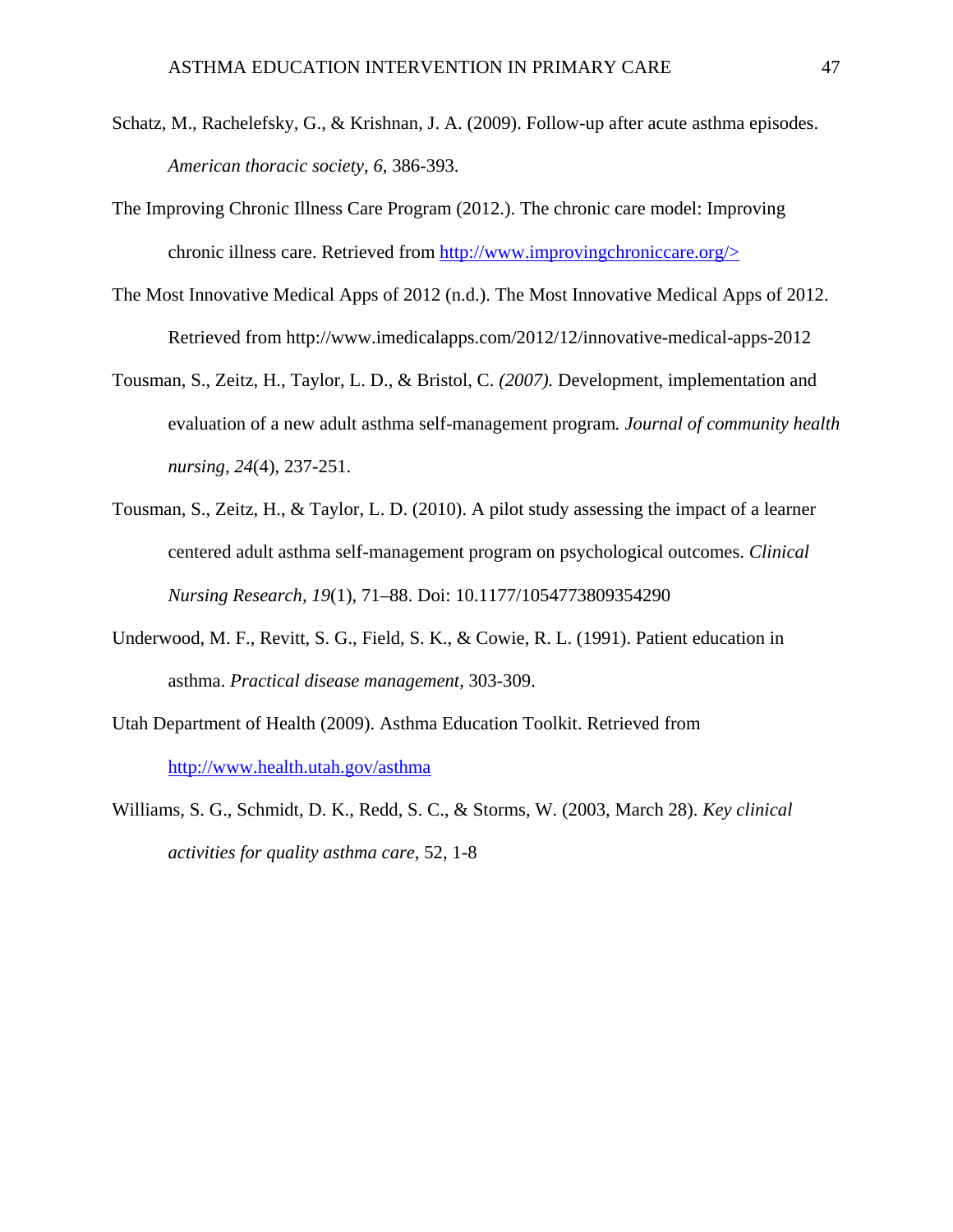Schatz, M., Rachelefsky, G., & Krishnan, J. A. (2009). Follow-up after acute asthma episodes. *American thoracic society, 6*, 386-393.

The Improving Chronic Illness Care Program (2012.). The chronic care model: Improving chronic illness care. Retrieved from http://www.improvingchroniccare.org/>

The Most Innovative Medical Apps of 2012 (n.d.). The Most Innovative Medical Apps of 2012. Retrieved from http://www.imedicalapps.com/2012/12/innovative-medical-apps-2012

Tousman, S., Zeitz, H., Taylor, L. D., & Bristol, C. *(2007).* Development, implementation and evaluation of a new adult asthma self-management program*. Journal of community health nursing, 24*(4), 237-251.

Tousman, S., Zeitz, H., & Taylor, L. D. (2010). A pilot study assessing the impact of a learner centered adult asthma self-management program on psychological outcomes. *Clinical Nursing Research, 19*(1), 71–88. Doi: 10.1177/1054773809354290

Underwood, M. F., Revitt, S. G., Field, S. K., & Cowie, R. L. (1991). Patient education in asthma. *Practical disease management*, 303-309.

Utah Department of Health (2009). Asthma Education Toolkit. Retrieved from http://www.health.utah.gov/asthma

Williams, S. G., Schmidt, D. K., Redd, S. C., & Storms, W. (2003, March 28). *Key clinical activities for quality asthma care*, 52, 1-8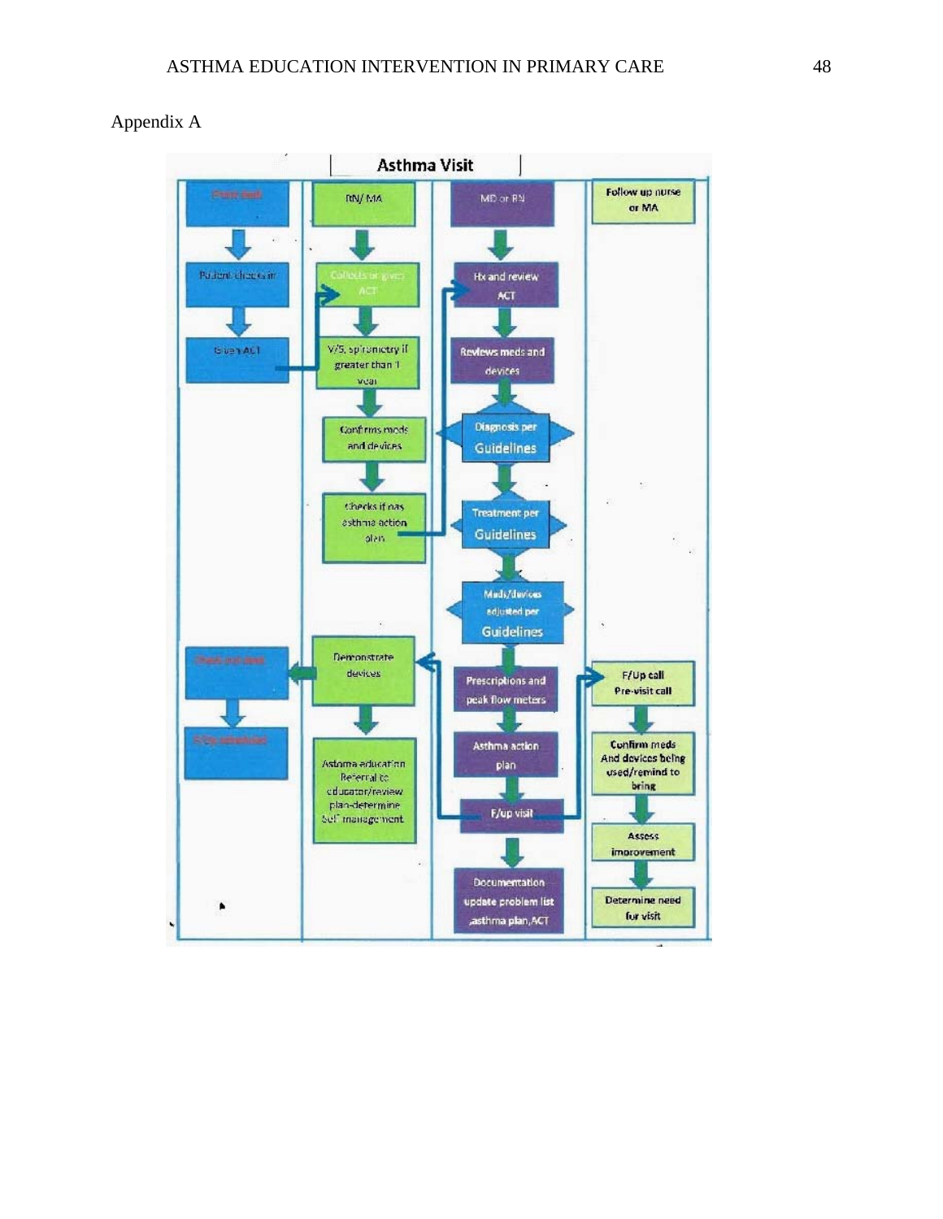Appendix A

Asthma Visit

Front desk

Patient checks in

Given ACT

Check out desk

F/Up scheduled

RN/ MA

Collects or gives ACT

V/S, spirometry if greater than 1 year

Confirms meds and devices

Checks if has asthma action plan

Demonstrate devices

Asthma education Referral to educator/review plan-determine Self management

MD or RN

Hx and review ACT

Reviews meds and devices

Diagnosis per Guidelines

Treatment per Guidelines

Meds/devices adjusted per Guidelines

Prescriptions and peak flow meters

Asthma action plan

F/up visit

Documentation update problem list ,asthma plan,ACT

Follow up nurse or MA

F/Up call Pre-visit call

Confirm meds And devices being used/remind to bring

Assess improvement

Determine need for visit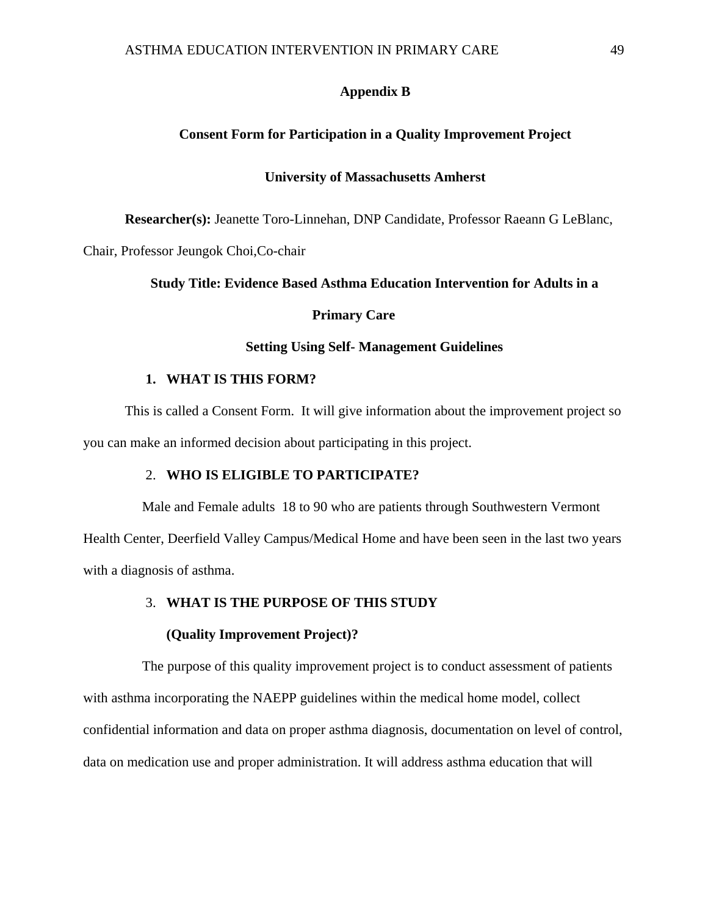## Appendix B

## Consent Form for Participation in a Quality Improvement Project

## University of Massachusetts Amherst

**Researcher(s):** Jeanette Toro-Linnehan, DNP Candidate, Professor Raeann G LeBlanc, Chair, Professor Jeungok Choi,Co-chair

**Study Title: Evidence Based Asthma Education Intervention for Adults in a Primary Care Setting Using Self- Management Guidelines**

1. **WHAT IS THIS FORM?**

This is called a Consent Form. It will give information about the improvement project so you can make an informed decision about participating in this project.

2. **WHO IS ELIGIBLE TO PARTICIPATE?**

Male and Female adults 18 to 90 who are patients through Southwestern Vermont Health Center, Deerfield Valley Campus/Medical Home and have been seen in the last two years with a diagnosis of asthma.

3. **WHAT IS THE PURPOSE OF THIS STUDY (Quality Improvement Project)?**

The purpose of this quality improvement project is to conduct assessment of patients with asthma incorporating the NAEPP guidelines within the medical home model, collect confidential information and data on proper asthma diagnosis, documentation on level of control, data on medication use and proper administration. It will address asthma education that will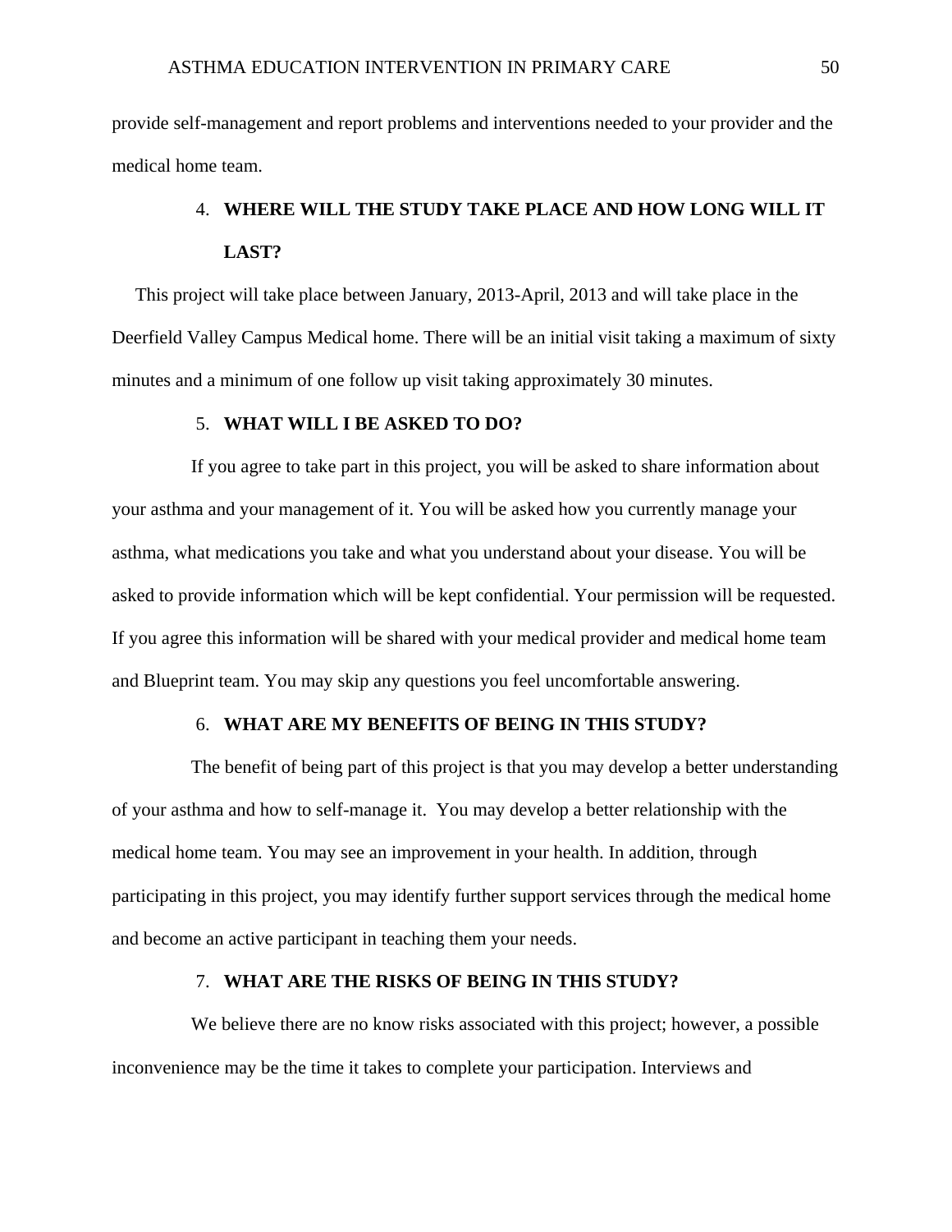provide self-management and report problems and interventions needed to your provider and the medical home team.

4. **WHERE WILL THE STUDY TAKE PLACE AND HOW LONG WILL IT LAST?**

This project will take place between January, 2013-April, 2013 and will take place in the Deerfield Valley Campus Medical home. There will be an initial visit taking a maximum of sixty minutes and a minimum of one follow up visit taking approximately 30 minutes.

5. **WHAT WILL I BE ASKED TO DO?**

If you agree to take part in this project, you will be asked to share information about your asthma and your management of it. You will be asked how you currently manage your asthma, what medications you take and what you understand about your disease. You will be asked to provide information which will be kept confidential. Your permission will be requested. If you agree this information will be shared with your medical provider and medical home team and Blueprint team. You may skip any questions you feel uncomfortable answering.

6. **WHAT ARE MY BENEFITS OF BEING IN THIS STUDY?**

The benefit of being part of this project is that you may develop a better understanding of your asthma and how to self-manage it. You may develop a better relationship with the medical home team. You may see an improvement in your health. In addition, through participating in this project, you may identify further support services through the medical home and become an active participant in teaching them your needs.

7. **WHAT ARE THE RISKS OF BEING IN THIS STUDY?**

We believe there are no know risks associated with this project; however, a possible inconvenience may be the time it takes to complete your participation. Interviews and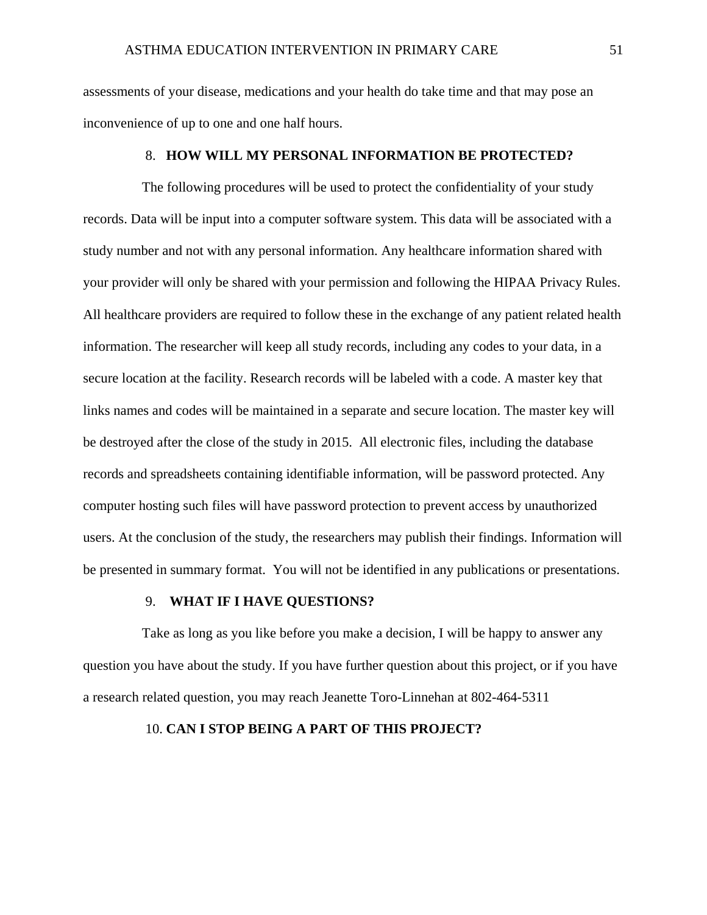assessments of your disease, medications and your health do take time and that may pose an inconvenience of up to one and one half hours.

8. **HOW WILL MY PERSONAL INFORMATION BE PROTECTED?**

The following procedures will be used to protect the confidentiality of your study records. Data will be input into a computer software system. This data will be associated with a study number and not with any personal information. Any healthcare information shared with your provider will only be shared with your permission and following the HIPAA Privacy Rules. All healthcare providers are required to follow these in the exchange of any patient related health information. The researcher will keep all study records, including any codes to your data, in a secure location at the facility. Research records will be labeled with a code. A master key that links names and codes will be maintained in a separate and secure location. The master key will be destroyed after the close of the study in 2015. All electronic files, including the database records and spreadsheets containing identifiable information, will be password protected. Any computer hosting such files will have password protection to prevent access by unauthorized users. At the conclusion of the study, the researchers may publish their findings. Information will be presented in summary format. You will not be identified in any publications or presentations.

9. **WHAT IF I HAVE QUESTIONS?**

Take as long as you like before you make a decision, I will be happy to answer any question you have about the study. If you have further question about this project, or if you have a research related question, you may reach Jeanette Toro-Linnehan at 802-464-5311

10. **CAN I STOP BEING A PART OF THIS PROJECT?**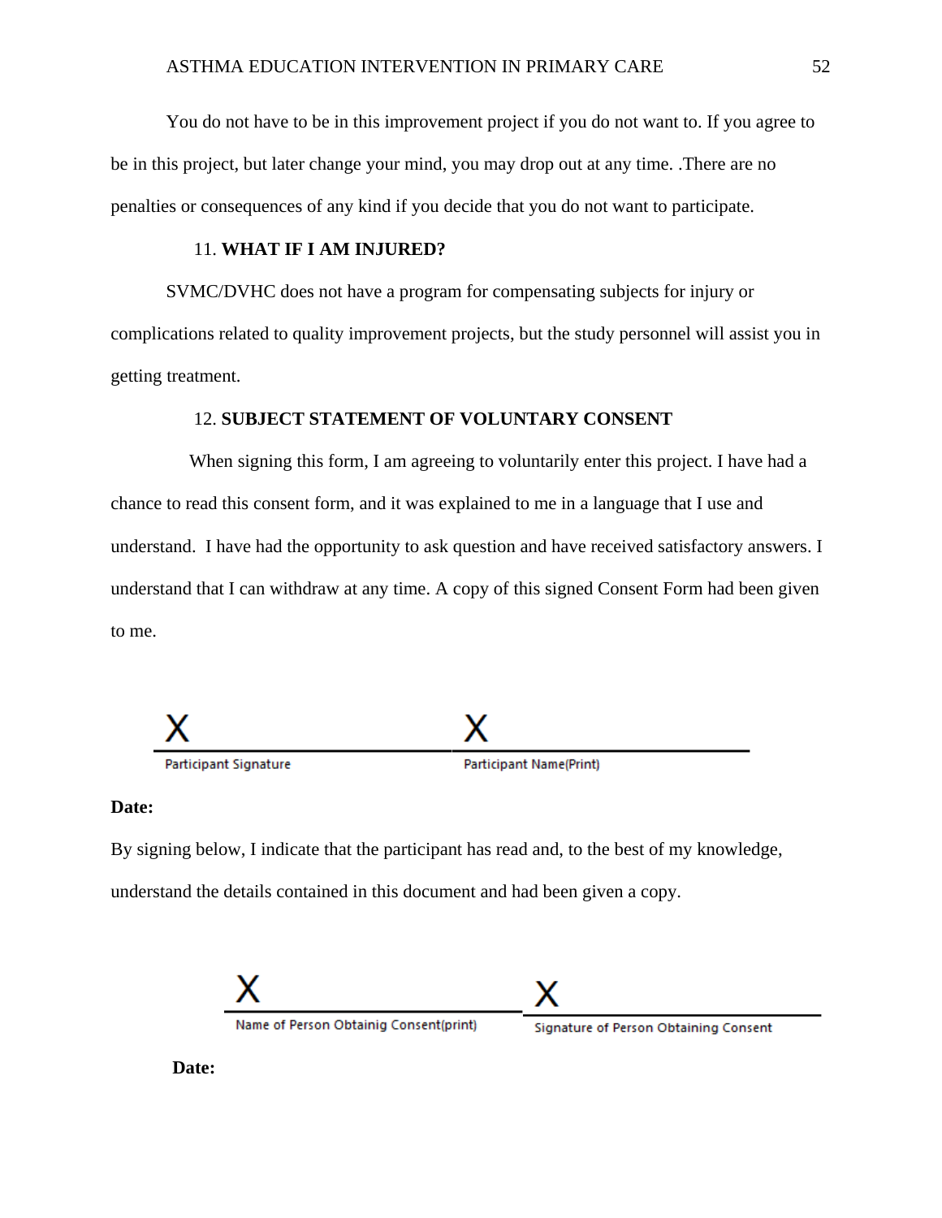You do not have to be in this improvement project if you do not want to. If you agree to be in this project, but later change your mind, you may drop out at any time. .There are no penalties or consequences of any kind if you decide that you do not want to participate.

11. **WHAT IF I AM INJURED?**

SVMC/DVHC does not have a program for compensating subjects for injury or complications related to quality improvement projects, but the study personnel will assist you in getting treatment.

12. **SUBJECT STATEMENT OF VOLUNTARY CONSENT**

When signing this form, I am agreeing to voluntarily enter this project. I have had a chance to read this consent form, and it was explained to me in a language that I use and understand. I have had the opportunity to ask question and have received satisfactory answers. I understand that I can withdraw at any time. A copy of this signed Consent Form had been given to me.

X ______________________ X ______________________

Participant Signature Participant Name(Print)

**Date:**

By signing below, I indicate that the participant has read and, to the best of my knowledge, understand the details contained in this document and had been given a copy.

X ______________________ X ______________________

Name of Person Obtainig Consent(print) Signature of Person Obtaining Consent

**Date:**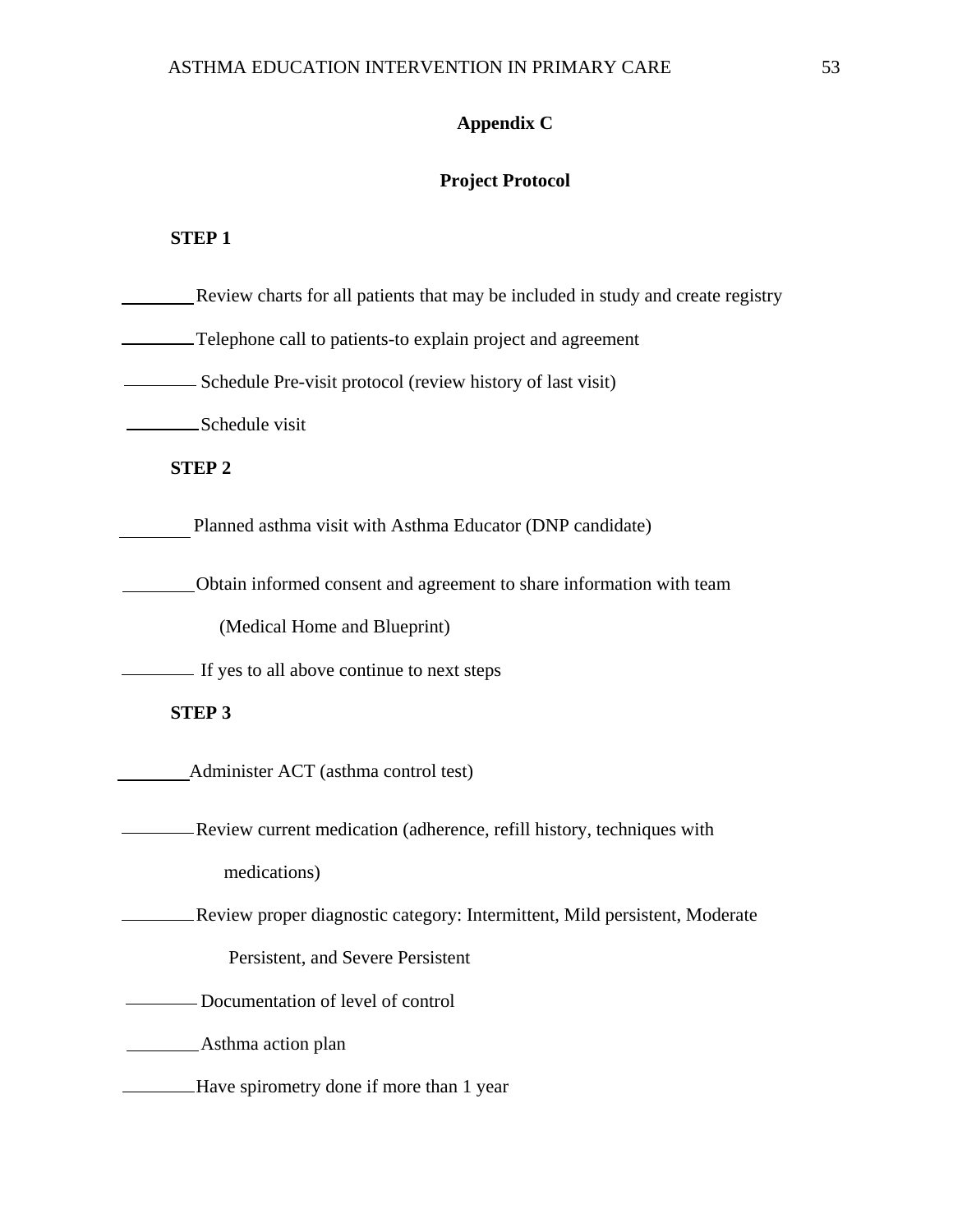## Appendix C

## Project Protocol

**STEP 1**

________ Review charts for all patients that may be included in study and create registry

________ Telephone call to patients-to explain project and agreement

________ Schedule Pre-visit protocol (review history of last visit)

________ Schedule visit

**STEP 2**

________ Planned asthma visit with Asthma Educator (DNP candidate)

________ Obtain informed consent and agreement to share information with team (Medical Home and Blueprint)

________ If yes to all above continue to next steps

**STEP 3**

________ Administer ACT (asthma control test)

________ Review current medication (adherence, refill history, techniques with medications)

________ Review proper diagnostic category: Intermittent, Mild persistent, Moderate Persistent, and Severe Persistent

________ Documentation of level of control

________ Asthma action plan

________ Have spirometry done if more than 1 year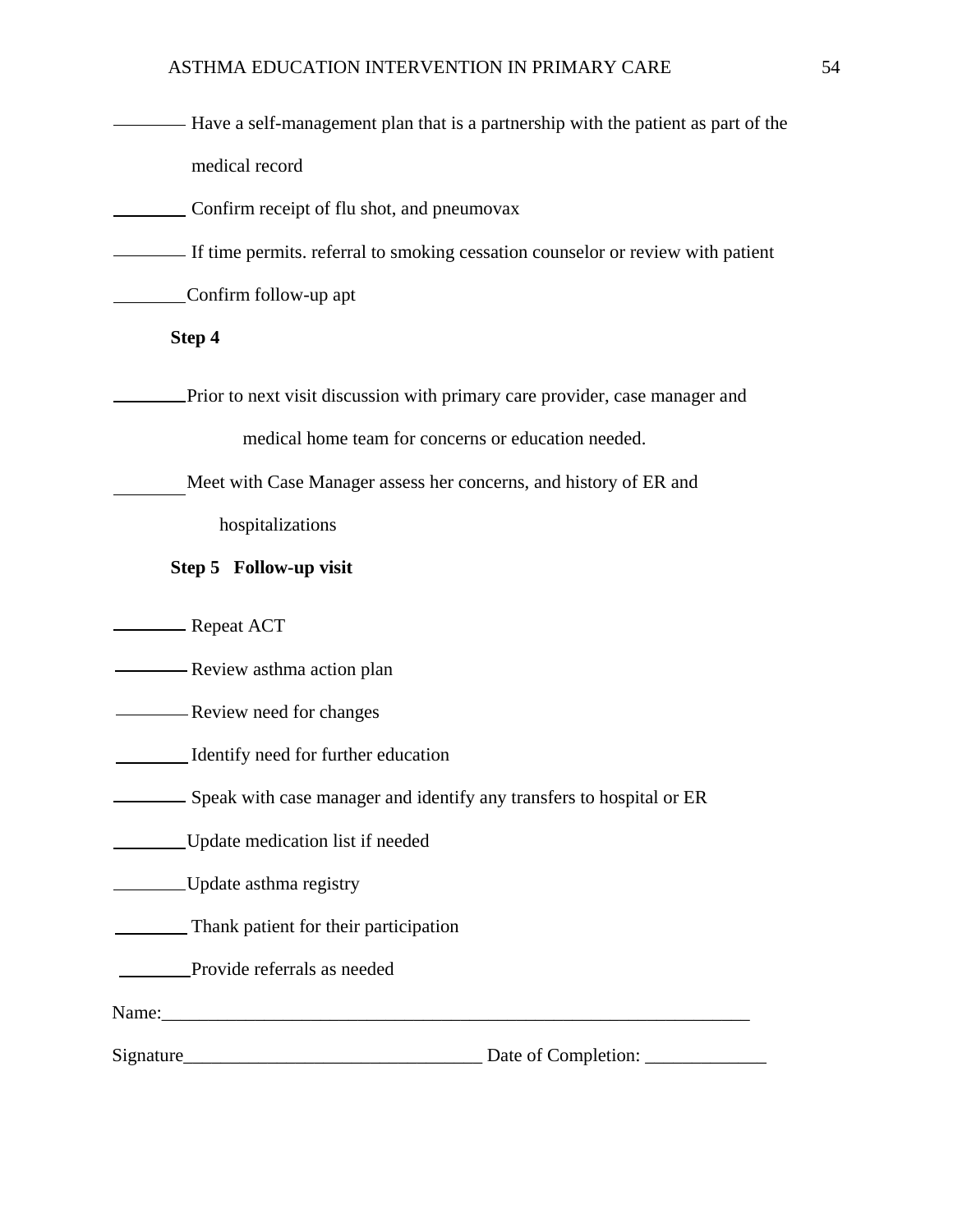________ Have a self-management plan that is a partnership with the patient as part of the medical record

________ Confirm receipt of flu shot, and pneumovax

________ If time permits. referral to smoking cessation counselor or review with patient

________ Confirm follow-up apt

**Step 4**

________ Prior to next visit discussion with primary care provider, case manager and medical home team for concerns or education needed.

________ Meet with Case Manager assess her concerns, and history of ER and hospitalizations

**Step 5 Follow-up visit**

________ Repeat ACT

________ Review asthma action plan

________ Review need for changes

________ Identify need for further education

________ Speak with case manager and identify any transfers to hospital or ER

________ Update medication list if needed

________ Update asthma registry

________ Thank patient for their participation

________ Provide referrals as needed

Name:_________________________________________________________________

Signature_______________________________ Date of Completion: _____________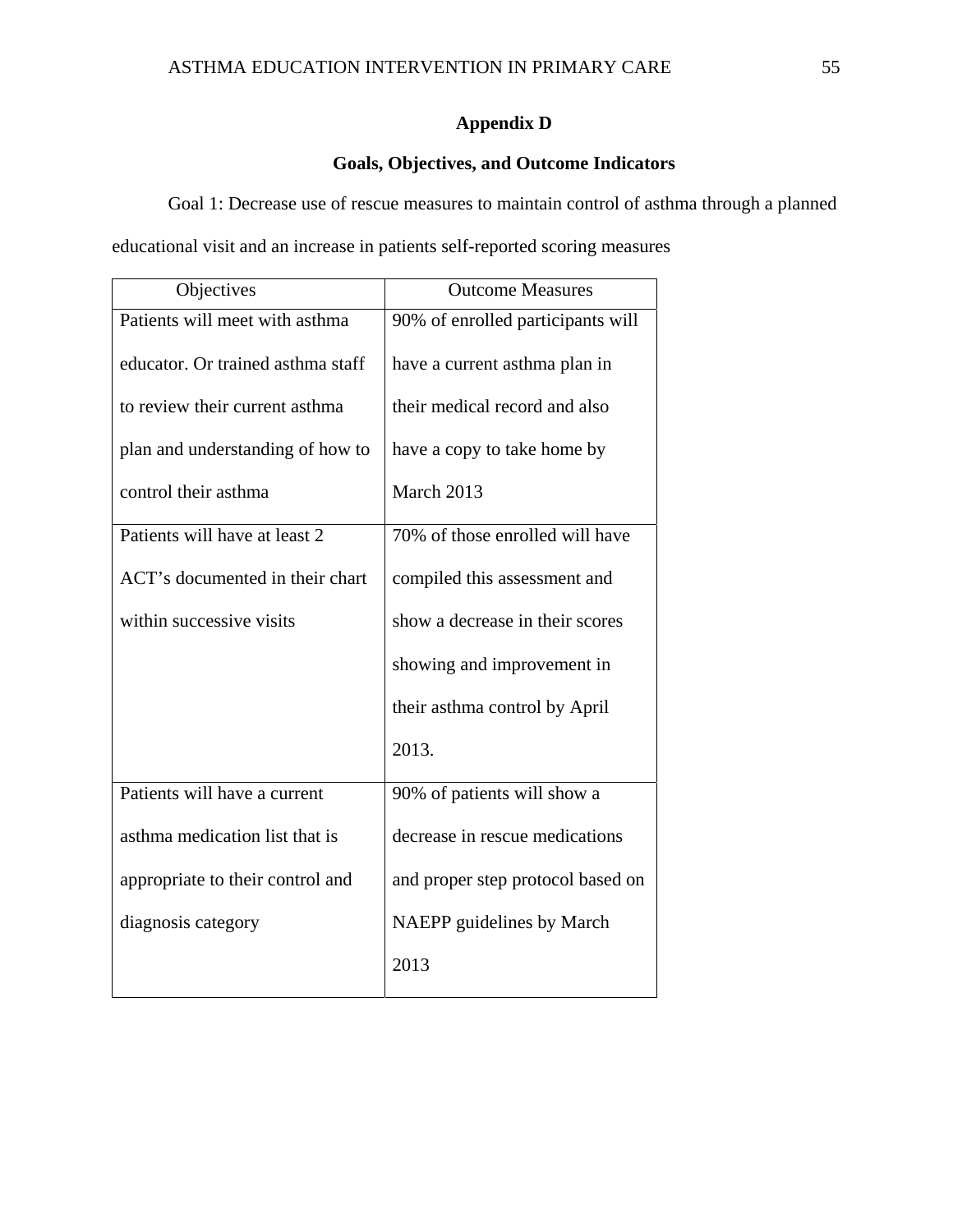## Appendix D

## Goals, Objectives, and Outcome Indicators

Goal 1: Decrease use of rescue measures to maintain control of asthma through a planned educational visit and an increase in patients self-reported scoring measures

| Objectives | Outcome Measures |
| --- | --- |
| Patients will meet with asthma educator. Or trained asthma staff to review their current asthma plan and understanding of how to control their asthma | 90% of enrolled participants will have a current asthma plan in their medical record and also have a copy to take home by March 2013 |
| Patients will have at least 2 ACT's documented in their chart within successive visits | 70% of those enrolled will have compiled this assessment and show a decrease in their scores showing and improvement in their asthma control by April 2013. |
| Patients will have a current asthma medication list that is appropriate to their control and diagnosis category | 90% of patients will show a decrease in rescue medications and proper step protocol based on NAEPP guidelines by March 2013 |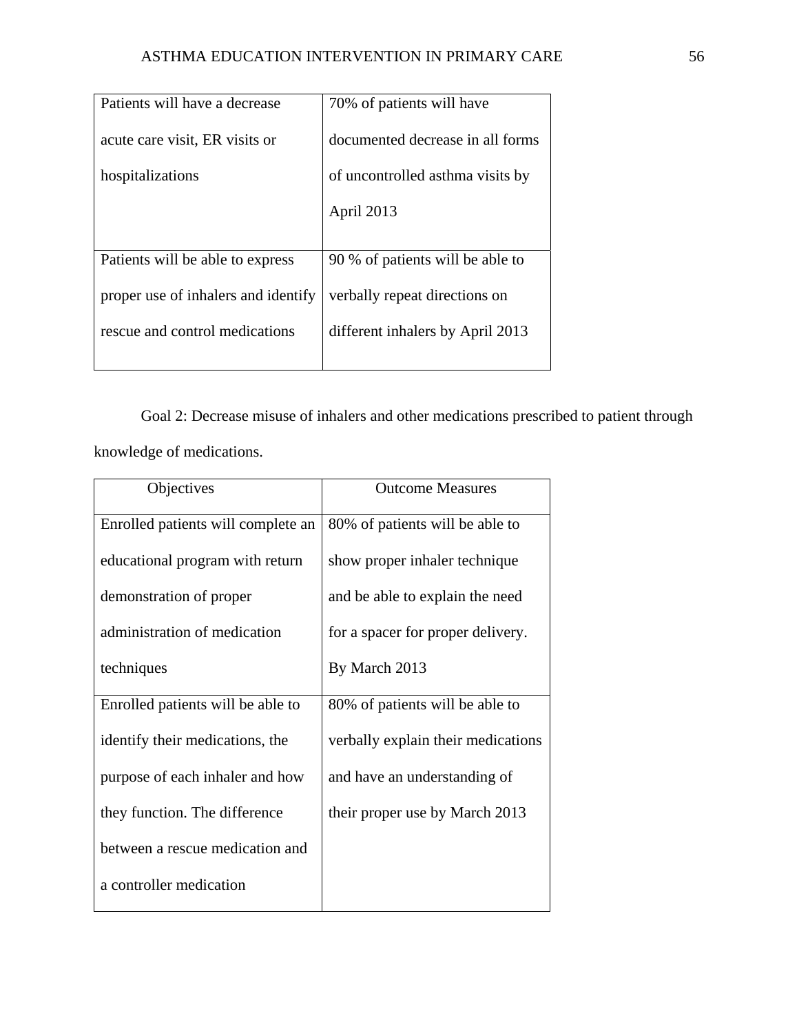| | |
|---|---|
| Patients will have a decrease acute care visit, ER visits or hospitalizations | 70% of patients will have documented decrease in all forms of uncontrolled asthma visits by April 2013 |
| Patients will be able to express proper use of inhalers and identify rescue and control medications | 90 % of patients will be able to verbally repeat directions on different inhalers by April 2013 |

Goal 2: Decrease misuse of inhalers and other medications prescribed to patient through knowledge of medications.

| Objectives | Outcome Measures |
|---|---|
| Enrolled patients will complete an educational program with return demonstration of proper administration of medication techniques | 80% of patients will be able to show proper inhaler technique and be able to explain the need for a spacer for proper delivery. By March 2013 |
| Enrolled patients will be able to identify their medications, the purpose of each inhaler and how they function. The difference between a rescue medication and a controller medication | 80% of patients will be able to verbally explain their medications and have an understanding of their proper use by March 2013 |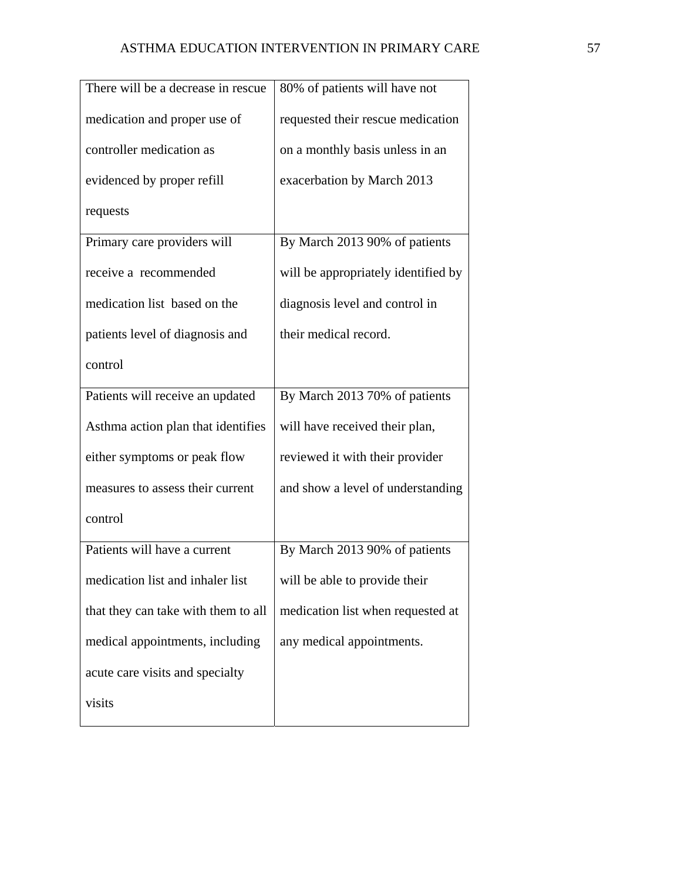| | |
|---|---|
| There will be a decrease in rescue medication and proper use of controller medication as evidenced by proper refill requests | 80% of patients will have not requested their rescue medication on a monthly basis unless in an exacerbation by March 2013 |
| Primary care providers will receive a recommended medication list based on the patients level of diagnosis and control | By March 2013 90% of patients will be appropriately identified by diagnosis level and control in their medical record. |
| Patients will receive an updated Asthma action plan that identifies either symptoms or peak flow measures to assess their current control | By March 2013 70% of patients will have received their plan, reviewed it with their provider and show a level of understanding |
| Patients will have a current medication list and inhaler list that they can take with them to all medical appointments, including acute care visits and specialty visits | By March 2013 90% of patients will be able to provide their medication list when requested at any medical appointments. |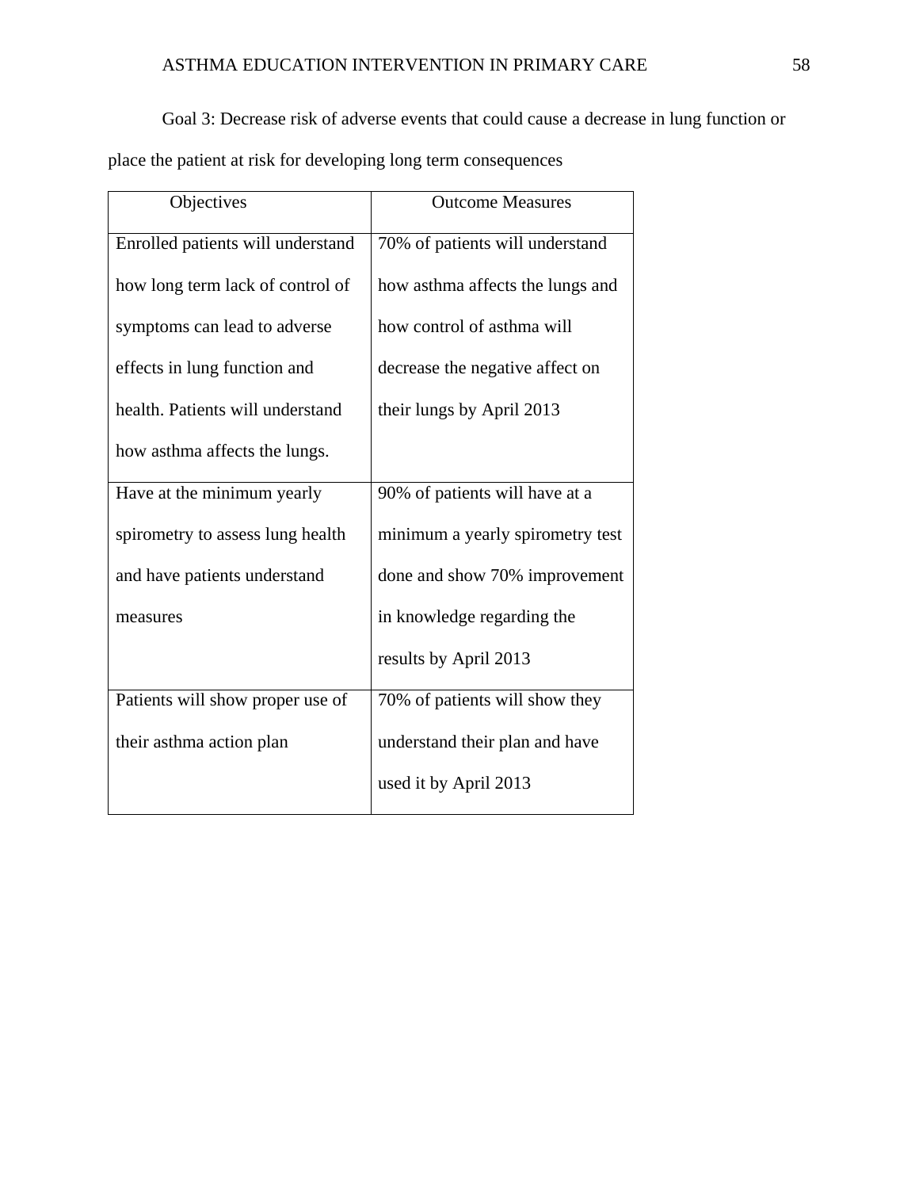Goal 3: Decrease risk of adverse events that could cause a decrease in lung function or place the patient at risk for developing long term consequences

| Objectives | Outcome Measures |
|---|---|
| Enrolled patients will understand how long term lack of control of symptoms can lead to adverse effects in lung function and health. Patients will understand how asthma affects the lungs. | 70% of patients will understand how asthma affects the lungs and how control of asthma will decrease the negative affect on their lungs by April 2013 |
| Have at the minimum yearly spirometry to assess lung health and have patients understand measures | 90% of patients will have at a minimum a yearly spirometry test done and show 70% improvement in knowledge regarding the results by April 2013 |
| Patients will show proper use of their asthma action plan | 70% of patients will show they understand their plan and have used it by April 2013 |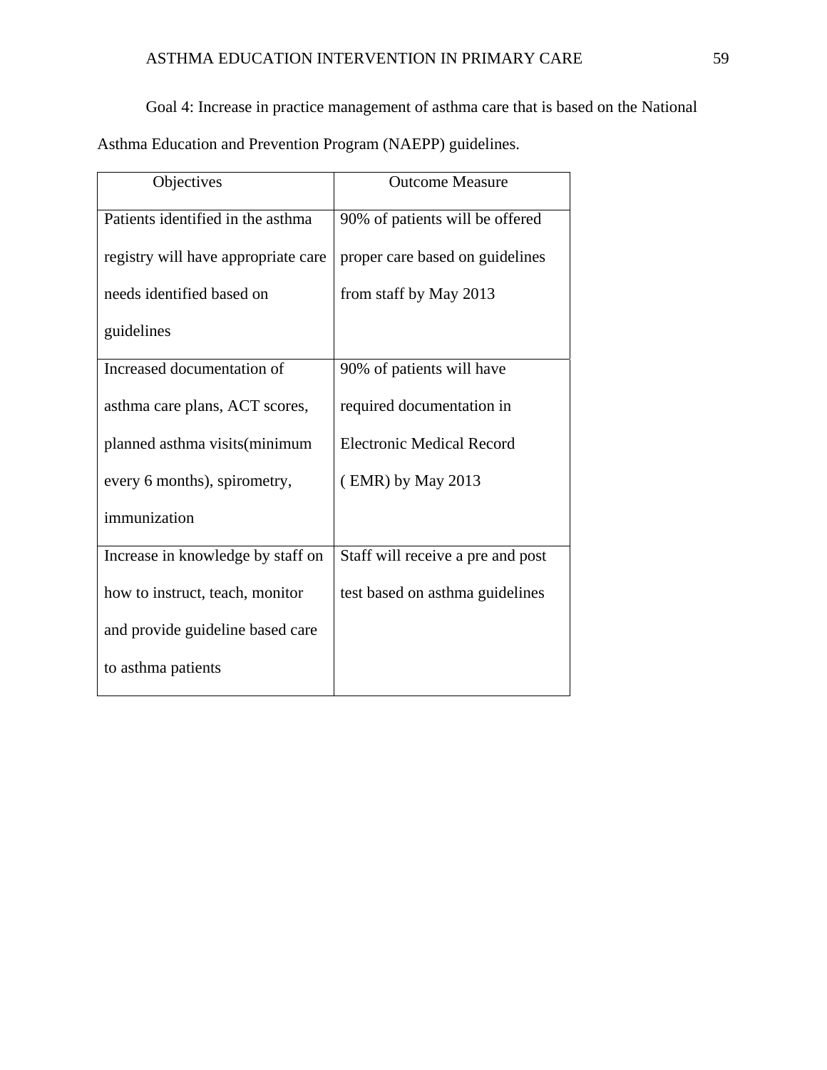Goal 4: Increase in practice management of asthma care that is based on the National Asthma Education and Prevention Program (NAEPP) guidelines.

| Objectives | Outcome Measure |
|---|---|
| Patients identified in the asthma registry will have appropriate care needs identified based on guidelines | 90% of patients will be offered proper care based on guidelines from staff by May 2013 |
| Increased documentation of asthma care plans, ACT scores, planned asthma visits(minimum every 6 months), spirometry, immunization | 90% of patients will have required documentation in Electronic Medical Record ( EMR) by May 2013 |
| Increase in knowledge by staff on how to instruct, teach, monitor and provide guideline based care to asthma patients | Staff will receive a pre and post test based on asthma guidelines |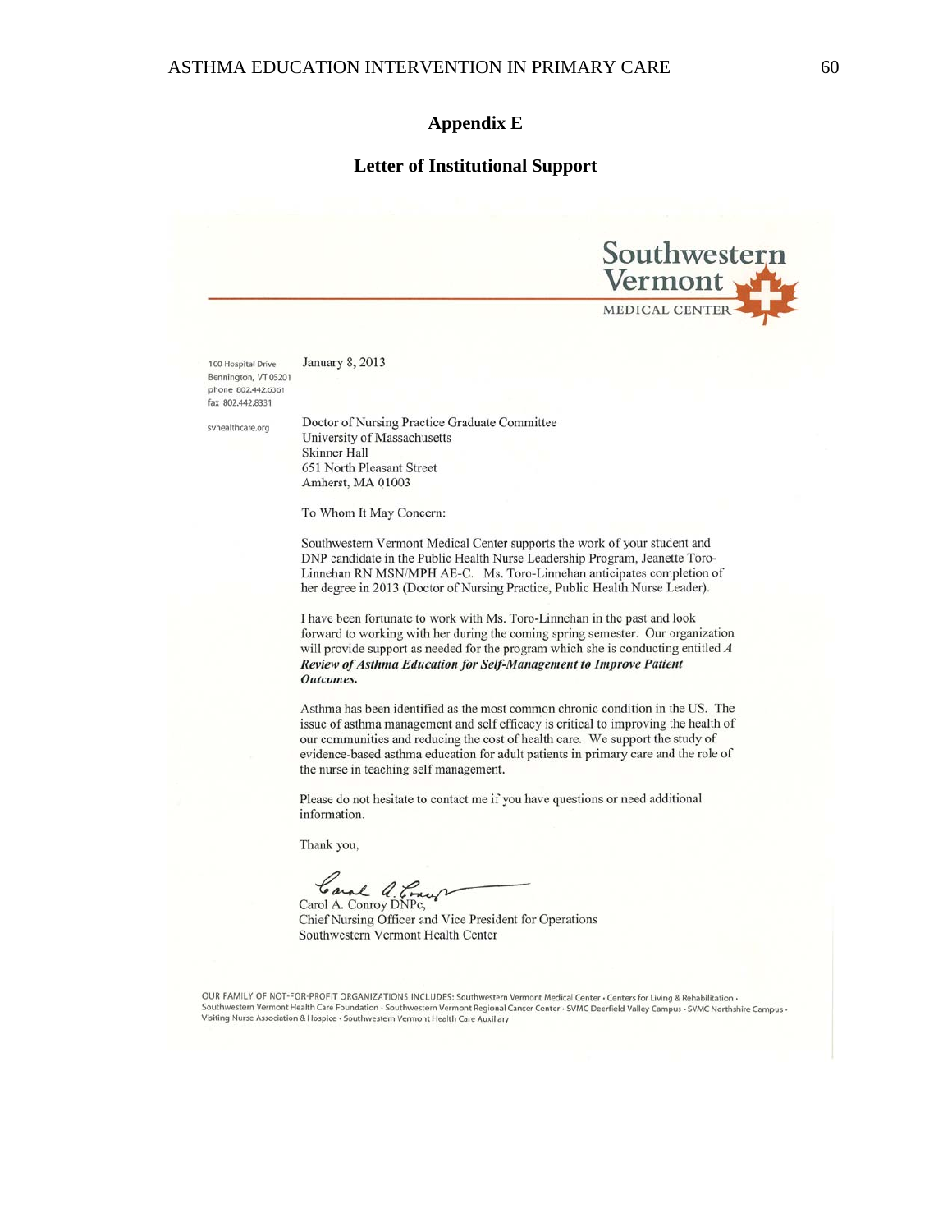## Appendix E

## Letter of Institutional Support

Southwestern Vermont

MEDICAL CENTER

100 Hospital Drive
Bennington, VT 05201
phone 802.442.6361
fax 802.442.8331

svhealthcare.org

January 8, 2013

Doctor of Nursing Practice Graduate Committee
University of Massachusetts
Skinner Hall
651 North Pleasant Street
Amherst, MA 01003

To Whom It May Concern:

Southwestern Vermont Medical Center supports the work of your student and DNP candidate in the Public Health Nurse Leadership Program, Jeanette Toro-Linnehan RN MSN/MPH AE-C. Ms. Toro-Linnehan anticipates completion of her degree in 2013 (Doctor of Nursing Practice, Public Health Nurse Leader).

I have been fortunate to work with Ms. Toro-Linnehan in the past and look forward to working with her during the coming spring semester. Our organization will provide support as needed for the program which she is conducting entitled ***A Review of Asthma Education for Self-Management to Improve Patient Outcomes.***

Asthma has been identified as the most common chronic condition in the US. The issue of asthma management and self efficacy is critical to improving the health of our communities and reducing the cost of health care. We support the study of evidence-based asthma education for adult patients in primary care and the role of the nurse in teaching self management.

Please do not hesitate to contact me if you have questions or need additional information.

Thank you,

Carol A. Conroy DNPc,
Chief Nursing Officer and Vice President for Operations
Southwestern Vermont Health Center

OUR FAMILY OF NOT-FOR-PROFIT ORGANIZATIONS INCLUDES: Southwestern Vermont Medical Center • Centers for Living & Rehabilitation • Southwestern Vermont Health Care Foundation • Southwestern Vermont Regional Cancer Center • SVMC Deerfield Valley Campus • SVMC Northshire Campus • Visiting Nurse Association & Hospice • Southwestern Vermont Health Care Auxiliary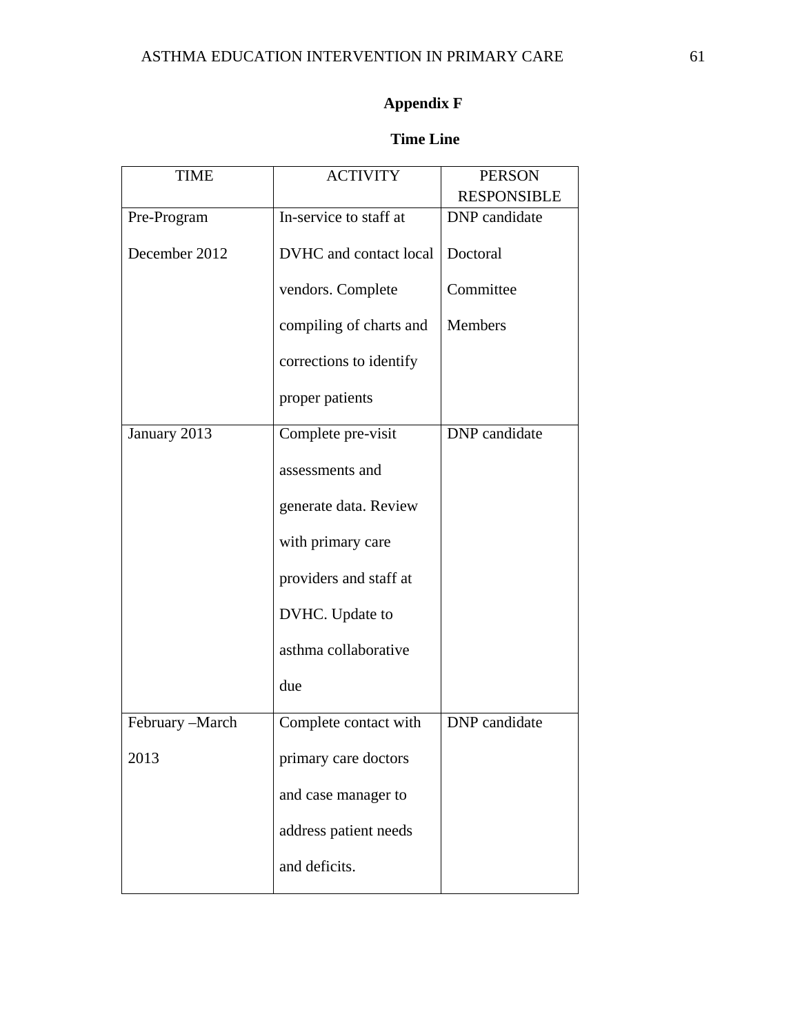## Appendix F

### Time Line

| TIME | ACTIVITY | PERSON RESPONSIBLE |
|---|---|---|
| Pre-Program December 2012 | In-service to staff at DVHC and contact local vendors. Complete compiling of charts and corrections to identify proper patients | DNP candidate Doctoral Committee Members |
| January 2013 | Complete pre-visit assessments and generate data. Review with primary care providers and staff at DVHC. Update to asthma collaborative due | DNP candidate |
| February –March 2013 | Complete contact with primary care doctors and case manager to address patient needs and deficits. | DNP candidate |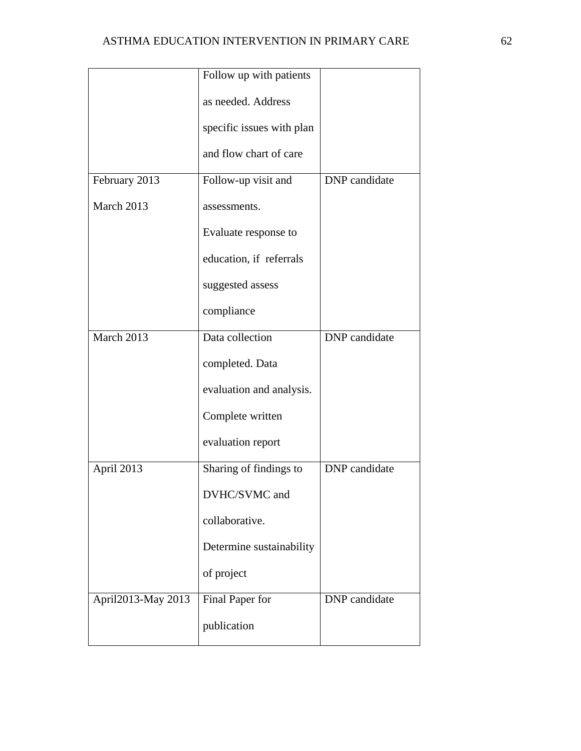| | | |
|---|---|---|
| | Follow up with patients as needed. Address specific issues with plan and flow chart of care | |
| February 2013 March 2013 | Follow-up visit and assessments. Evaluate response to education, if referrals suggested assess compliance | DNP candidate |
| March 2013 | Data collection completed. Data evaluation and analysis. Complete written evaluation report | DNP candidate |
| April 2013 | Sharing of findings to DVHC/SVMC and collaborative. Determine sustainability of project | DNP candidate |
| April2013-May 2013 | Final Paper for publication | DNP candidate |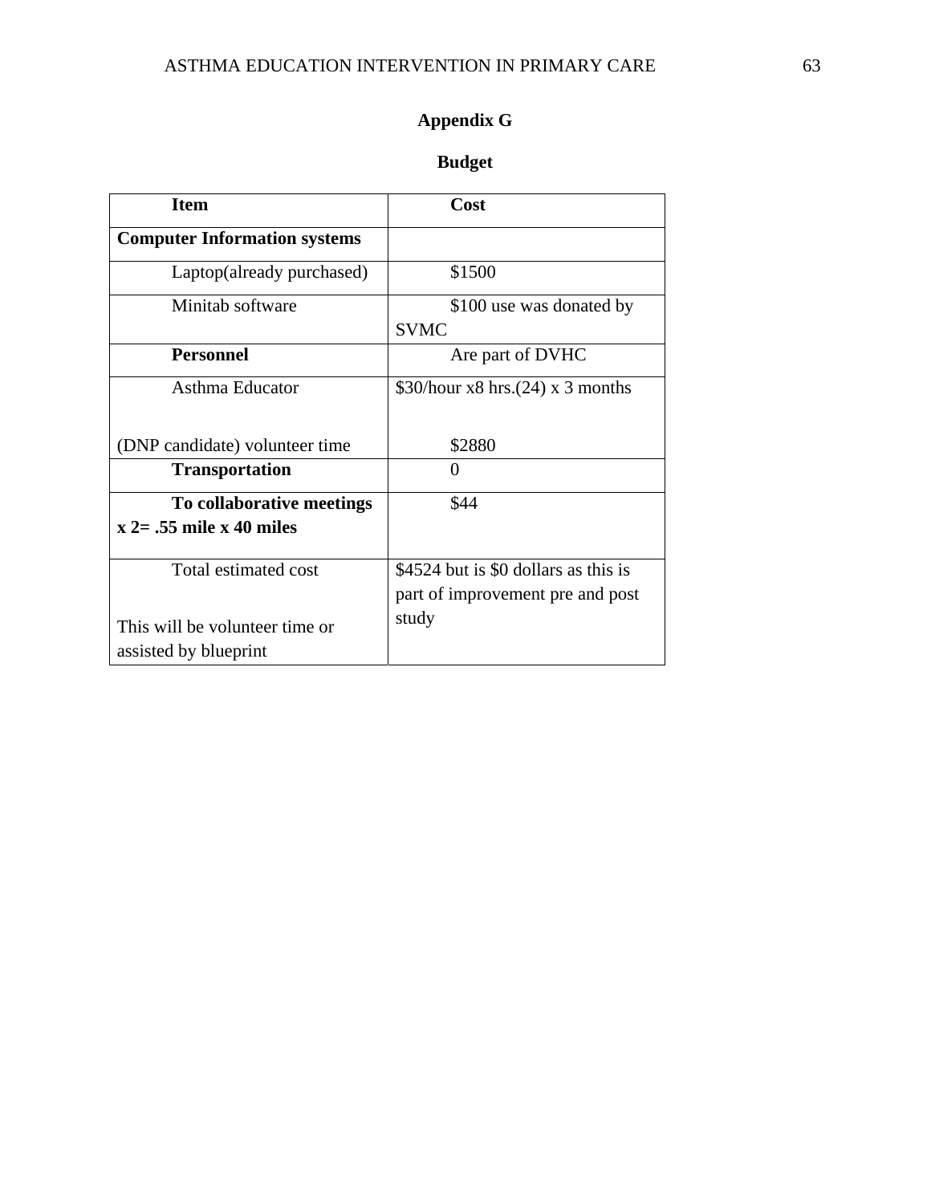## Appendix G

### Budget

| Item | Cost |
|---|---|
| **Computer Information systems** | |
| Laptop(already purchased) | $1500 |
| Minitab software | $100 use was donated by SVMC |
| **Personnel** | Are part of DVHC |
| Asthma Educator (DNP candidate) volunteer time | $30/hour x8 hrs.(24) x 3 months $2880 |
| **Transportation** | 0 |
| **To collaborative meetings x 2= .55 mile x 40 miles** | $44 |
| Total estimated cost This will be volunteer time or assisted by blueprint | $4524 but is $0 dollars as this is part of improvement pre and post study |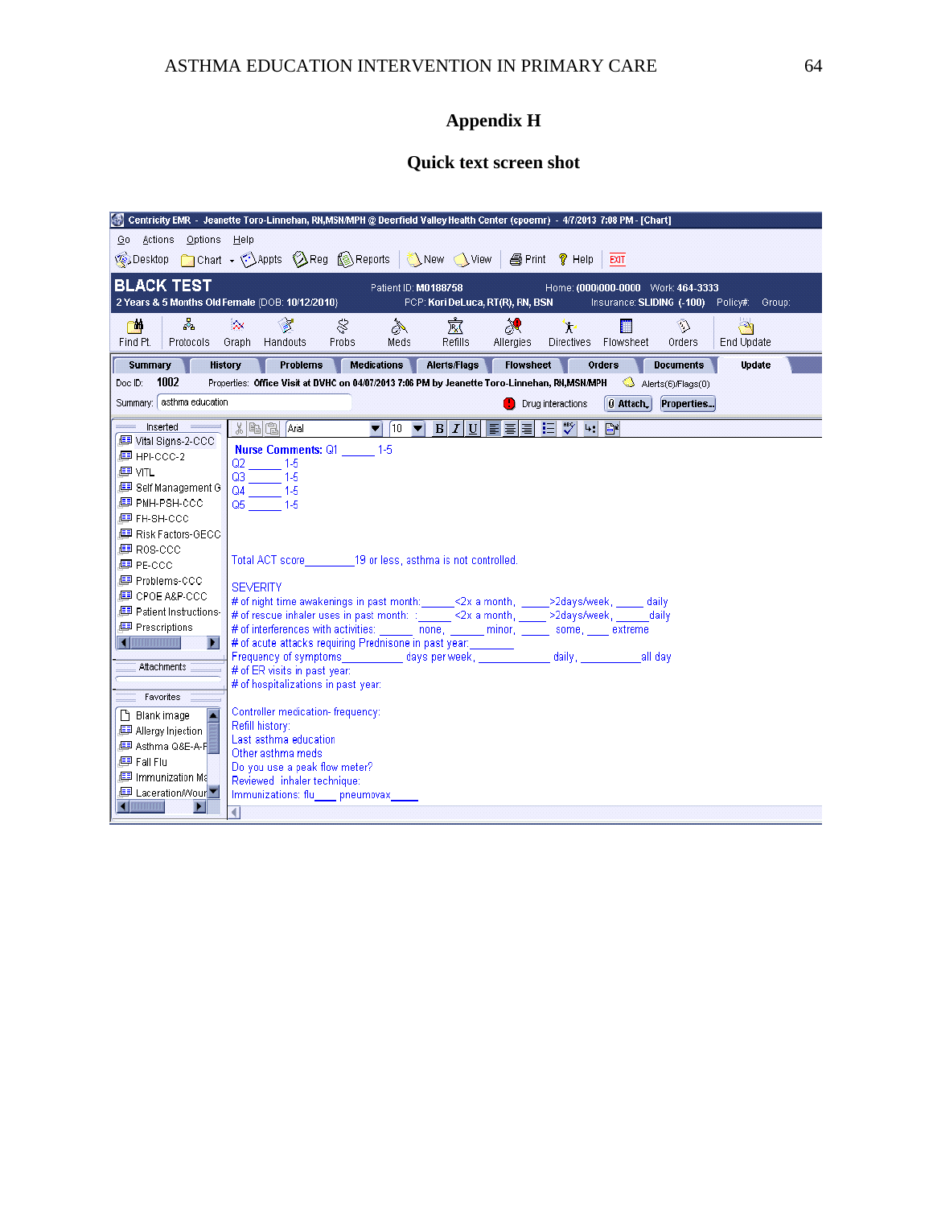# Appendix H

## Quick text screen shot

Centricity EMR - Jeanette Toro-Linnehan, RN,MSN/MPH @ Deerfield Valley Health Center (cpoemr) - 4/7/2013 7:08 PM - [Chart]

Go Actions Options Help

Desktop Chart Appts Reg Reports New View Print Help EXIT

**BLACK TEST**

2 Years & 5 Months Old Female (DOB: 10/12/2010)

Patient ID: M0188758 Home: (000)000-0000 Work: 464-3333

PCP: Kori DeLuca, RT(R), RN, BSN Insurance: SLIDING (-100) Policy#: Group:

Find Pt. Protocols Graph Handouts Probs Meds Refills Allergies Directives Flowsheet Orders End Update

Summary History Problems Medications Alerts/Flags Flowsheet Orders Documents Update

Doc ID: 1002 Properties: Office Visit at DVHC on 04/07/2013 7:06 PM by Jeanette Toro-Linnehan, RN,MSN/MPH Alerts(6)/Flags(0)

Summary: asthma education Drug interactions Attach Properties...

Inserted: Vital Signs-2-CCC, HPI-CCC-2, VITL, Self Management G, PMH-PSH-CCC, FH-SH-CCC, Risk Factors-GECC, ROS-CCC, PE-CCC, Problems-CCC, CPOE A&P-CCC, Patient Instructions, Prescriptions

Attachments

Favorites: Blank image, Allergy Injection, Asthma Q&E-A-F, Fall Flu, Immunization Ma, Laceration/Wour

**Nurse Comments:** Q1 _____ 1-5
Q2 _____ 1-5
Q3 _____ 1-5
Q4 _____ 1-5
Q5 _____ 1-5

Total ACT score_________19 or less, asthma is not controlled.

SEVERITY
# of night time awakenings in past month:______<2x a month, _____>2days/week, _____ daily
# of rescue inhaler uses in past month: :______<2x a month, _____>2days/week, _____daily
# of interferences with activities: _____ none, _____ minor, _____ some, ____ extreme
# of acute attacks requiring Prednisone in past year:_______
Frequency of symptoms__________ days per week, ___________ daily, __________all day
# of ER visits in past year:
# of hospitalizations in past year:

Controller medication- frequency:
Refill history:
Last asthma education
Other asthma meds
Do you use a peak flow meter?
Reviewed inhaler technique:
Immunizations: flu____ pneumovax____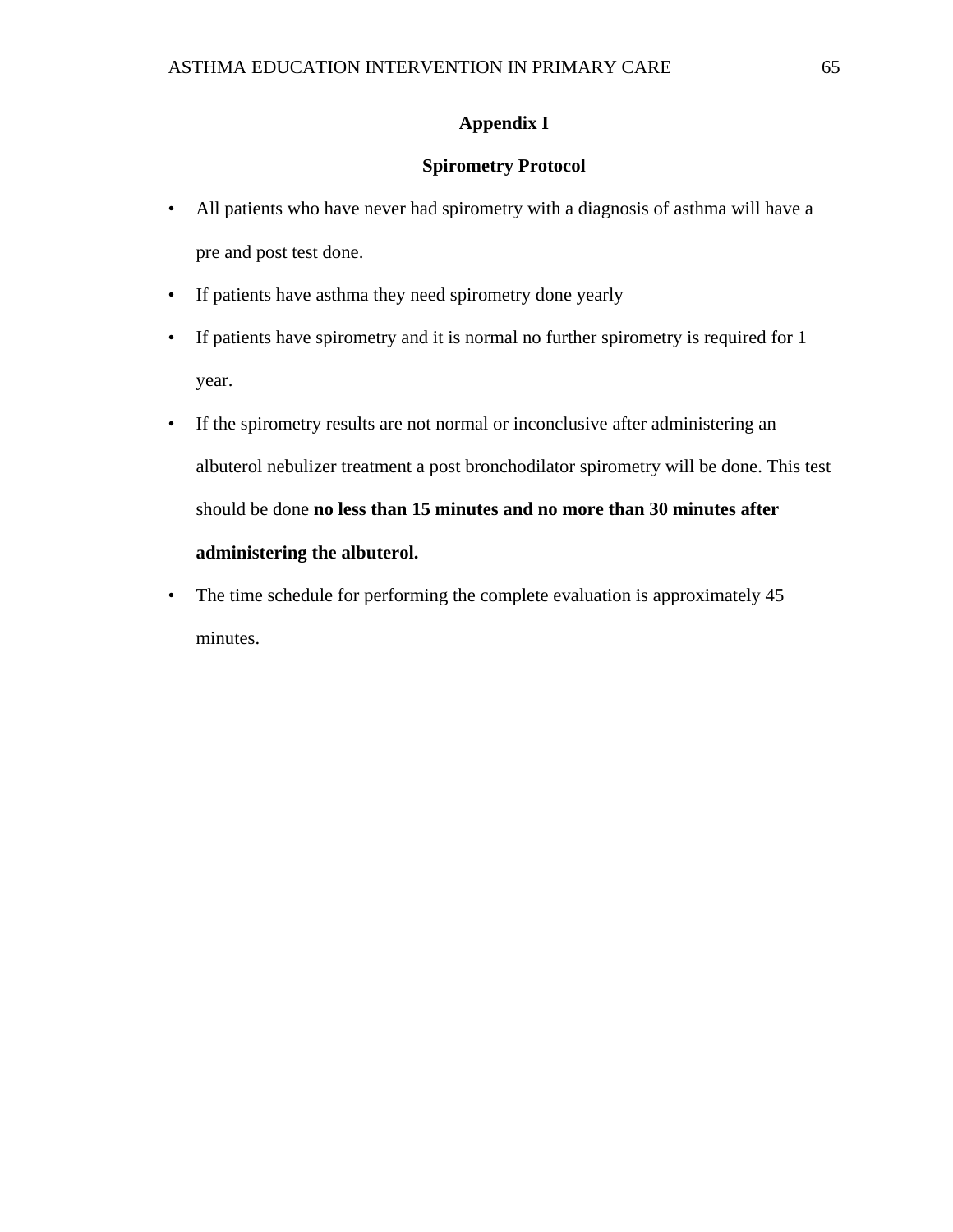# Appendix I

## Spirometry Protocol

- All patients who have never had spirometry with a diagnosis of asthma will have a pre and post test done.
- If patients have asthma they need spirometry done yearly
- If patients have spirometry and it is normal no further spirometry is required for 1 year.
- If the spirometry results are not normal or inconclusive after administering an albuterol nebulizer treatment a post bronchodilator spirometry will be done. This test should be done **no less than 15 minutes and no more than 30 minutes after administering the albuterol.**
- The time schedule for performing the complete evaluation is approximately 45 minutes.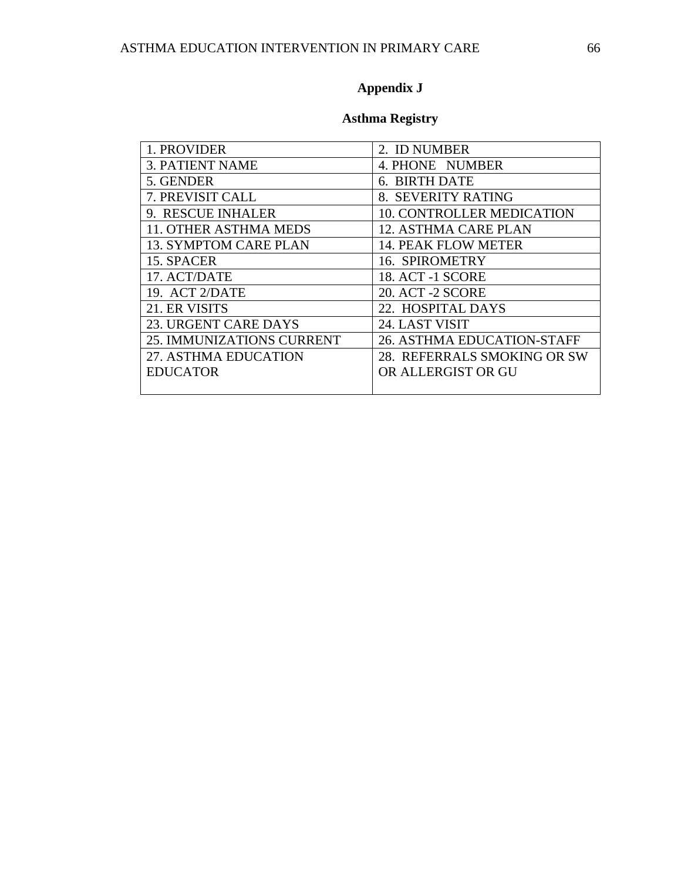## Appendix J

### Asthma Registry

| | |
|---|---|
| 1. PROVIDER | 2. ID NUMBER |
| 3. PATIENT NAME | 4. PHONE NUMBER |
| 5. GENDER | 6. BIRTH DATE |
| 7. PREVISIT CALL | 8. SEVERITY RATING |
| 9. RESCUE INHALER | 10. CONTROLLER MEDICATION |
| 11. OTHER ASTHMA MEDS | 12. ASTHMA CARE PLAN |
| 13. SYMPTOM CARE PLAN | 14. PEAK FLOW METER |
| 15. SPACER | 16. SPIROMETRY |
| 17. ACT/DATE | 18. ACT -1 SCORE |
| 19. ACT 2/DATE | 20. ACT -2 SCORE |
| 21. ER VISITS | 22. HOSPITAL DAYS |
| 23. URGENT CARE DAYS | 24. LAST VISIT |
| 25. IMMUNIZATIONS CURRENT | 26. ASTHMA EDUCATION-STAFF |
| 27. ASTHMA EDUCATION EDUCATOR | 28. REFERRALS SMOKING OR SW OR ALLERGIST OR GU |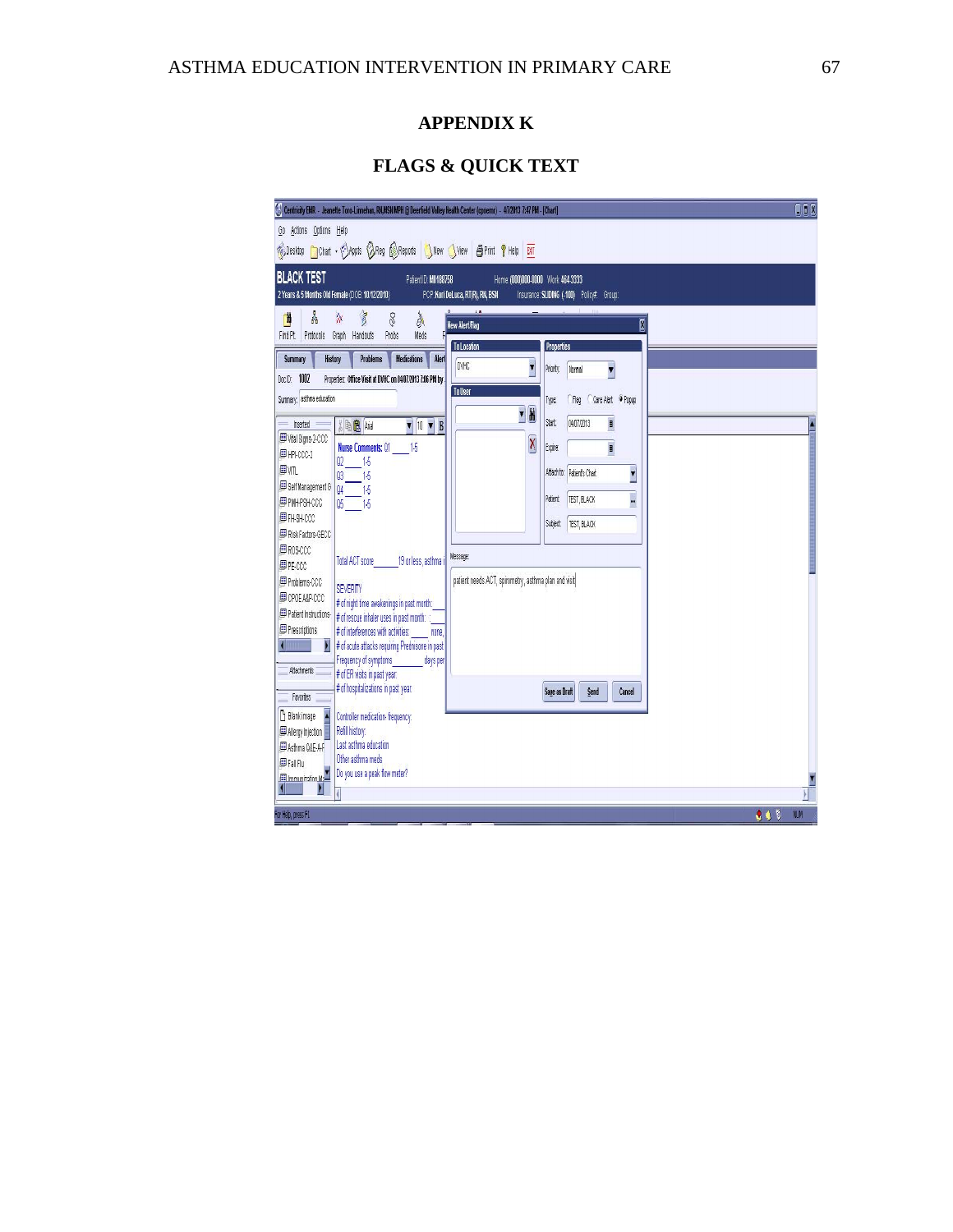# APPENDIX K

## FLAGS & QUICK TEXT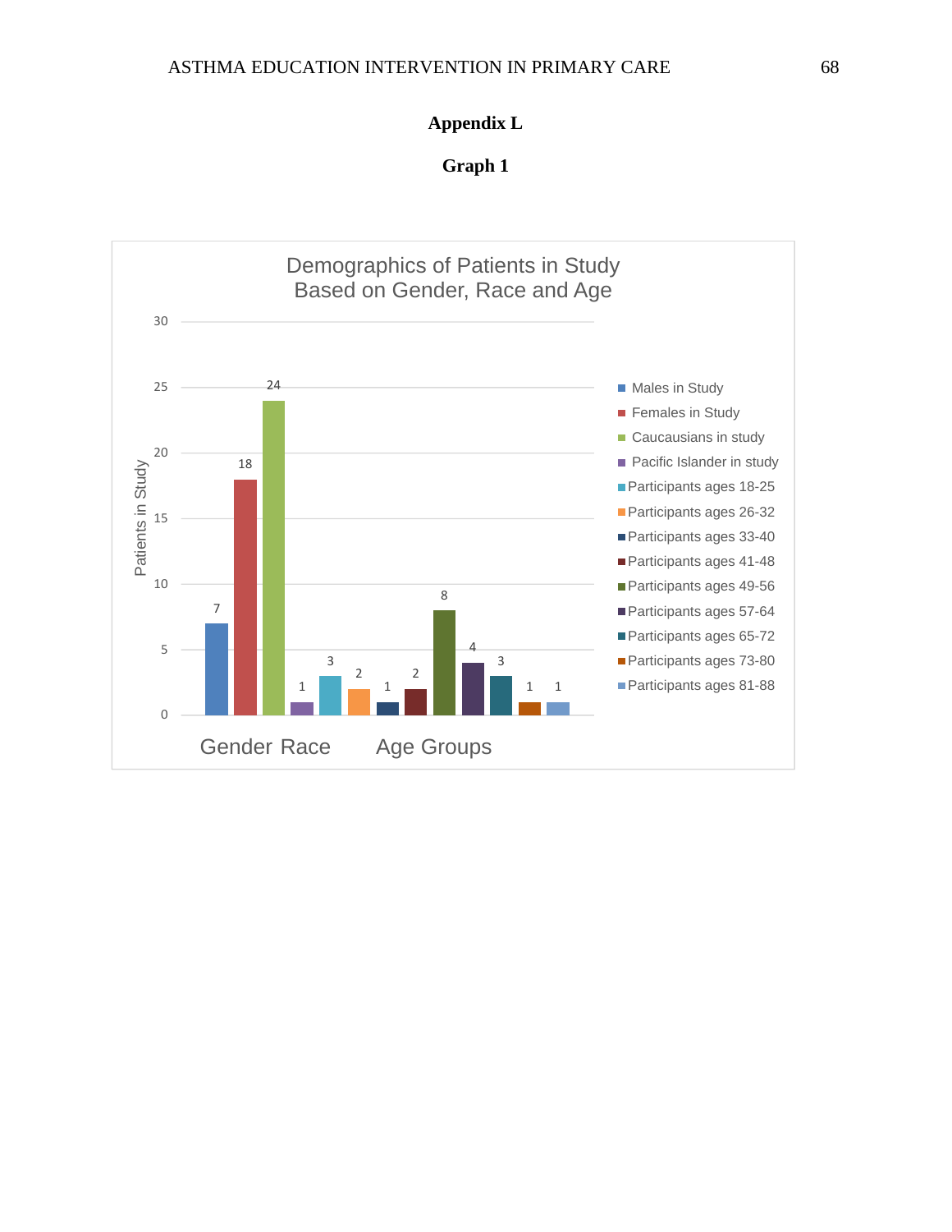# Appendix L

## Graph 1

**Demographics of Patients in Study Based on Gender, Race and Age**

| Category | Patients in Study |
|---|---|
| Males in Study | 7 |
| Females in Study | 18 |
| Caucausians in study | 24 |
| Pacific Islander in study | 1 |
| Participants ages 18-25 | 3 |
| Participants ages 26-32 | 2 |
| Participants ages 33-40 | 1 |
| Participants ages 41-48 | 2 |
| Participants ages 49-56 | 8 |
| Participants ages 57-64 | 4 |
| Participants ages 65-72 | 3 |
| Participants ages 73-80 | 1 |
| Participants ages 81-88 | 1 |

Gender Race &nbsp;&nbsp;&nbsp; Age Groups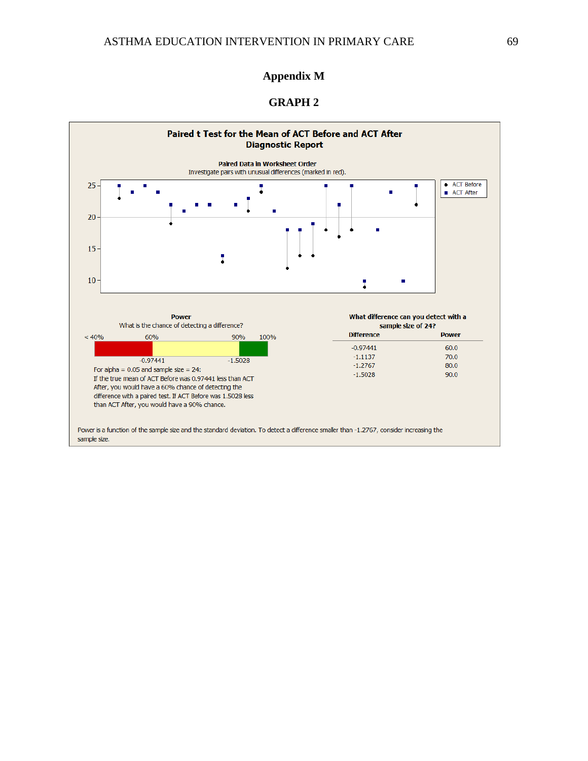# Appendix M

## GRAPH 2

**Paired t Test for the Mean of ACT Before and ACT After**
**Diagnostic Report**

**Paired Data in Worksheet Order**
Investigate pairs with unusual differences (marked in red).

● ACT Before
■ ACT After

**Power**
What is the chance of detecting a difference?

< 40% 60% 90% 100%

-0.97441 -1.5028

For alpha = 0.05 and sample size = 24:
If the true mean of ACT Before was 0.97441 less than ACT After, you would have a 60% chance of detecting the difference with a paired test. If ACT Before was 1.5028 less than ACT After, you would have a 90% chance.

**What difference can you detect with a sample size of 24?**

| Difference | Power |
|---|---|
| -0.97441 | 60.0 |
| -1.1137 | 70.0 |
| -1.2767 | 80.0 |
| -1.5028 | 90.0 |

Power is a function of the sample size and the standard deviation. To detect a difference smaller than -1.2767, consider increasing the sample size.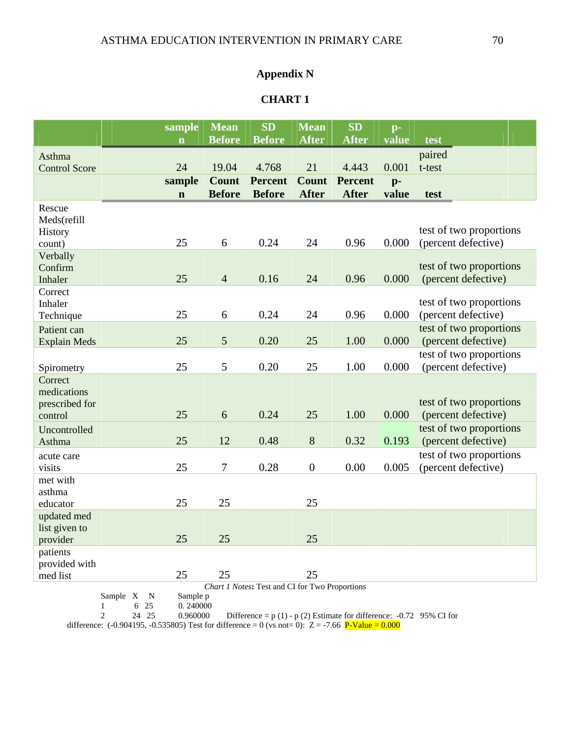# Appendix N

## CHART 1

| | sample n | Mean Before | SD Before | Mean After | SD After | p-value | test |
|---|---|---|---|---|---|---|---|
| Asthma Control Score | 24 | 19.04 | 4.768 | 21 | 4.443 | 0.001 | paired t-test |
| | **sample n** | **Count Before** | **Percent Before** | **Count After** | **Percent After** | **p-value** | **test** |
| Rescue Meds(refill History count) | 25 | 6 | 0.24 | 24 | 0.96 | 0.000 | test of two proportions (percent defective) |
| Verbally Confirm Inhaler | 25 | 4 | 0.16 | 24 | 0.96 | 0.000 | test of two proportions (percent defective) |
| Correct Inhaler Technique | 25 | 6 | 0.24 | 24 | 0.96 | 0.000 | test of two proportions (percent defective) |
| Patient can Explain Meds | 25 | 5 | 0.20 | 25 | 1.00 | 0.000 | test of two proportions (percent defective) |
| Spirometry | 25 | 5 | 0.20 | 25 | 1.00 | 0.000 | test of two proportions (percent defective) |
| Correct medications prescribed for control | 25 | 6 | 0.24 | 25 | 1.00 | 0.000 | test of two proportions (percent defective) |
| Uncontrolled Asthma | 25 | 12 | 0.48 | 8 | 0.32 | 0.193 | test of two proportions (percent defective) |
| acute care visits | 25 | 7 | 0.28 | 0 | 0.00 | 0.005 | test of two proportions (percent defective) |
| met with asthma educator | 25 | 25 | | 25 | | | |
| updated med list given to provider | 25 | 25 | | 25 | | | |
| patients provided with med list | 25 | 25 | | 25 | | | |

*Chart 1 Notes***:** Test and CI for Two Proportions

| Sample | X | N | Sample p |
|---|---|---|---|
| 1 | 6 | 25 | 0. 240000 |
| 2 | 24 | 25 | 0.960000 |

Difference = p (1) - p (2) Estimate for difference: -0.72 95% CI for difference: (-0.904195, -0.535805) Test for difference = 0 (vs not= 0): Z = -7.66 P-Value = 0.000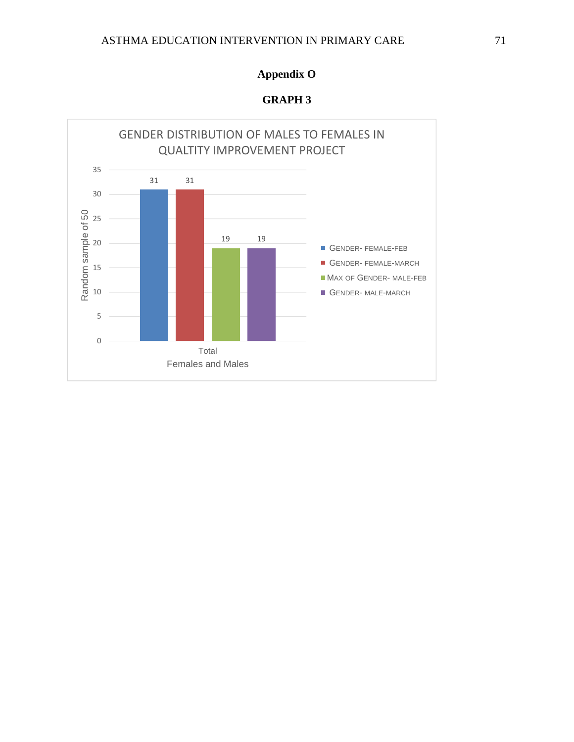# Appendix O

## GRAPH 3

GENDER DISTRIBUTION OF MALES TO FEMALES IN QUALTITY IMPROVEMENT PROJECT

| Females and Males | Gender- Female-Feb | Gender- Female-March | Max of Gender- Male-Feb | Gender- Male-March |
|---|---|---|---|---|
| Total | 31 | 31 | 19 | 19 |

Random sample of 50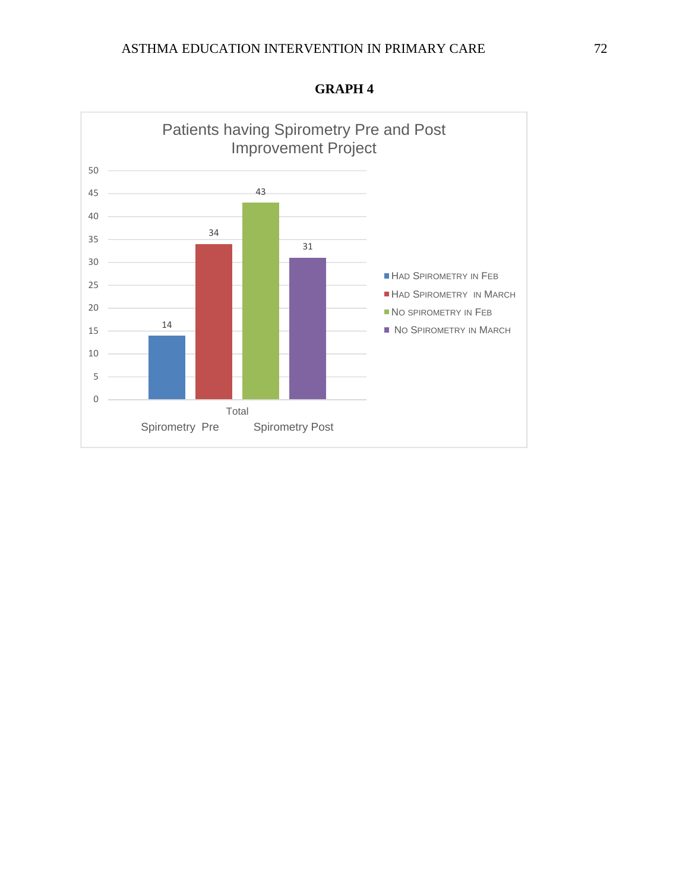**GRAPH 4**

Patients having Spirometry Pre and Post Improvement Project

| | Had Spirometry in Feb | Had Spirometry in March | No spirometry in Feb | No Spirometry in March |
|---|---|---|---|---|
| Total | 14 | 34 | 43 | 31 |

Spirometry Pre &nbsp;&nbsp;&nbsp;&nbsp; Spirometry Post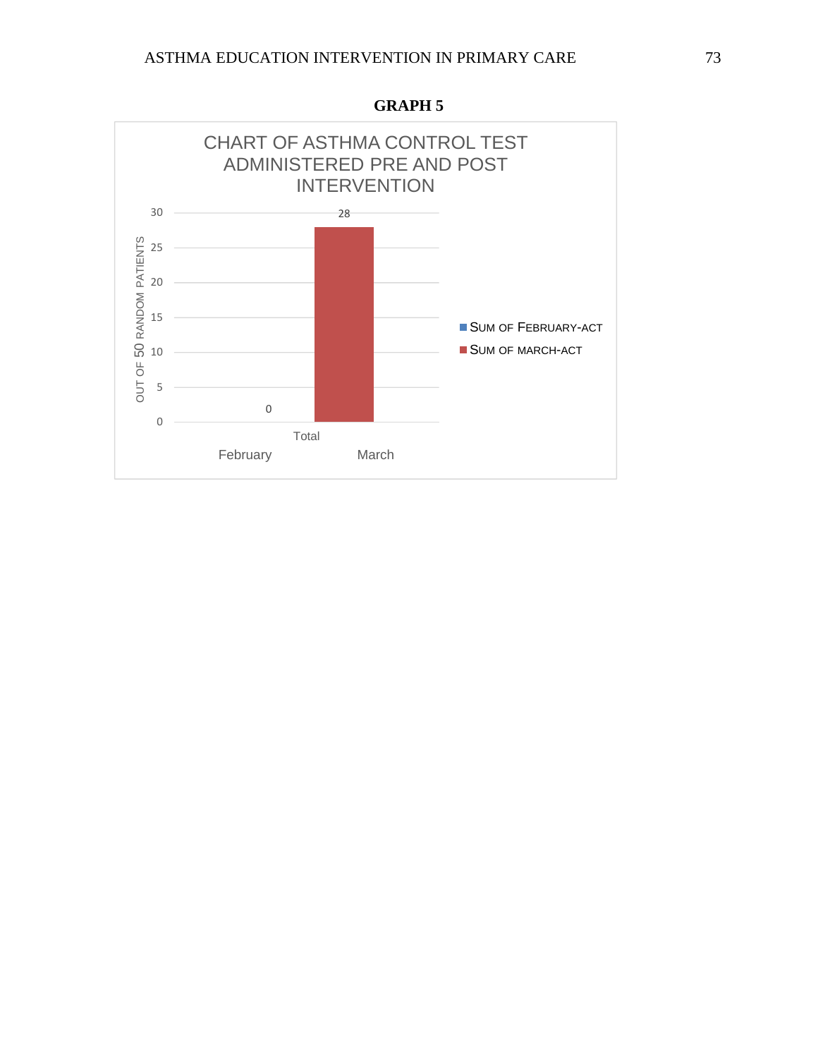**GRAPH 5**

CHART OF ASTHMA CONTROL TEST ADMINISTERED PRE AND POST INTERVENTION

| | Sum of February-ACT | Sum of March-ACT |
|---|---|---|
| Total | 0 | 28 |

Y-axis: Out of 50 random patients (0–30)

X-axis: Total — February, March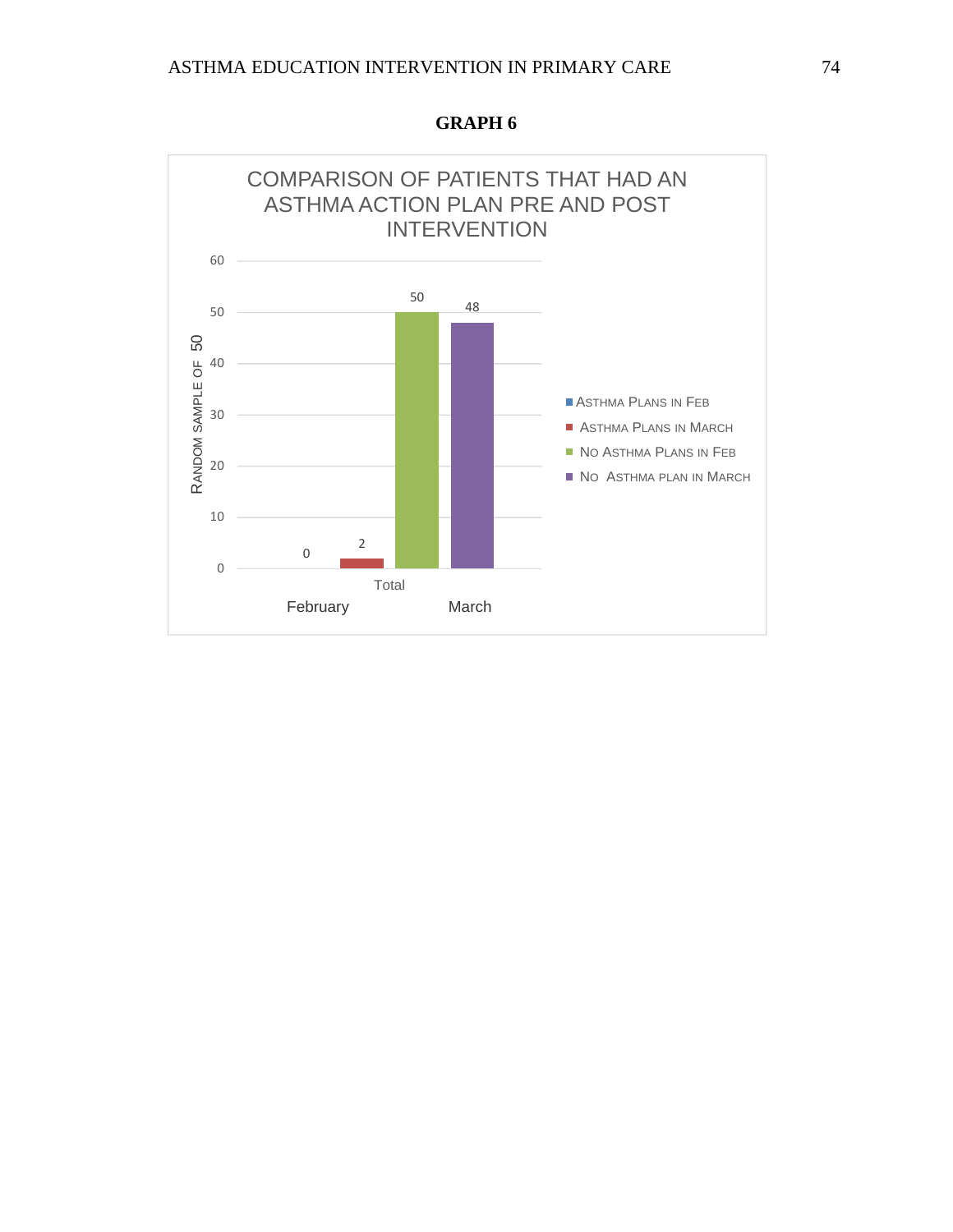**GRAPH 6**

COMPARISON OF PATIENTS THAT HAD AN ASTHMA ACTION PLAN PRE AND POST INTERVENTION

| | Asthma Plans in Feb | Asthma Plans in March | No Asthma Plans in Feb | No Asthma plan in March |
|---|---|---|---|---|
| Total | 0 | 2 | 50 | 48 |

Y-axis: Random sample of 50

X-axis: February, March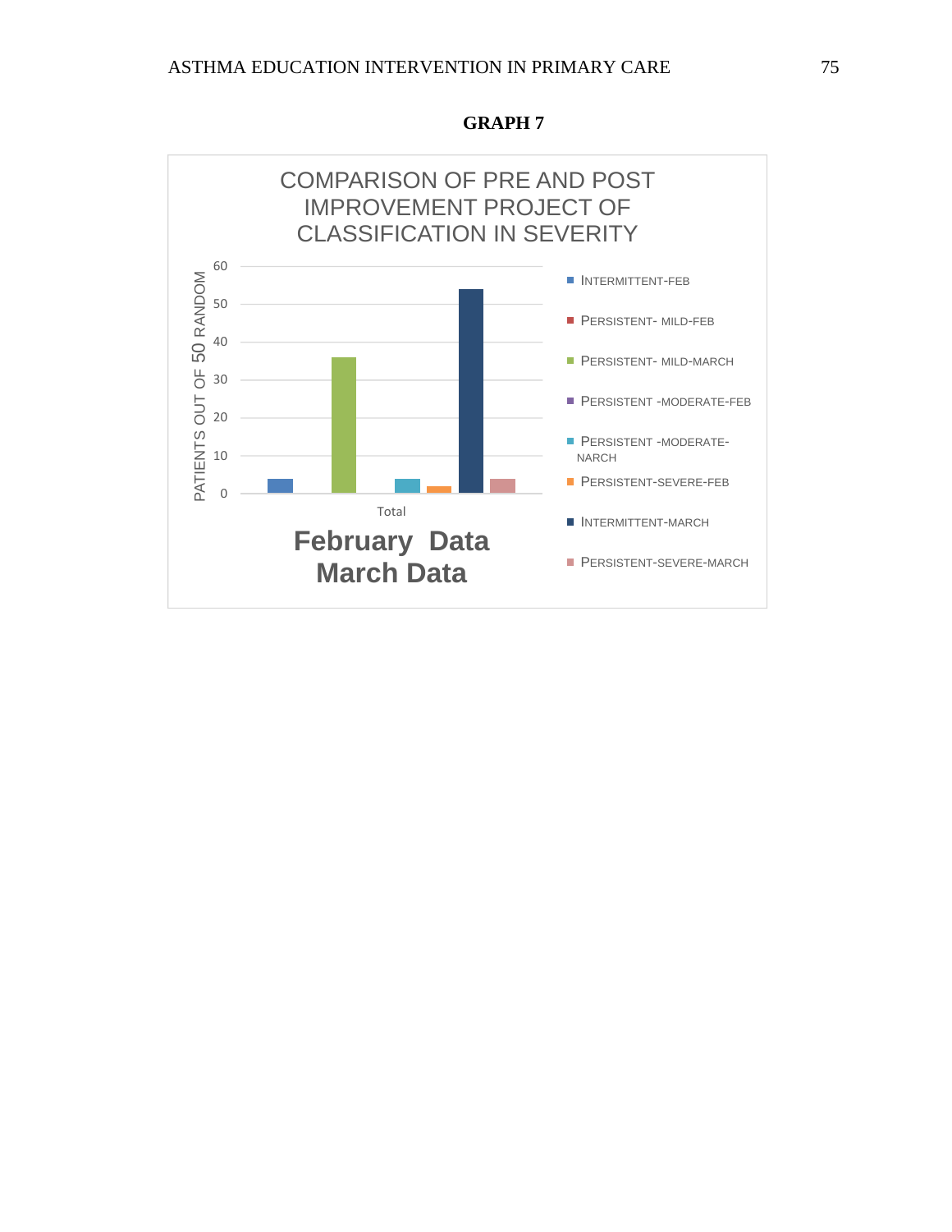**GRAPH 7**

COMPARISON OF PRE AND POST IMPROVEMENT PROJECT OF CLASSIFICATION IN SEVERITY

PATIENTS OUT OF 50 RANDOM

60
50
40
30
20
10
0

Total

**February Data**
**March Data**

INTERMITTENT-FEB
PERSISTENT- MILD-FEB
PERSISTENT- MILD-MARCH
PERSISTENT -MODERATE-FEB
PERSISTENT -MODERATE-NARCH
PERSISTENT-SEVERE-FEB
INTERMITTENT-MARCH
PERSISTENT-SEVERE-MARCH